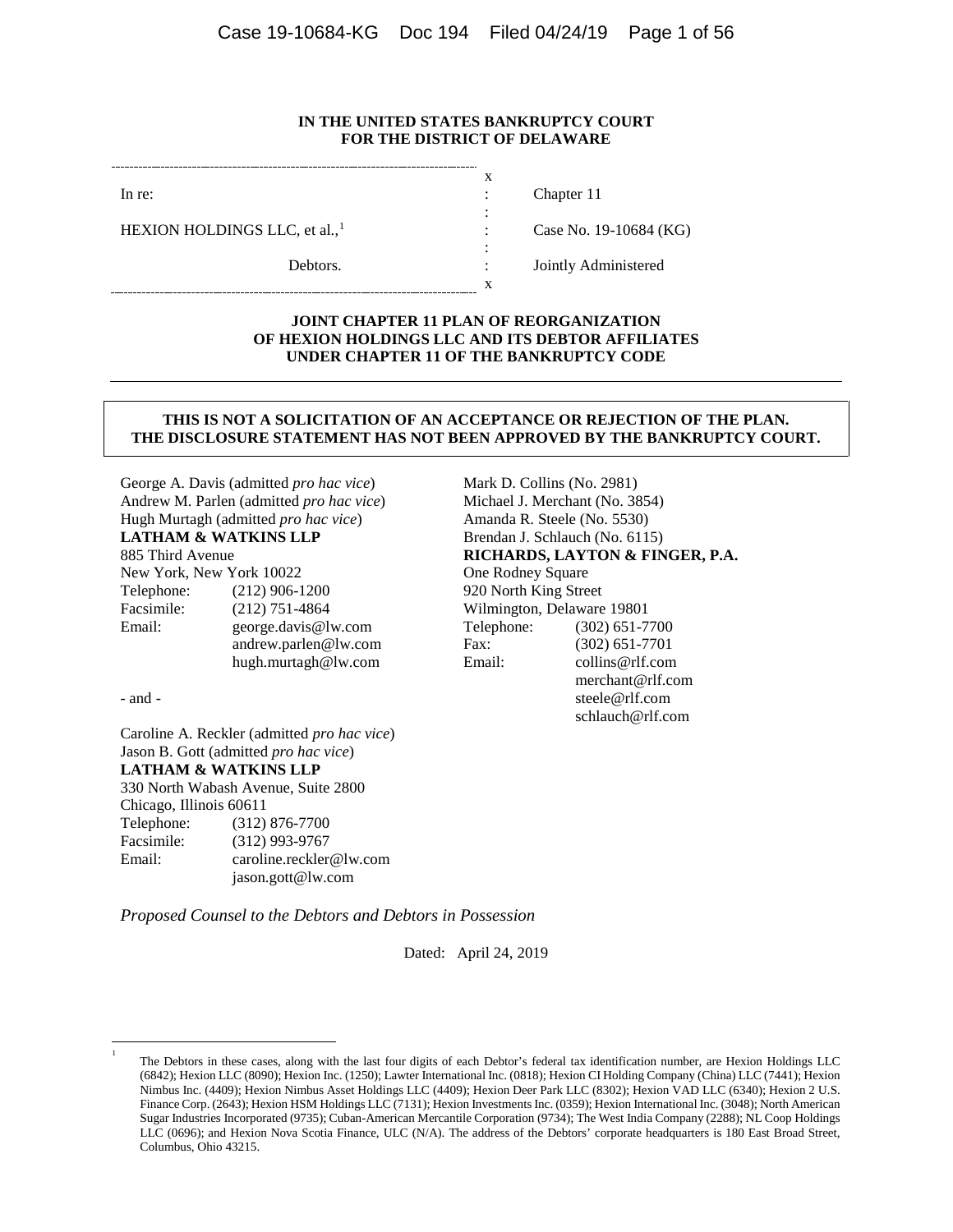**IN THE UNITED STATES BANKRUPTCY COURT**
**FOR THE DISTRICT OF DELAWARE**

| | | |
|---|---|---|
| In re: | : | Chapter 11 |
| HEXION HOLDINGS LLC, et al.,[1] | : | Case No. 19-10684 (KG) |
| Debtors. | : | Jointly Administered |

# JOINT CHAPTER 11 PLAN OF REORGANIZATION OF HEXION HOLDINGS LLC AND ITS DEBTOR AFFILIATES UNDER CHAPTER 11 OF THE BANKRUPTCY CODE

**THIS IS NOT A SOLICITATION OF AN ACCEPTANCE OR REJECTION OF THE PLAN. THE DISCLOSURE STATEMENT HAS NOT BEEN APPROVED BY THE BANKRUPTCY COURT.**

George A. Davis (admitted *pro hac vice*)
Andrew M. Parlen (admitted *pro hac vice*)
Hugh Murtagh (admitted *pro hac vice*)
**LATHAM & WATKINS LLP**
885 Third Avenue
New York, New York 10022
Telephone: (212) 906-1200
Facsimile: (212) 751-4864
Email: george.davis@lw.com
andrew.parlen@lw.com
hugh.murtagh@lw.com

- and -

Caroline A. Reckler (admitted *pro hac vice*)
Jason B. Gott (admitted *pro hac vice*)
**LATHAM & WATKINS LLP**
330 North Wabash Avenue, Suite 2800
Chicago, Illinois 60611
Telephone: (312) 876-7700
Facsimile: (312) 993-9767
Email: caroline.reckler@lw.com
jason.gott@lw.com

Mark D. Collins (No. 2981)
Michael J. Merchant (No. 3854)
Amanda R. Steele (No. 5530)
Brendan J. Schlauch (No. 6115)
**RICHARDS, LAYTON & FINGER, P.A.**
One Rodney Square
920 North King Street
Wilmington, Delaware 19801
Telephone: (302) 651-7700
Fax: (302) 651-7701
Email: collins@rlf.com
merchant@rlf.com
steele@rlf.com
schlauch@rlf.com

*Proposed Counsel to the Debtors and Debtors in Possession*

Dated: April 24, 2019

[1] The Debtors in these cases, along with the last four digits of each Debtor's federal tax identification number, are Hexion Holdings LLC (6842); Hexion LLC (8090); Hexion Inc. (1250); Lawter International Inc. (0818); Hexion CI Holding Company (China) LLC (7441); Hexion Nimbus Inc. (4409); Hexion Nimbus Asset Holdings LLC (4409); Hexion Deer Park LLC (8302); Hexion VAD LLC (6340); Hexion 2 U.S. Finance Corp. (2643); Hexion HSM Holdings LLC (7131); Hexion Investments Inc. (0359); Hexion International Inc. (3048); North American Sugar Industries Incorporated (9735); Cuban-American Mercantile Corporation (9734); The West India Company (2288); NL Coop Holdings LLC (0696); and Hexion Nova Scotia Finance, ULC (N/A). The address of the Debtors' corporate headquarters is 180 East Broad Street, Columbus, Ohio 43215.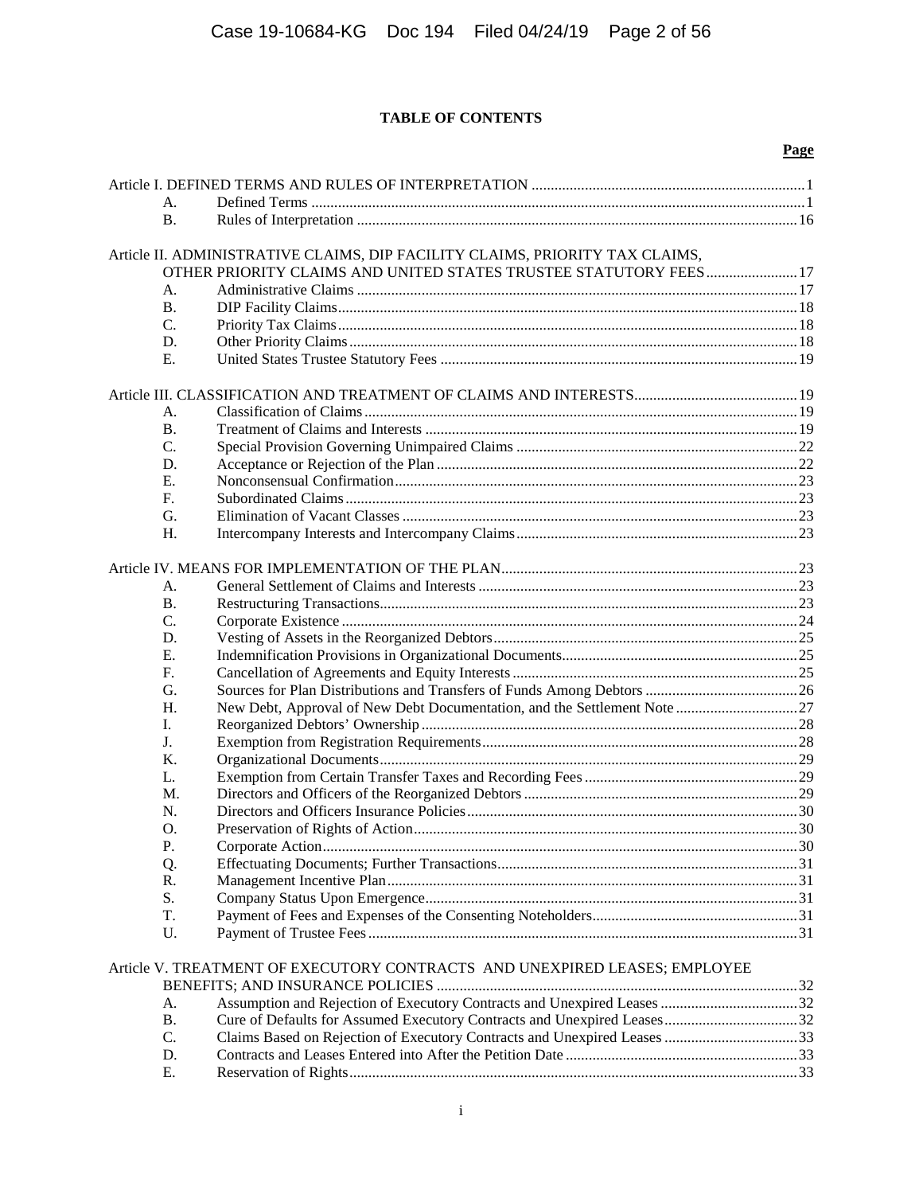**TABLE OF CONTENTS**

| | | Page |
|---|---|---|
| Article I. DEFINED TERMS AND RULES OF INTERPRETATION | | 1 |
| A. | Defined Terms | 1 |
| B. | Rules of Interpretation | 16 |
| Article II. ADMINISTRATIVE CLAIMS, DIP FACILITY CLAIMS, PRIORITY TAX CLAIMS, OTHER PRIORITY CLAIMS AND UNITED STATES TRUSTEE STATUTORY FEES | | 17 |
| A. | Administrative Claims | 17 |
| B. | DIP Facility Claims | 18 |
| C. | Priority Tax Claims | 18 |
| D. | Other Priority Claims | 18 |
| E. | United States Trustee Statutory Fees | 19 |
| Article III. CLASSIFICATION AND TREATMENT OF CLAIMS AND INTERESTS | | 19 |
| A. | Classification of Claims | 19 |
| B. | Treatment of Claims and Interests | 19 |
| C. | Special Provision Governing Unimpaired Claims | 22 |
| D. | Acceptance or Rejection of the Plan | 22 |
| E. | Nonconsensual Confirmation | 23 |
| F. | Subordinated Claims | 23 |
| G. | Elimination of Vacant Classes | 23 |
| H. | Intercompany Interests and Intercompany Claims | 23 |
| Article IV. MEANS FOR IMPLEMENTATION OF THE PLAN | | 23 |
| A. | General Settlement of Claims and Interests | 23 |
| B. | Restructuring Transactions | 23 |
| C. | Corporate Existence | 24 |
| D. | Vesting of Assets in the Reorganized Debtors | 25 |
| E. | Indemnification Provisions in Organizational Documents | 25 |
| F. | Cancellation of Agreements and Equity Interests | 25 |
| G. | Sources for Plan Distributions and Transfers of Funds Among Debtors | 26 |
| H. | New Debt, Approval of New Debt Documentation, and the Settlement Note | 27 |
| I. | Reorganized Debtors' Ownership | 28 |
| J. | Exemption from Registration Requirements | 28 |
| K. | Organizational Documents | 29 |
| L. | Exemption from Certain Transfer Taxes and Recording Fees | 29 |
| M. | Directors and Officers of the Reorganized Debtors | 29 |
| N. | Directors and Officers Insurance Policies | 30 |
| O. | Preservation of Rights of Action | 30 |
| P. | Corporate Action | 30 |
| Q. | Effectuating Documents; Further Transactions | 31 |
| R. | Management Incentive Plan | 31 |
| S. | Company Status Upon Emergence | 31 |
| T. | Payment of Fees and Expenses of the Consenting Noteholders | 31 |
| U. | Payment of Trustee Fees | 31 |
| Article V. TREATMENT OF EXECUTORY CONTRACTS AND UNEXPIRED LEASES; EMPLOYEE BENEFITS; AND INSURANCE POLICIES | | 32 |
| A. | Assumption and Rejection of Executory Contracts and Unexpired Leases | 32 |
| B. | Cure of Defaults for Assumed Executory Contracts and Unexpired Leases | 32 |
| C. | Claims Based on Rejection of Executory Contracts and Unexpired Leases | 33 |
| D. | Contracts and Leases Entered into After the Petition Date | 33 |
| E. | Reservation of Rights | 33 |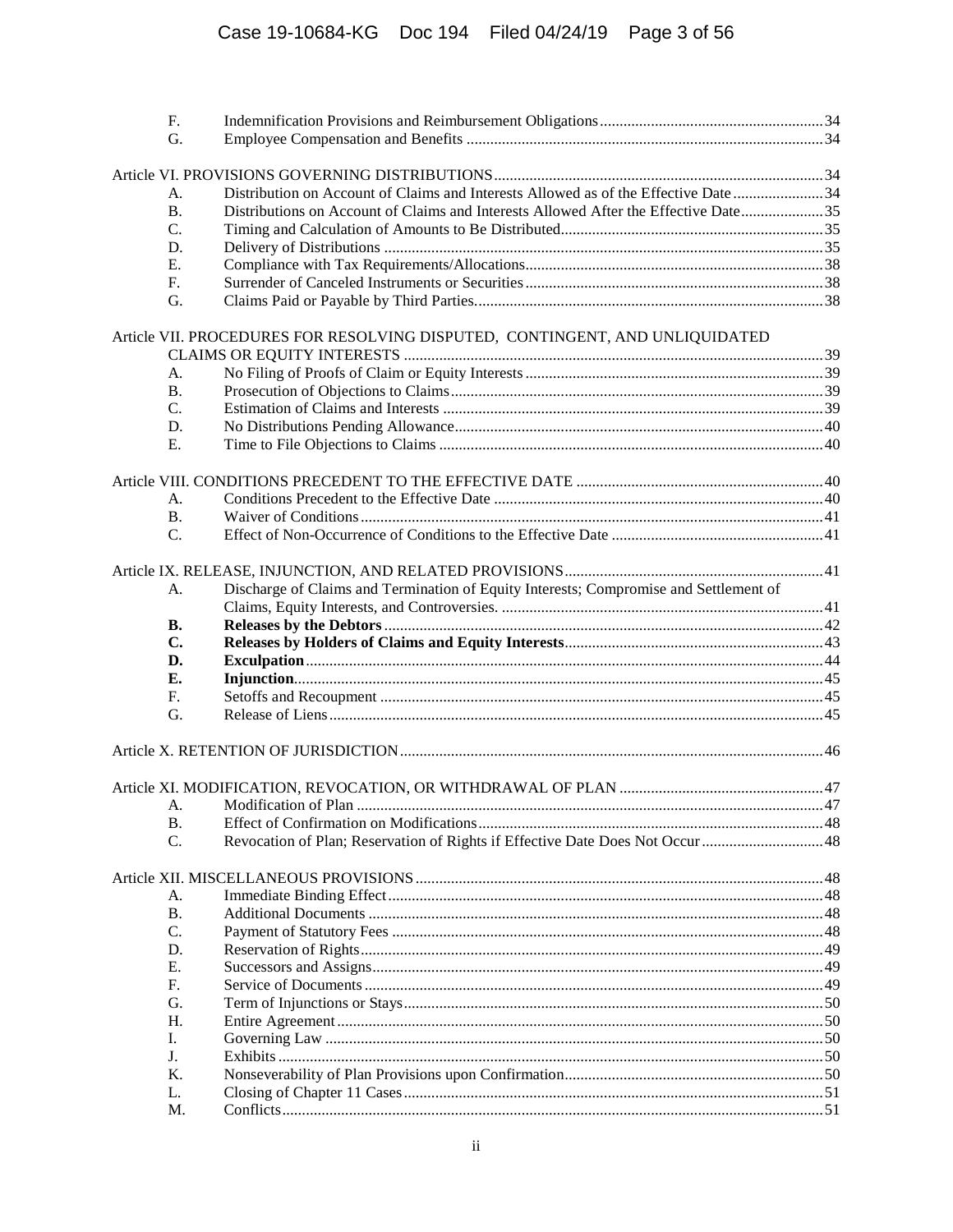| | | |
|---|---|---|
| F. | Indemnification Provisions and Reimbursement Obligations | 34 |
| G. | Employee Compensation and Benefits | 34 |
| **Article VI. PROVISIONS GOVERNING DISTRIBUTIONS** | | 34 |
| A. | Distribution on Account of Claims and Interests Allowed as of the Effective Date | 34 |
| B. | Distributions on Account of Claims and Interests Allowed After the Effective Date | 35 |
| C. | Timing and Calculation of Amounts to Be Distributed | 35 |
| D. | Delivery of Distributions | 35 |
| E. | Compliance with Tax Requirements/Allocations | 38 |
| F. | Surrender of Canceled Instruments or Securities | 38 |
| G. | Claims Paid or Payable by Third Parties. | 38 |
| **Article VII. PROCEDURES FOR RESOLVING DISPUTED, CONTINGENT, AND UNLIQUIDATED CLAIMS OR EQUITY INTERESTS** | | 39 |
| A. | No Filing of Proofs of Claim or Equity Interests | 39 |
| B. | Prosecution of Objections to Claims | 39 |
| C. | Estimation of Claims and Interests | 39 |
| D. | No Distributions Pending Allowance | 40 |
| E. | Time to File Objections to Claims | 40 |
| **Article VIII. CONDITIONS PRECEDENT TO THE EFFECTIVE DATE** | | 40 |
| A. | Conditions Precedent to the Effective Date | 40 |
| B. | Waiver of Conditions | 41 |
| C. | Effect of Non-Occurrence of Conditions to the Effective Date | 41 |
| **Article IX. RELEASE, INJUNCTION, AND RELATED PROVISIONS** | | 41 |
| A. | Discharge of Claims and Termination of Equity Interests; Compromise and Settlement of Claims, Equity Interests, and Controversies. | 41 |
| **B.** | **Releases by the Debtors** | 42 |
| **C.** | **Releases by Holders of Claims and Equity Interests** | 43 |
| **D.** | **Exculpation** | 44 |
| **E.** | **Injunction** | 45 |
| F. | Setoffs and Recoupment | 45 |
| G. | Release of Liens | 45 |
| **Article X. RETENTION OF JURISDICTION** | | 46 |
| **Article XI. MODIFICATION, REVOCATION, OR WITHDRAWAL OF PLAN** | | 47 |
| A. | Modification of Plan | 47 |
| B. | Effect of Confirmation on Modifications | 48 |
| C. | Revocation of Plan; Reservation of Rights if Effective Date Does Not Occur | 48 |
| **Article XII. MISCELLANEOUS PROVISIONS** | | 48 |
| A. | Immediate Binding Effect | 48 |
| B. | Additional Documents | 48 |
| C. | Payment of Statutory Fees | 48 |
| D. | Reservation of Rights | 49 |
| E. | Successors and Assigns | 49 |
| F. | Service of Documents | 49 |
| G. | Term of Injunctions or Stays | 50 |
| H. | Entire Agreement | 50 |
| I. | Governing Law | 50 |
| J. | Exhibits | 50 |
| K. | Nonseverability of Plan Provisions upon Confirmation | 50 |
| L. | Closing of Chapter 11 Cases | 51 |
| M. | Conflicts | 51 |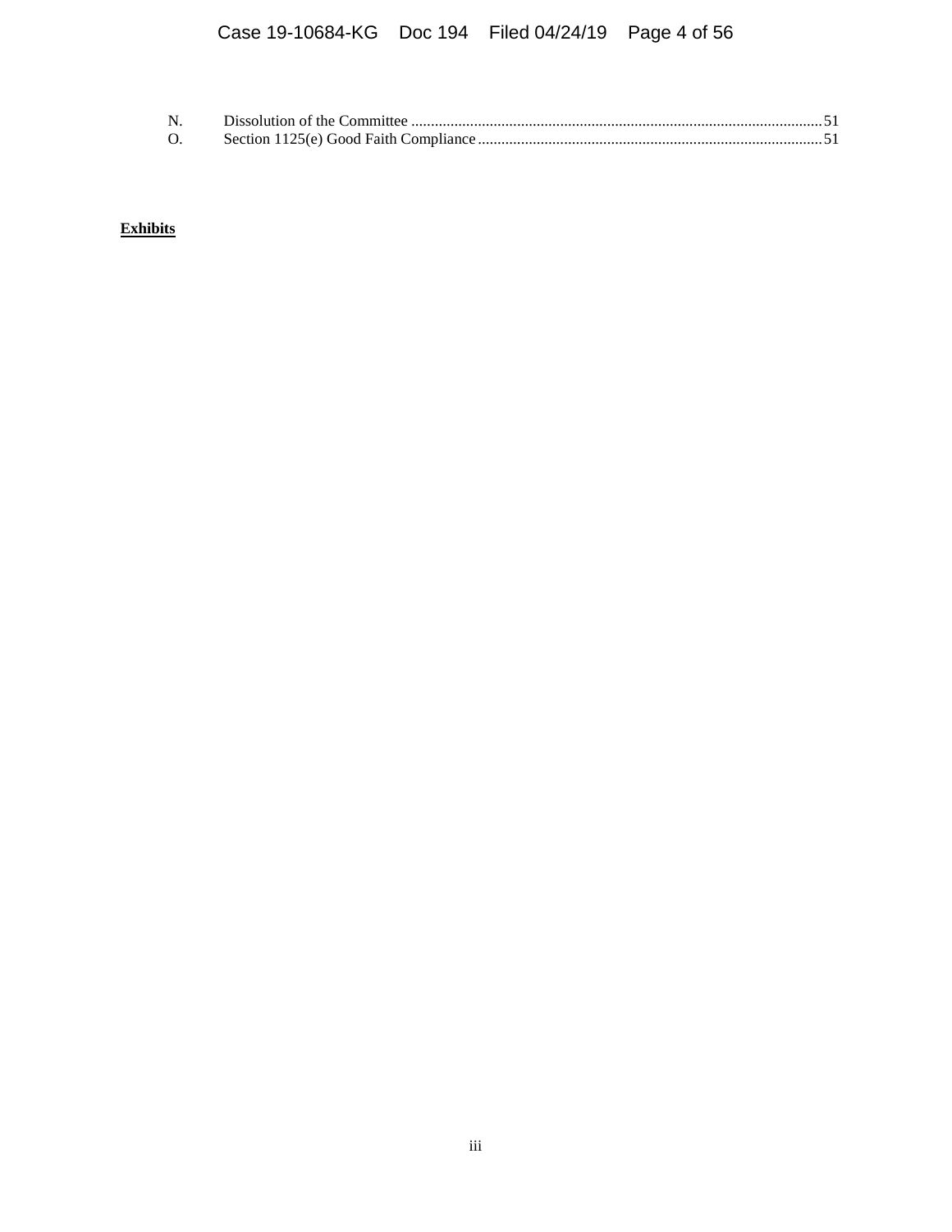N. Dissolution of the Committee ........................................................................................................51
O. Section 1125(e) Good Faith Compliance ......................................................................................51

**Exhibits**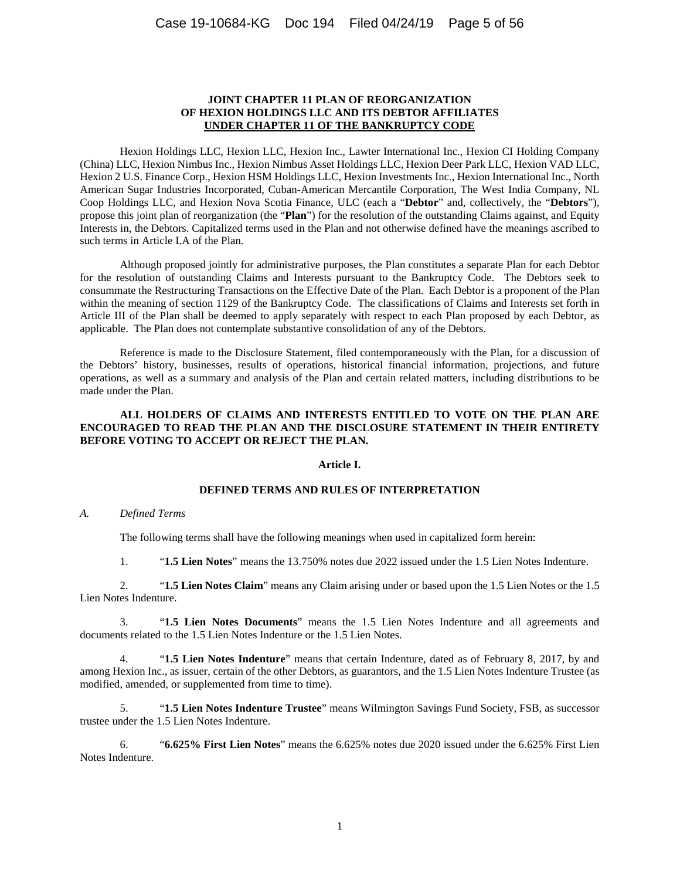# JOINT CHAPTER 11 PLAN OF REORGANIZATION OF HEXION HOLDINGS LLC AND ITS DEBTOR AFFILIATES UNDER CHAPTER 11 OF THE BANKRUPTCY CODE

Hexion Holdings LLC, Hexion LLC, Hexion Inc., Lawter International Inc., Hexion CI Holding Company (China) LLC, Hexion Nimbus Inc., Hexion Nimbus Asset Holdings LLC, Hexion Deer Park LLC, Hexion VAD LLC, Hexion 2 U.S. Finance Corp., Hexion HSM Holdings LLC, Hexion Investments Inc., Hexion International Inc., North American Sugar Industries Incorporated, Cuban-American Mercantile Corporation, The West India Company, NL Coop Holdings LLC, and Hexion Nova Scotia Finance, ULC (each a "**Debtor**" and, collectively, the "**Debtors**"), propose this joint plan of reorganization (the "**Plan**") for the resolution of the outstanding Claims against, and Equity Interests in, the Debtors. Capitalized terms used in the Plan and not otherwise defined have the meanings ascribed to such terms in Article I.A of the Plan.

Although proposed jointly for administrative purposes, the Plan constitutes a separate Plan for each Debtor for the resolution of outstanding Claims and Interests pursuant to the Bankruptcy Code. The Debtors seek to consummate the Restructuring Transactions on the Effective Date of the Plan. Each Debtor is a proponent of the Plan within the meaning of section 1129 of the Bankruptcy Code. The classifications of Claims and Interests set forth in Article III of the Plan shall be deemed to apply separately with respect to each Plan proposed by each Debtor, as applicable. The Plan does not contemplate substantive consolidation of any of the Debtors.

Reference is made to the Disclosure Statement, filed contemporaneously with the Plan, for a discussion of the Debtors' history, businesses, results of operations, historical financial information, projections, and future operations, as well as a summary and analysis of the Plan and certain related matters, including distributions to be made under the Plan.

**ALL HOLDERS OF CLAIMS AND INTERESTS ENTITLED TO VOTE ON THE PLAN ARE ENCOURAGED TO READ THE PLAN AND THE DISCLOSURE STATEMENT IN THEIR ENTIRETY BEFORE VOTING TO ACCEPT OR REJECT THE PLAN.**

## Article I.

## DEFINED TERMS AND RULES OF INTERPRETATION

### *A. Defined Terms*

The following terms shall have the following meanings when used in capitalized form herein:

1. "**1.5 Lien Notes**" means the 13.750% notes due 2022 issued under the 1.5 Lien Notes Indenture.

2. "**1.5 Lien Notes Claim**" means any Claim arising under or based upon the 1.5 Lien Notes or the 1.5 Lien Notes Indenture.

3. "**1.5 Lien Notes Documents**" means the 1.5 Lien Notes Indenture and all agreements and documents related to the 1.5 Lien Notes Indenture or the 1.5 Lien Notes.

4. "**1.5 Lien Notes Indenture**" means that certain Indenture, dated as of February 8, 2017, by and among Hexion Inc., as issuer, certain of the other Debtors, as guarantors, and the 1.5 Lien Notes Indenture Trustee (as modified, amended, or supplemented from time to time).

5. "**1.5 Lien Notes Indenture Trustee**" means Wilmington Savings Fund Society, FSB, as successor trustee under the 1.5 Lien Notes Indenture.

6. "**6.625% First Lien Notes**" means the 6.625% notes due 2020 issued under the 6.625% First Lien Notes Indenture.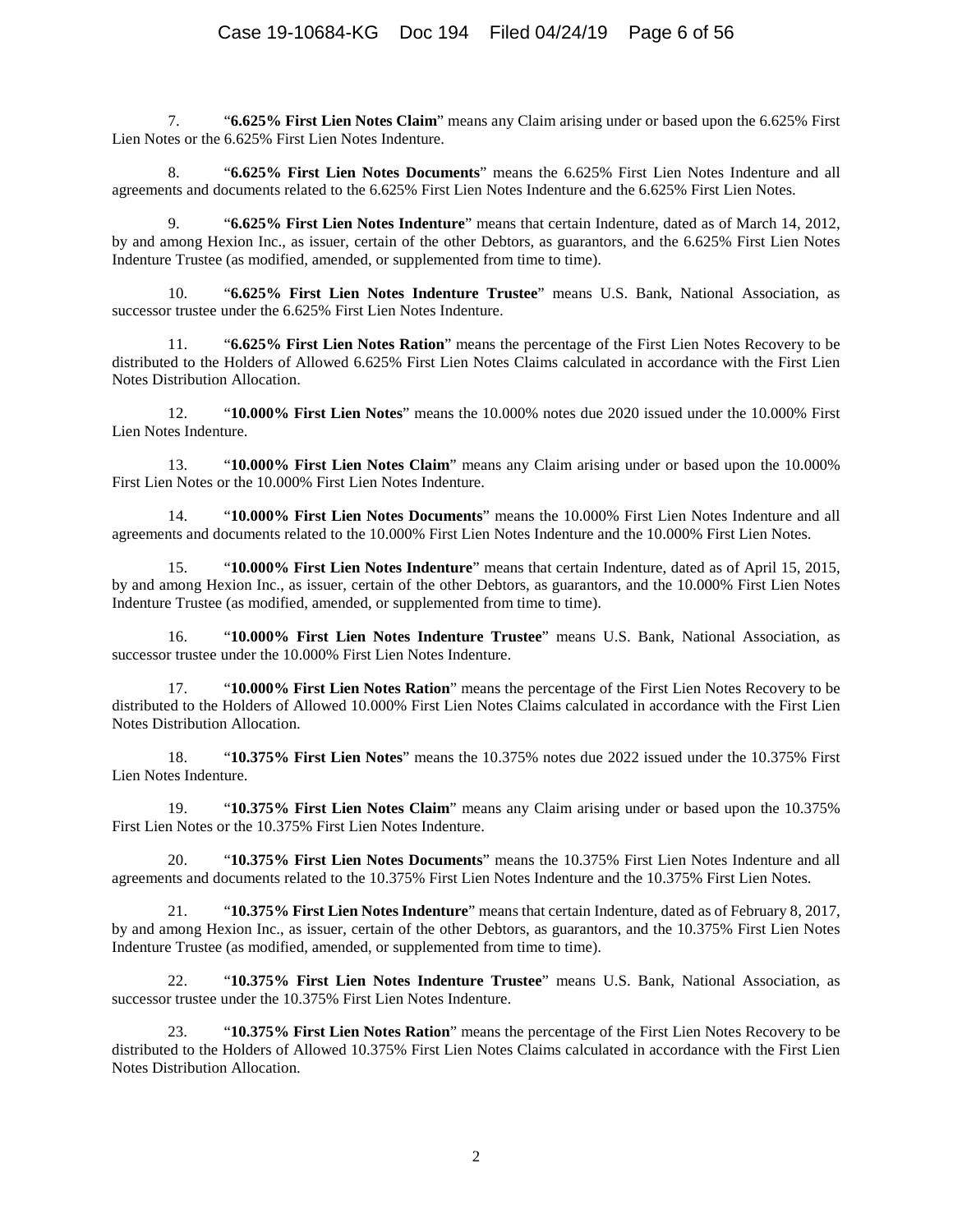7. "**6.625% First Lien Notes Claim**" means any Claim arising under or based upon the 6.625% First Lien Notes or the 6.625% First Lien Notes Indenture.

8. "**6.625% First Lien Notes Documents**" means the 6.625% First Lien Notes Indenture and all agreements and documents related to the 6.625% First Lien Notes Indenture and the 6.625% First Lien Notes.

9. "**6.625% First Lien Notes Indenture**" means that certain Indenture, dated as of March 14, 2012, by and among Hexion Inc., as issuer, certain of the other Debtors, as guarantors, and the 6.625% First Lien Notes Indenture Trustee (as modified, amended, or supplemented from time to time).

10. "**6.625% First Lien Notes Indenture Trustee**" means U.S. Bank, National Association, as successor trustee under the 6.625% First Lien Notes Indenture.

11. "**6.625% First Lien Notes Ration**" means the percentage of the First Lien Notes Recovery to be distributed to the Holders of Allowed 6.625% First Lien Notes Claims calculated in accordance with the First Lien Notes Distribution Allocation.

12. "**10.000% First Lien Notes**" means the 10.000% notes due 2020 issued under the 10.000% First Lien Notes Indenture.

13. "**10.000% First Lien Notes Claim**" means any Claim arising under or based upon the 10.000% First Lien Notes or the 10.000% First Lien Notes Indenture.

14. "**10.000% First Lien Notes Documents**" means the 10.000% First Lien Notes Indenture and all agreements and documents related to the 10.000% First Lien Notes Indenture and the 10.000% First Lien Notes.

15. "**10.000% First Lien Notes Indenture**" means that certain Indenture, dated as of April 15, 2015, by and among Hexion Inc., as issuer, certain of the other Debtors, as guarantors, and the 10.000% First Lien Notes Indenture Trustee (as modified, amended, or supplemented from time to time).

16. "**10.000% First Lien Notes Indenture Trustee**" means U.S. Bank, National Association, as successor trustee under the 10.000% First Lien Notes Indenture.

17. "**10.000% First Lien Notes Ration**" means the percentage of the First Lien Notes Recovery to be distributed to the Holders of Allowed 10.000% First Lien Notes Claims calculated in accordance with the First Lien Notes Distribution Allocation.

18. "**10.375% First Lien Notes**" means the 10.375% notes due 2022 issued under the 10.375% First Lien Notes Indenture.

19. "**10.375% First Lien Notes Claim**" means any Claim arising under or based upon the 10.375% First Lien Notes or the 10.375% First Lien Notes Indenture.

20. "**10.375% First Lien Notes Documents**" means the 10.375% First Lien Notes Indenture and all agreements and documents related to the 10.375% First Lien Notes Indenture and the 10.375% First Lien Notes.

21. "**10.375% First Lien Notes Indenture**" means that certain Indenture, dated as of February 8, 2017, by and among Hexion Inc., as issuer, certain of the other Debtors, as guarantors, and the 10.375% First Lien Notes Indenture Trustee (as modified, amended, or supplemented from time to time).

22. "**10.375% First Lien Notes Indenture Trustee**" means U.S. Bank, National Association, as successor trustee under the 10.375% First Lien Notes Indenture.

23. "**10.375% First Lien Notes Ration**" means the percentage of the First Lien Notes Recovery to be distributed to the Holders of Allowed 10.375% First Lien Notes Claims calculated in accordance with the First Lien Notes Distribution Allocation.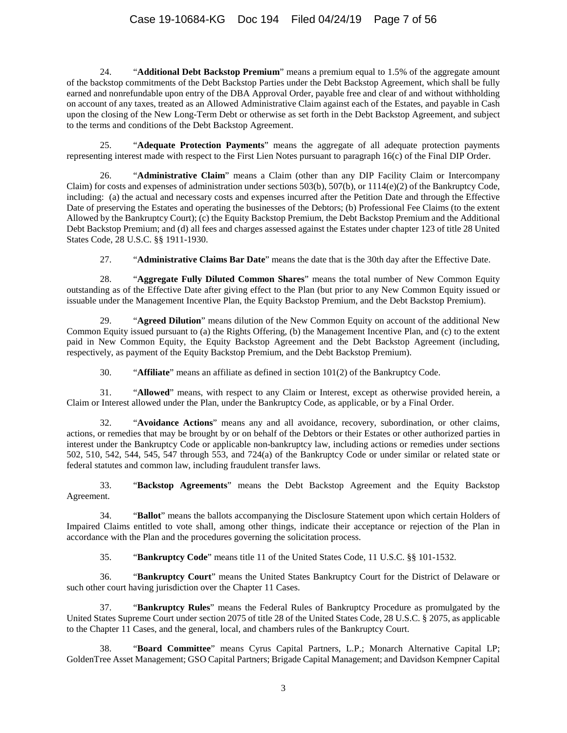24. "**Additional Debt Backstop Premium**" means a premium equal to 1.5% of the aggregate amount of the backstop commitments of the Debt Backstop Parties under the Debt Backstop Agreement, which shall be fully earned and nonrefundable upon entry of the DBA Approval Order, payable free and clear of and without withholding on account of any taxes, treated as an Allowed Administrative Claim against each of the Estates, and payable in Cash upon the closing of the New Long-Term Debt or otherwise as set forth in the Debt Backstop Agreement, and subject to the terms and conditions of the Debt Backstop Agreement.

25. "**Adequate Protection Payments**" means the aggregate of all adequate protection payments representing interest made with respect to the First Lien Notes pursuant to paragraph 16(c) of the Final DIP Order.

26. "**Administrative Claim**" means a Claim (other than any DIP Facility Claim or Intercompany Claim) for costs and expenses of administration under sections 503(b), 507(b), or 1114(e)(2) of the Bankruptcy Code, including: (a) the actual and necessary costs and expenses incurred after the Petition Date and through the Effective Date of preserving the Estates and operating the businesses of the Debtors; (b) Professional Fee Claims (to the extent Allowed by the Bankruptcy Court); (c) the Equity Backstop Premium, the Debt Backstop Premium and the Additional Debt Backstop Premium; and (d) all fees and charges assessed against the Estates under chapter 123 of title 28 United States Code, 28 U.S.C. §§ 1911-1930.

27. "**Administrative Claims Bar Date**" means the date that is the 30th day after the Effective Date.

28. "**Aggregate Fully Diluted Common Shares**" means the total number of New Common Equity outstanding as of the Effective Date after giving effect to the Plan (but prior to any New Common Equity issued or issuable under the Management Incentive Plan, the Equity Backstop Premium, and the Debt Backstop Premium).

29. "**Agreed Dilution**" means dilution of the New Common Equity on account of the additional New Common Equity issued pursuant to (a) the Rights Offering, (b) the Management Incentive Plan, and (c) to the extent paid in New Common Equity, the Equity Backstop Agreement and the Debt Backstop Agreement (including, respectively, as payment of the Equity Backstop Premium, and the Debt Backstop Premium).

30. "**Affiliate**" means an affiliate as defined in section 101(2) of the Bankruptcy Code.

31. "**Allowed**" means, with respect to any Claim or Interest, except as otherwise provided herein, a Claim or Interest allowed under the Plan, under the Bankruptcy Code, as applicable, or by a Final Order.

32. "**Avoidance Actions**" means any and all avoidance, recovery, subordination, or other claims, actions, or remedies that may be brought by or on behalf of the Debtors or their Estates or other authorized parties in interest under the Bankruptcy Code or applicable non-bankruptcy law, including actions or remedies under sections 502, 510, 542, 544, 545, 547 through 553, and 724(a) of the Bankruptcy Code or under similar or related state or federal statutes and common law, including fraudulent transfer laws.

33. "**Backstop Agreements**" means the Debt Backstop Agreement and the Equity Backstop Agreement.

34. "**Ballot**" means the ballots accompanying the Disclosure Statement upon which certain Holders of Impaired Claims entitled to vote shall, among other things, indicate their acceptance or rejection of the Plan in accordance with the Plan and the procedures governing the solicitation process.

35. "**Bankruptcy Code**" means title 11 of the United States Code, 11 U.S.C. §§ 101-1532.

36. "**Bankruptcy Court**" means the United States Bankruptcy Court for the District of Delaware or such other court having jurisdiction over the Chapter 11 Cases.

37. "**Bankruptcy Rules**" means the Federal Rules of Bankruptcy Procedure as promulgated by the United States Supreme Court under section 2075 of title 28 of the United States Code, 28 U.S.C. § 2075, as applicable to the Chapter 11 Cases, and the general, local, and chambers rules of the Bankruptcy Court.

38. "**Board Committee**" means Cyrus Capital Partners, L.P.; Monarch Alternative Capital LP; GoldenTree Asset Management; GSO Capital Partners; Brigade Capital Management; and Davidson Kempner Capital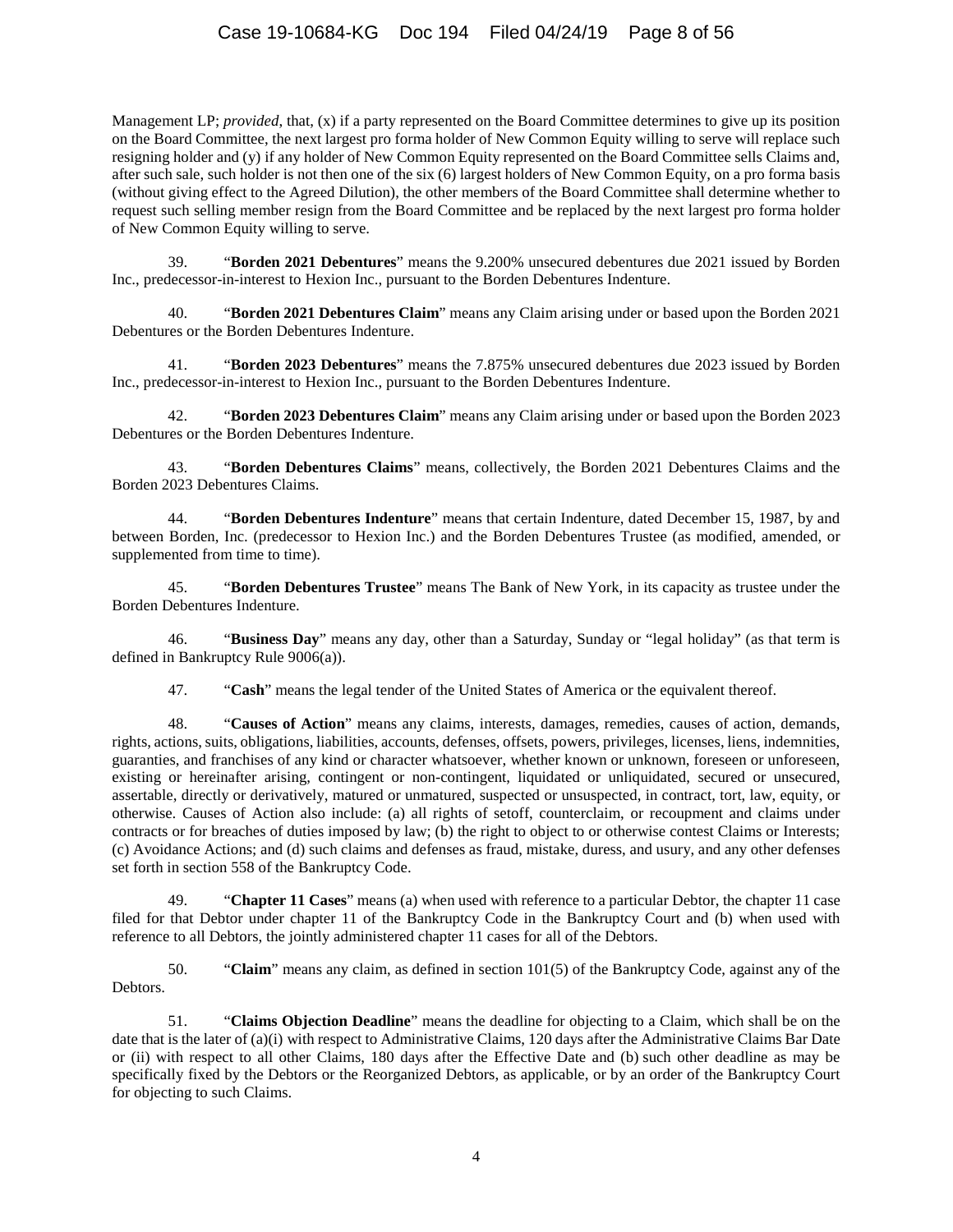Management LP; *provided*, that, (x) if a party represented on the Board Committee determines to give up its position on the Board Committee, the next largest pro forma holder of New Common Equity willing to serve will replace such resigning holder and (y) if any holder of New Common Equity represented on the Board Committee sells Claims and, after such sale, such holder is not then one of the six (6) largest holders of New Common Equity, on a pro forma basis (without giving effect to the Agreed Dilution), the other members of the Board Committee shall determine whether to request such selling member resign from the Board Committee and be replaced by the next largest pro forma holder of New Common Equity willing to serve.

39. "**Borden 2021 Debentures**" means the 9.200% unsecured debentures due 2021 issued by Borden Inc., predecessor-in-interest to Hexion Inc., pursuant to the Borden Debentures Indenture.

40. "**Borden 2021 Debentures Claim**" means any Claim arising under or based upon the Borden 2021 Debentures or the Borden Debentures Indenture.

41. "**Borden 2023 Debentures**" means the 7.875% unsecured debentures due 2023 issued by Borden Inc., predecessor-in-interest to Hexion Inc., pursuant to the Borden Debentures Indenture.

42. "**Borden 2023 Debentures Claim**" means any Claim arising under or based upon the Borden 2023 Debentures or the Borden Debentures Indenture.

43. "**Borden Debentures Claims**" means, collectively, the Borden 2021 Debentures Claims and the Borden 2023 Debentures Claims.

44. "**Borden Debentures Indenture**" means that certain Indenture, dated December 15, 1987, by and between Borden, Inc. (predecessor to Hexion Inc.) and the Borden Debentures Trustee (as modified, amended, or supplemented from time to time).

45. "**Borden Debentures Trustee**" means The Bank of New York, in its capacity as trustee under the Borden Debentures Indenture.

46. "**Business Day**" means any day, other than a Saturday, Sunday or "legal holiday" (as that term is defined in Bankruptcy Rule 9006(a)).

47. "**Cash**" means the legal tender of the United States of America or the equivalent thereof.

48. "**Causes of Action**" means any claims, interests, damages, remedies, causes of action, demands, rights, actions, suits, obligations, liabilities, accounts, defenses, offsets, powers, privileges, licenses, liens, indemnities, guaranties, and franchises of any kind or character whatsoever, whether known or unknown, foreseen or unforeseen, existing or hereinafter arising, contingent or non-contingent, liquidated or unliquidated, secured or unsecured, assertable, directly or derivatively, matured or unmatured, suspected or unsuspected, in contract, tort, law, equity, or otherwise. Causes of Action also include: (a) all rights of setoff, counterclaim, or recoupment and claims under contracts or for breaches of duties imposed by law; (b) the right to object to or otherwise contest Claims or Interests; (c) Avoidance Actions; and (d) such claims and defenses as fraud, mistake, duress, and usury, and any other defenses set forth in section 558 of the Bankruptcy Code.

49. "**Chapter 11 Cases**" means (a) when used with reference to a particular Debtor, the chapter 11 case filed for that Debtor under chapter 11 of the Bankruptcy Code in the Bankruptcy Court and (b) when used with reference to all Debtors, the jointly administered chapter 11 cases for all of the Debtors.

50. "**Claim**" means any claim, as defined in section 101(5) of the Bankruptcy Code, against any of the Debtors.

51. "**Claims Objection Deadline**" means the deadline for objecting to a Claim, which shall be on the date that is the later of (a)(i) with respect to Administrative Claims, 120 days after the Administrative Claims Bar Date or (ii) with respect to all other Claims, 180 days after the Effective Date and (b) such other deadline as may be specifically fixed by the Debtors or the Reorganized Debtors, as applicable, or by an order of the Bankruptcy Court for objecting to such Claims.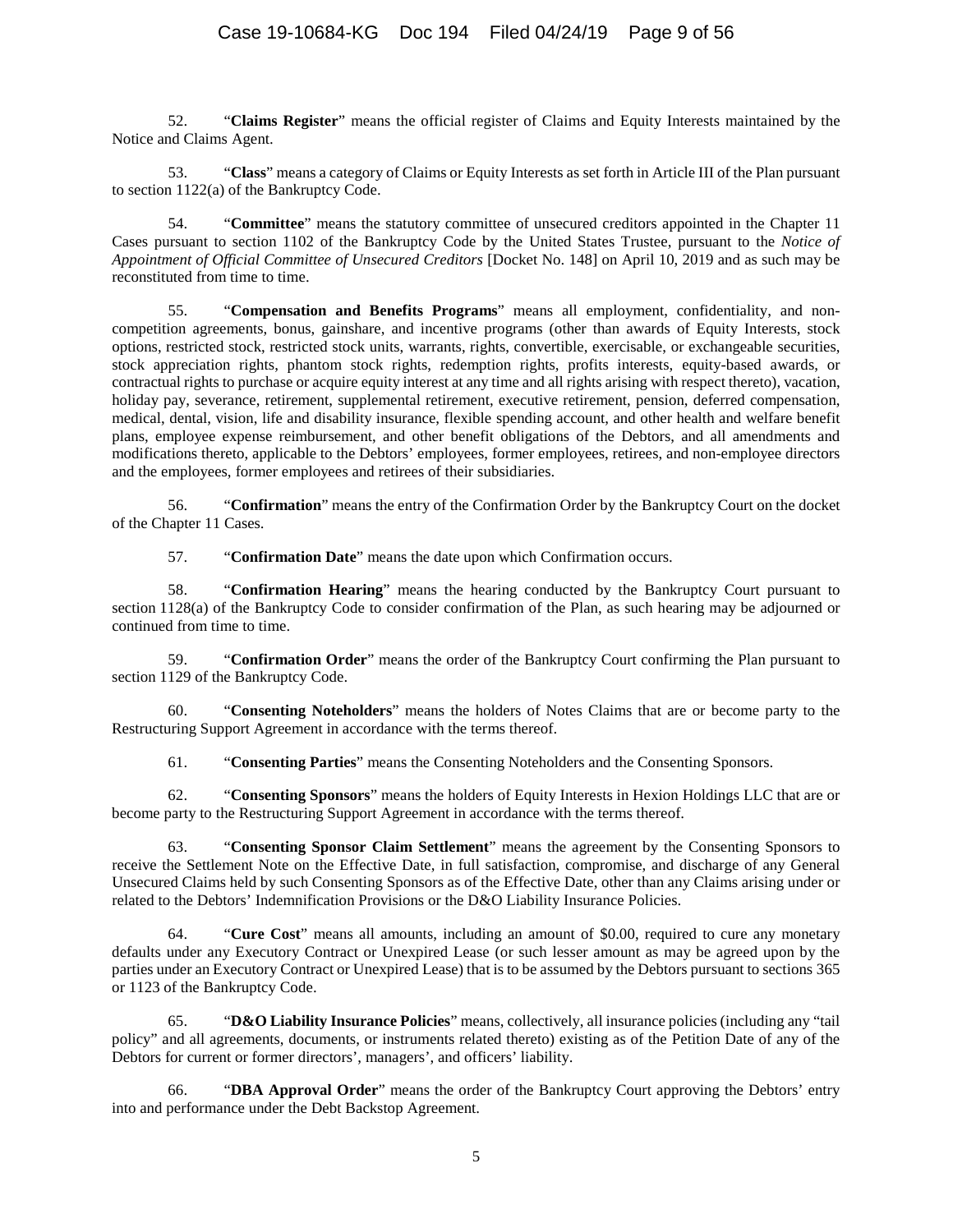52. "**Claims Register**" means the official register of Claims and Equity Interests maintained by the Notice and Claims Agent.

53. "**Class**" means a category of Claims or Equity Interests as set forth in Article III of the Plan pursuant to section 1122(a) of the Bankruptcy Code.

54. "**Committee**" means the statutory committee of unsecured creditors appointed in the Chapter 11 Cases pursuant to section 1102 of the Bankruptcy Code by the United States Trustee, pursuant to the *Notice of Appointment of Official Committee of Unsecured Creditors* [Docket No. 148] on April 10, 2019 and as such may be reconstituted from time to time.

55. "**Compensation and Benefits Programs**" means all employment, confidentiality, and non-competition agreements, bonus, gainshare, and incentive programs (other than awards of Equity Interests, stock options, restricted stock, restricted stock units, warrants, rights, convertible, exercisable, or exchangeable securities, stock appreciation rights, phantom stock rights, redemption rights, profits interests, equity-based awards, or contractual rights to purchase or acquire equity interest at any time and all rights arising with respect thereto), vacation, holiday pay, severance, retirement, supplemental retirement, executive retirement, pension, deferred compensation, medical, dental, vision, life and disability insurance, flexible spending account, and other health and welfare benefit plans, employee expense reimbursement, and other benefit obligations of the Debtors, and all amendments and modifications thereto, applicable to the Debtors' employees, former employees, retirees, and non-employee directors and the employees, former employees and retirees of their subsidiaries.

56. "**Confirmation**" means the entry of the Confirmation Order by the Bankruptcy Court on the docket of the Chapter 11 Cases.

57. "**Confirmation Date**" means the date upon which Confirmation occurs.

58. "**Confirmation Hearing**" means the hearing conducted by the Bankruptcy Court pursuant to section 1128(a) of the Bankruptcy Code to consider confirmation of the Plan, as such hearing may be adjourned or continued from time to time.

59. "**Confirmation Order**" means the order of the Bankruptcy Court confirming the Plan pursuant to section 1129 of the Bankruptcy Code.

60. "**Consenting Noteholders**" means the holders of Notes Claims that are or become party to the Restructuring Support Agreement in accordance with the terms thereof.

61. "**Consenting Parties**" means the Consenting Noteholders and the Consenting Sponsors.

62. "**Consenting Sponsors**" means the holders of Equity Interests in Hexion Holdings LLC that are or become party to the Restructuring Support Agreement in accordance with the terms thereof.

63. "**Consenting Sponsor Claim Settlement**" means the agreement by the Consenting Sponsors to receive the Settlement Note on the Effective Date, in full satisfaction, compromise, and discharge of any General Unsecured Claims held by such Consenting Sponsors as of the Effective Date, other than any Claims arising under or related to the Debtors' Indemnification Provisions or the D&O Liability Insurance Policies.

64. "**Cure Cost**" means all amounts, including an amount of $0.00, required to cure any monetary defaults under any Executory Contract or Unexpired Lease (or such lesser amount as may be agreed upon by the parties under an Executory Contract or Unexpired Lease) that is to be assumed by the Debtors pursuant to sections 365 or 1123 of the Bankruptcy Code.

65. "**D&O Liability Insurance Policies**" means, collectively, all insurance policies (including any "tail policy" and all agreements, documents, or instruments related thereto) existing as of the Petition Date of any of the Debtors for current or former directors', managers', and officers' liability.

66. "**DBA Approval Order**" means the order of the Bankruptcy Court approving the Debtors' entry into and performance under the Debt Backstop Agreement.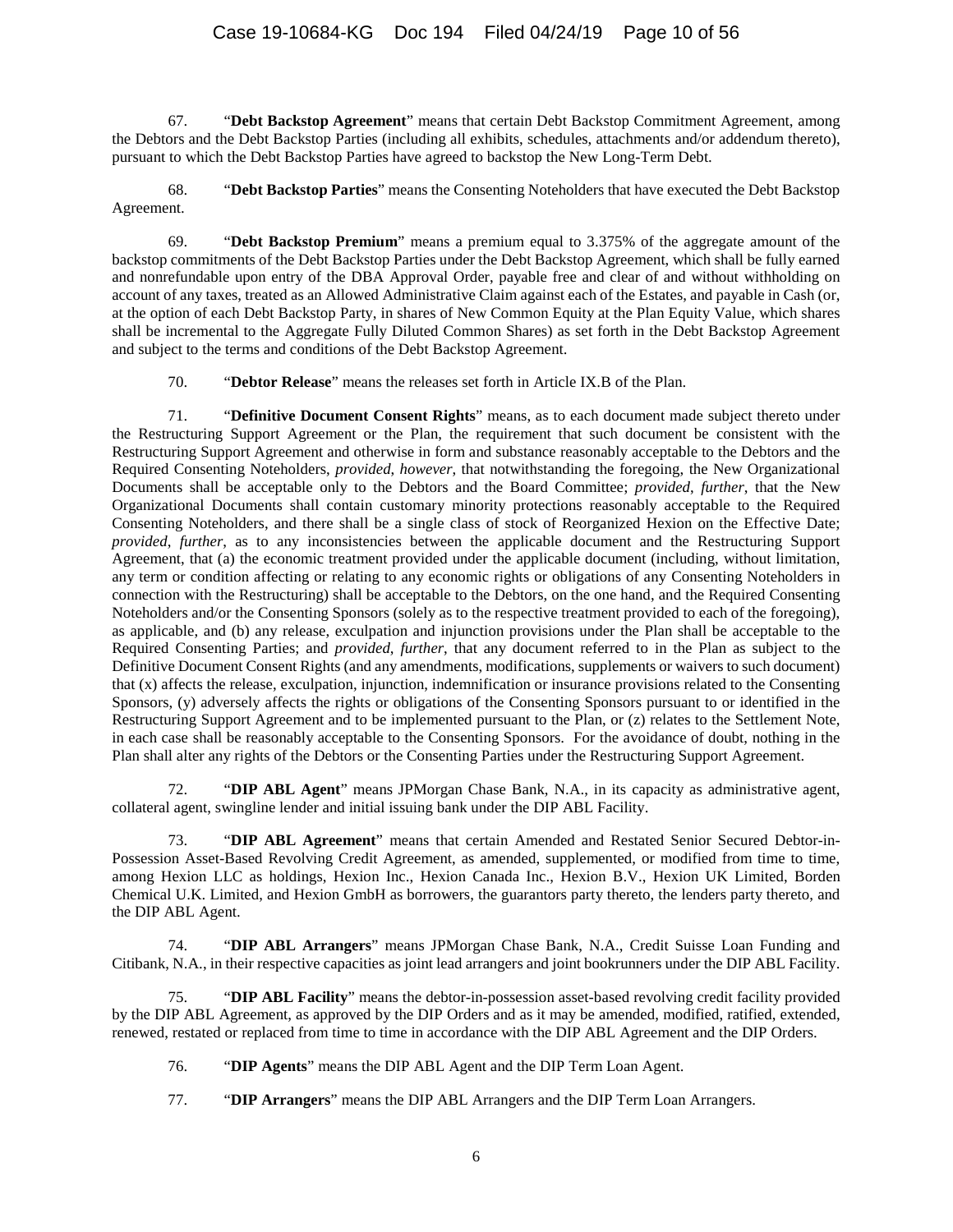67. "**Debt Backstop Agreement**" means that certain Debt Backstop Commitment Agreement, among the Debtors and the Debt Backstop Parties (including all exhibits, schedules, attachments and/or addendum thereto), pursuant to which the Debt Backstop Parties have agreed to backstop the New Long-Term Debt.

68. "**Debt Backstop Parties**" means the Consenting Noteholders that have executed the Debt Backstop Agreement.

69. "**Debt Backstop Premium**" means a premium equal to 3.375% of the aggregate amount of the backstop commitments of the Debt Backstop Parties under the Debt Backstop Agreement, which shall be fully earned and nonrefundable upon entry of the DBA Approval Order, payable free and clear of and without withholding on account of any taxes, treated as an Allowed Administrative Claim against each of the Estates, and payable in Cash (or, at the option of each Debt Backstop Party, in shares of New Common Equity at the Plan Equity Value, which shares shall be incremental to the Aggregate Fully Diluted Common Shares) as set forth in the Debt Backstop Agreement and subject to the terms and conditions of the Debt Backstop Agreement.

70. "**Debtor Release**" means the releases set forth in Article IX.B of the Plan.

71. "**Definitive Document Consent Rights**" means, as to each document made subject thereto under the Restructuring Support Agreement or the Plan, the requirement that such document be consistent with the Restructuring Support Agreement and otherwise in form and substance reasonably acceptable to the Debtors and the Required Consenting Noteholders, *provided*, *however*, that notwithstanding the foregoing, the New Organizational Documents shall be acceptable only to the Debtors and the Board Committee; *provided*, *further*, that the New Organizational Documents shall contain customary minority protections reasonably acceptable to the Required Consenting Noteholders, and there shall be a single class of stock of Reorganized Hexion on the Effective Date; *provided*, *further*, as to any inconsistencies between the applicable document and the Restructuring Support Agreement, that (a) the economic treatment provided under the applicable document (including, without limitation, any term or condition affecting or relating to any economic rights or obligations of any Consenting Noteholders in connection with the Restructuring) shall be acceptable to the Debtors, on the one hand, and the Required Consenting Noteholders and/or the Consenting Sponsors (solely as to the respective treatment provided to each of the foregoing), as applicable, and (b) any release, exculpation and injunction provisions under the Plan shall be acceptable to the Required Consenting Parties; and *provided*, *further*, that any document referred to in the Plan as subject to the Definitive Document Consent Rights (and any amendments, modifications, supplements or waivers to such document) that (x) affects the release, exculpation, injunction, indemnification or insurance provisions related to the Consenting Sponsors, (y) adversely affects the rights or obligations of the Consenting Sponsors pursuant to or identified in the Restructuring Support Agreement and to be implemented pursuant to the Plan, or (z) relates to the Settlement Note, in each case shall be reasonably acceptable to the Consenting Sponsors. For the avoidance of doubt, nothing in the Plan shall alter any rights of the Debtors or the Consenting Parties under the Restructuring Support Agreement.

72. "**DIP ABL Agent**" means JPMorgan Chase Bank, N.A., in its capacity as administrative agent, collateral agent, swingline lender and initial issuing bank under the DIP ABL Facility.

73. "**DIP ABL Agreement**" means that certain Amended and Restated Senior Secured Debtor-in-Possession Asset-Based Revolving Credit Agreement, as amended, supplemented, or modified from time to time, among Hexion LLC as holdings, Hexion Inc., Hexion Canada Inc., Hexion B.V., Hexion UK Limited, Borden Chemical U.K. Limited, and Hexion GmbH as borrowers, the guarantors party thereto, the lenders party thereto, and the DIP ABL Agent.

74. "**DIP ABL Arrangers**" means JPMorgan Chase Bank, N.A., Credit Suisse Loan Funding and Citibank, N.A., in their respective capacities as joint lead arrangers and joint bookrunners under the DIP ABL Facility.

75. "**DIP ABL Facility**" means the debtor-in-possession asset-based revolving credit facility provided by the DIP ABL Agreement, as approved by the DIP Orders and as it may be amended, modified, ratified, extended, renewed, restated or replaced from time to time in accordance with the DIP ABL Agreement and the DIP Orders.

76. "**DIP Agents**" means the DIP ABL Agent and the DIP Term Loan Agent.

77. "**DIP Arrangers**" means the DIP ABL Arrangers and the DIP Term Loan Arrangers.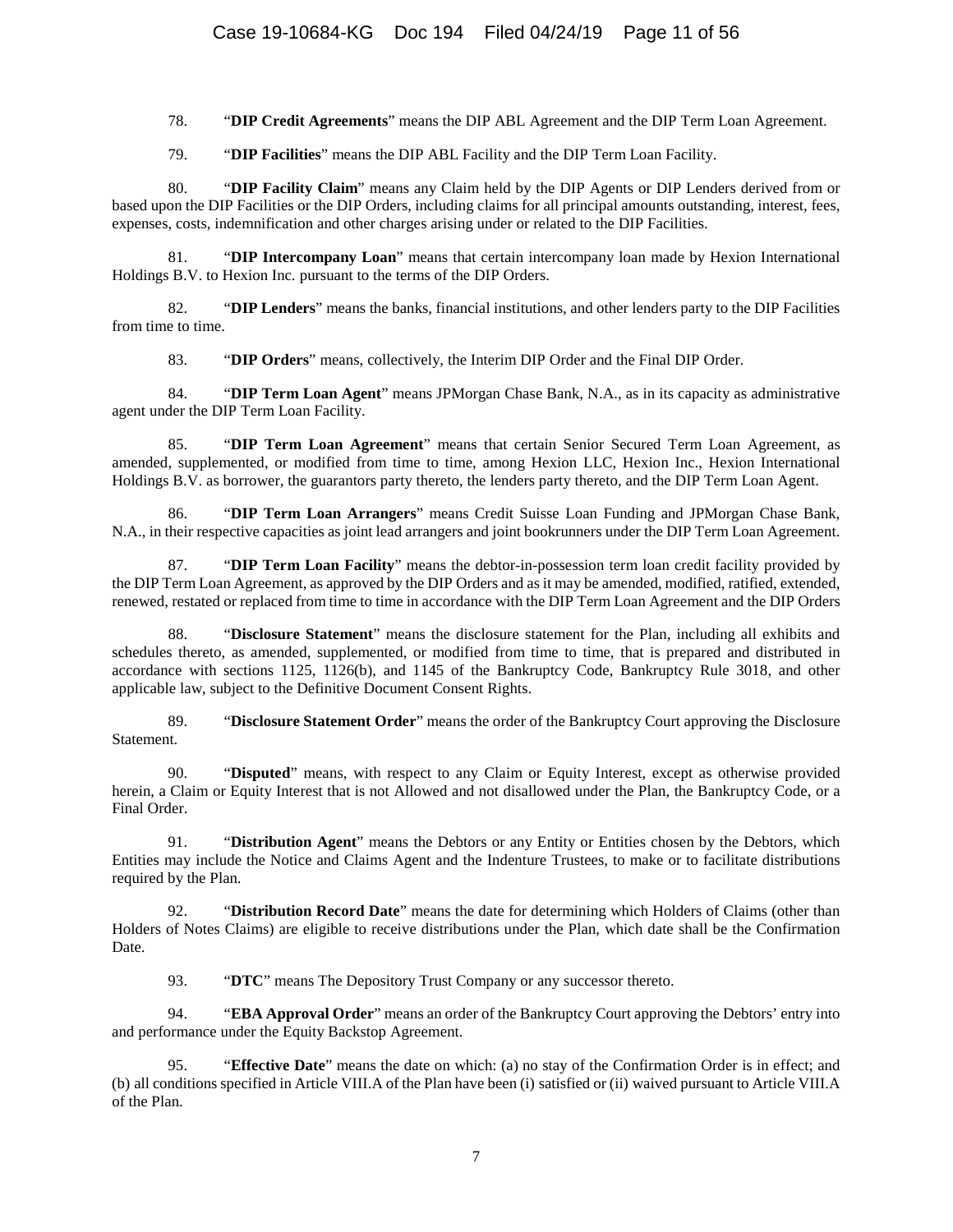78. "**DIP Credit Agreements**" means the DIP ABL Agreement and the DIP Term Loan Agreement.

79. "**DIP Facilities**" means the DIP ABL Facility and the DIP Term Loan Facility.

80. "**DIP Facility Claim**" means any Claim held by the DIP Agents or DIP Lenders derived from or based upon the DIP Facilities or the DIP Orders, including claims for all principal amounts outstanding, interest, fees, expenses, costs, indemnification and other charges arising under or related to the DIP Facilities.

81. "**DIP Intercompany Loan**" means that certain intercompany loan made by Hexion International Holdings B.V. to Hexion Inc. pursuant to the terms of the DIP Orders.

82. "**DIP Lenders**" means the banks, financial institutions, and other lenders party to the DIP Facilities from time to time.

83. "**DIP Orders**" means, collectively, the Interim DIP Order and the Final DIP Order.

84. "**DIP Term Loan Agent**" means JPMorgan Chase Bank, N.A., as in its capacity as administrative agent under the DIP Term Loan Facility.

85. "**DIP Term Loan Agreement**" means that certain Senior Secured Term Loan Agreement, as amended, supplemented, or modified from time to time, among Hexion LLC, Hexion Inc., Hexion International Holdings B.V. as borrower, the guarantors party thereto, the lenders party thereto, and the DIP Term Loan Agent.

86. "**DIP Term Loan Arrangers**" means Credit Suisse Loan Funding and JPMorgan Chase Bank, N.A., in their respective capacities as joint lead arrangers and joint bookrunners under the DIP Term Loan Agreement.

87. "**DIP Term Loan Facility**" means the debtor-in-possession term loan credit facility provided by the DIP Term Loan Agreement, as approved by the DIP Orders and as it may be amended, modified, ratified, extended, renewed, restated or replaced from time to time in accordance with the DIP Term Loan Agreement and the DIP Orders

88. "**Disclosure Statement**" means the disclosure statement for the Plan, including all exhibits and schedules thereto, as amended, supplemented, or modified from time to time, that is prepared and distributed in accordance with sections 1125, 1126(b), and 1145 of the Bankruptcy Code, Bankruptcy Rule 3018, and other applicable law, subject to the Definitive Document Consent Rights.

89. "**Disclosure Statement Order**" means the order of the Bankruptcy Court approving the Disclosure Statement.

90. "**Disputed**" means, with respect to any Claim or Equity Interest, except as otherwise provided herein, a Claim or Equity Interest that is not Allowed and not disallowed under the Plan, the Bankruptcy Code, or a Final Order.

91. "**Distribution Agent**" means the Debtors or any Entity or Entities chosen by the Debtors, which Entities may include the Notice and Claims Agent and the Indenture Trustees, to make or to facilitate distributions required by the Plan.

92. "**Distribution Record Date**" means the date for determining which Holders of Claims (other than Holders of Notes Claims) are eligible to receive distributions under the Plan, which date shall be the Confirmation Date.

93. "**DTC**" means The Depository Trust Company or any successor thereto.

94. "**EBA Approval Order**" means an order of the Bankruptcy Court approving the Debtors' entry into and performance under the Equity Backstop Agreement.

95. "**Effective Date**" means the date on which: (a) no stay of the Confirmation Order is in effect; and (b) all conditions specified in Article VIII.A of the Plan have been (i) satisfied or (ii) waived pursuant to Article VIII.A of the Plan.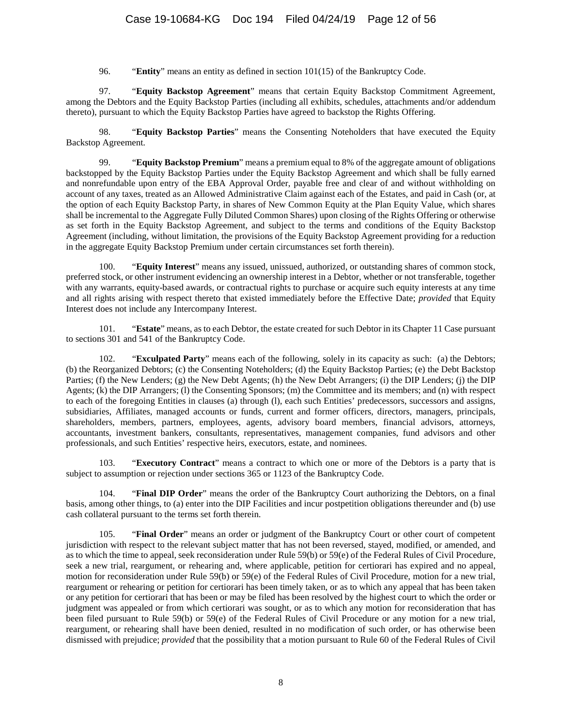96. "**Entity**" means an entity as defined in section 101(15) of the Bankruptcy Code.

97. "**Equity Backstop Agreement**" means that certain Equity Backstop Commitment Agreement, among the Debtors and the Equity Backstop Parties (including all exhibits, schedules, attachments and/or addendum thereto), pursuant to which the Equity Backstop Parties have agreed to backstop the Rights Offering.

98. "**Equity Backstop Parties**" means the Consenting Noteholders that have executed the Equity Backstop Agreement.

99. "**Equity Backstop Premium**" means a premium equal to 8% of the aggregate amount of obligations backstopped by the Equity Backstop Parties under the Equity Backstop Agreement and which shall be fully earned and nonrefundable upon entry of the EBA Approval Order, payable free and clear of and without withholding on account of any taxes, treated as an Allowed Administrative Claim against each of the Estates, and paid in Cash (or, at the option of each Equity Backstop Party, in shares of New Common Equity at the Plan Equity Value, which shares shall be incremental to the Aggregate Fully Diluted Common Shares) upon closing of the Rights Offering or otherwise as set forth in the Equity Backstop Agreement, and subject to the terms and conditions of the Equity Backstop Agreement (including, without limitation, the provisions of the Equity Backstop Agreement providing for a reduction in the aggregate Equity Backstop Premium under certain circumstances set forth therein).

100. "**Equity Interest**" means any issued, unissued, authorized, or outstanding shares of common stock, preferred stock, or other instrument evidencing an ownership interest in a Debtor, whether or not transferable, together with any warrants, equity-based awards, or contractual rights to purchase or acquire such equity interests at any time and all rights arising with respect thereto that existed immediately before the Effective Date; *provided* that Equity Interest does not include any Intercompany Interest.

101. "**Estate**" means, as to each Debtor, the estate created for such Debtor in its Chapter 11 Case pursuant to sections 301 and 541 of the Bankruptcy Code.

102. "**Exculpated Party**" means each of the following, solely in its capacity as such: (a) the Debtors; (b) the Reorganized Debtors; (c) the Consenting Noteholders; (d) the Equity Backstop Parties; (e) the Debt Backstop Parties; (f) the New Lenders; (g) the New Debt Agents; (h) the New Debt Arrangers; (i) the DIP Lenders; (j) the DIP Agents; (k) the DIP Arrangers; (l) the Consenting Sponsors; (m) the Committee and its members; and (n) with respect to each of the foregoing Entities in clauses (a) through (l), each such Entities' predecessors, successors and assigns, subsidiaries, Affiliates, managed accounts or funds, current and former officers, directors, managers, principals, shareholders, members, partners, employees, agents, advisory board members, financial advisors, attorneys, accountants, investment bankers, consultants, representatives, management companies, fund advisors and other professionals, and such Entities' respective heirs, executors, estate, and nominees.

103. "**Executory Contract**" means a contract to which one or more of the Debtors is a party that is subject to assumption or rejection under sections 365 or 1123 of the Bankruptcy Code.

104. "**Final DIP Order**" means the order of the Bankruptcy Court authorizing the Debtors, on a final basis, among other things, to (a) enter into the DIP Facilities and incur postpetition obligations thereunder and (b) use cash collateral pursuant to the terms set forth therein.

105. "**Final Order**" means an order or judgment of the Bankruptcy Court or other court of competent jurisdiction with respect to the relevant subject matter that has not been reversed, stayed, modified, or amended, and as to which the time to appeal, seek reconsideration under Rule 59(b) or 59(e) of the Federal Rules of Civil Procedure, seek a new trial, reargument, or rehearing and, where applicable, petition for certiorari has expired and no appeal, motion for reconsideration under Rule 59(b) or 59(e) of the Federal Rules of Civil Procedure, motion for a new trial, reargument or rehearing or petition for certiorari has been timely taken, or as to which any appeal that has been taken or any petition for certiorari that has been or may be filed has been resolved by the highest court to which the order or judgment was appealed or from which certiorari was sought, or as to which any motion for reconsideration that has been filed pursuant to Rule 59(b) or 59(e) of the Federal Rules of Civil Procedure or any motion for a new trial, reargument, or rehearing shall have been denied, resulted in no modification of such order, or has otherwise been dismissed with prejudice; *provided* that the possibility that a motion pursuant to Rule 60 of the Federal Rules of Civil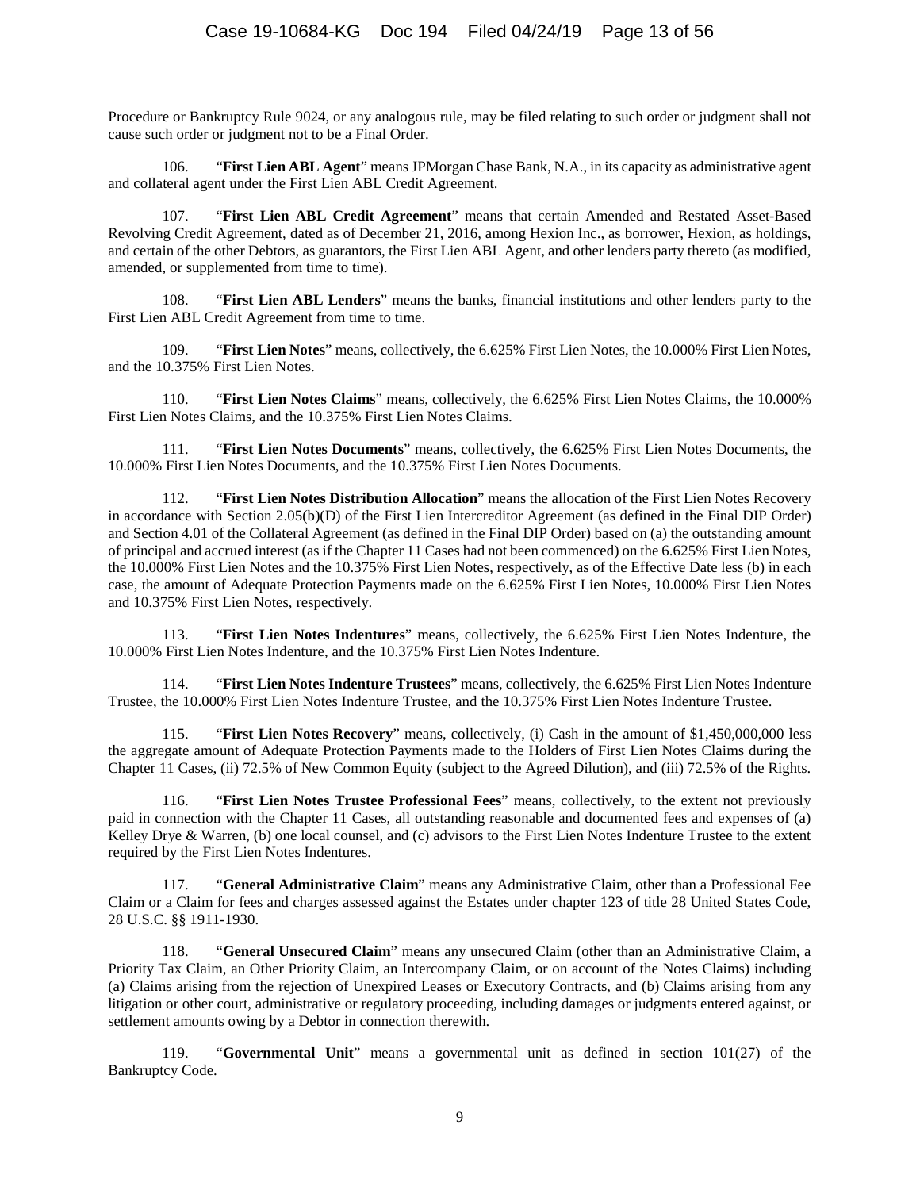Procedure or Bankruptcy Rule 9024, or any analogous rule, may be filed relating to such order or judgment shall not cause such order or judgment not to be a Final Order.

106. "**First Lien ABL Agent**" means JPMorgan Chase Bank, N.A., in its capacity as administrative agent and collateral agent under the First Lien ABL Credit Agreement.

107. "**First Lien ABL Credit Agreement**" means that certain Amended and Restated Asset-Based Revolving Credit Agreement, dated as of December 21, 2016, among Hexion Inc., as borrower, Hexion, as holdings, and certain of the other Debtors, as guarantors, the First Lien ABL Agent, and other lenders party thereto (as modified, amended, or supplemented from time to time).

108. "**First Lien ABL Lenders**" means the banks, financial institutions and other lenders party to the First Lien ABL Credit Agreement from time to time.

109. "**First Lien Notes**" means, collectively, the 6.625% First Lien Notes, the 10.000% First Lien Notes, and the 10.375% First Lien Notes.

110. "**First Lien Notes Claims**" means, collectively, the 6.625% First Lien Notes Claims, the 10.000% First Lien Notes Claims, and the 10.375% First Lien Notes Claims.

111. "**First Lien Notes Documents**" means, collectively, the 6.625% First Lien Notes Documents, the 10.000% First Lien Notes Documents, and the 10.375% First Lien Notes Documents.

112. "**First Lien Notes Distribution Allocation**" means the allocation of the First Lien Notes Recovery in accordance with Section 2.05(b)(D) of the First Lien Intercreditor Agreement (as defined in the Final DIP Order) and Section 4.01 of the Collateral Agreement (as defined in the Final DIP Order) based on (a) the outstanding amount of principal and accrued interest (as if the Chapter 11 Cases had not been commenced) on the 6.625% First Lien Notes, the 10.000% First Lien Notes and the 10.375% First Lien Notes, respectively, as of the Effective Date less (b) in each case, the amount of Adequate Protection Payments made on the 6.625% First Lien Notes, 10.000% First Lien Notes and 10.375% First Lien Notes, respectively.

113. "**First Lien Notes Indentures**" means, collectively, the 6.625% First Lien Notes Indenture, the 10.000% First Lien Notes Indenture, and the 10.375% First Lien Notes Indenture.

114. "**First Lien Notes Indenture Trustees**" means, collectively, the 6.625% First Lien Notes Indenture Trustee, the 10.000% First Lien Notes Indenture Trustee, and the 10.375% First Lien Notes Indenture Trustee.

115. "**First Lien Notes Recovery**" means, collectively, (i) Cash in the amount of $1,450,000,000 less the aggregate amount of Adequate Protection Payments made to the Holders of First Lien Notes Claims during the Chapter 11 Cases, (ii) 72.5% of New Common Equity (subject to the Agreed Dilution), and (iii) 72.5% of the Rights.

116. "**First Lien Notes Trustee Professional Fees**" means, collectively, to the extent not previously paid in connection with the Chapter 11 Cases, all outstanding reasonable and documented fees and expenses of (a) Kelley Drye & Warren, (b) one local counsel, and (c) advisors to the First Lien Notes Indenture Trustee to the extent required by the First Lien Notes Indentures.

117. "**General Administrative Claim**" means any Administrative Claim, other than a Professional Fee Claim or a Claim for fees and charges assessed against the Estates under chapter 123 of title 28 United States Code, 28 U.S.C. §§ 1911-1930.

118. "**General Unsecured Claim**" means any unsecured Claim (other than an Administrative Claim, a Priority Tax Claim, an Other Priority Claim, an Intercompany Claim, or on account of the Notes Claims) including (a) Claims arising from the rejection of Unexpired Leases or Executory Contracts, and (b) Claims arising from any litigation or other court, administrative or regulatory proceeding, including damages or judgments entered against, or settlement amounts owing by a Debtor in connection therewith.

119. "**Governmental Unit**" means a governmental unit as defined in section 101(27) of the Bankruptcy Code.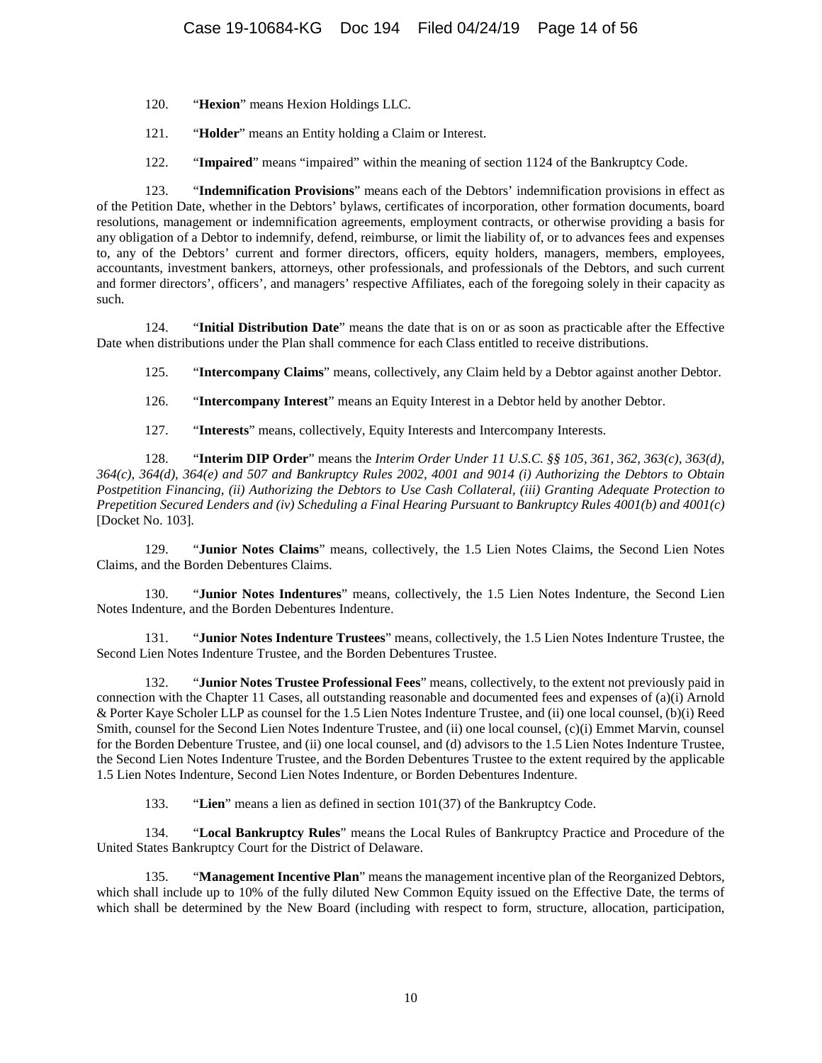120. "**Hexion**" means Hexion Holdings LLC.

121. "**Holder**" means an Entity holding a Claim or Interest.

122. "**Impaired**" means "impaired" within the meaning of section 1124 of the Bankruptcy Code.

123. "**Indemnification Provisions**" means each of the Debtors' indemnification provisions in effect as of the Petition Date, whether in the Debtors' bylaws, certificates of incorporation, other formation documents, board resolutions, management or indemnification agreements, employment contracts, or otherwise providing a basis for any obligation of a Debtor to indemnify, defend, reimburse, or limit the liability of, or to advances fees and expenses to, any of the Debtors' current and former directors, officers, equity holders, managers, members, employees, accountants, investment bankers, attorneys, other professionals, and professionals of the Debtors, and such current and former directors', officers', and managers' respective Affiliates, each of the foregoing solely in their capacity as such.

124. "**Initial Distribution Date**" means the date that is on or as soon as practicable after the Effective Date when distributions under the Plan shall commence for each Class entitled to receive distributions.

125. "**Intercompany Claims**" means, collectively, any Claim held by a Debtor against another Debtor.

126. "**Intercompany Interest**" means an Equity Interest in a Debtor held by another Debtor.

127. "**Interests**" means, collectively, Equity Interests and Intercompany Interests.

128. "**Interim DIP Order**" means the *Interim Order Under 11 U.S.C. §§ 105, 361, 362, 363(c), 363(d), 364(c), 364(d), 364(e) and 507 and Bankruptcy Rules 2002, 4001 and 9014 (i) Authorizing the Debtors to Obtain Postpetition Financing, (ii) Authorizing the Debtors to Use Cash Collateral, (iii) Granting Adequate Protection to Prepetition Secured Lenders and (iv) Scheduling a Final Hearing Pursuant to Bankruptcy Rules 4001(b) and 4001(c)* [Docket No. 103].

129. "**Junior Notes Claims**" means, collectively, the 1.5 Lien Notes Claims, the Second Lien Notes Claims, and the Borden Debentures Claims.

130. "**Junior Notes Indentures**" means, collectively, the 1.5 Lien Notes Indenture, the Second Lien Notes Indenture, and the Borden Debentures Indenture.

131. "**Junior Notes Indenture Trustees**" means, collectively, the 1.5 Lien Notes Indenture Trustee, the Second Lien Notes Indenture Trustee, and the Borden Debentures Trustee.

132. "**Junior Notes Trustee Professional Fees**" means, collectively, to the extent not previously paid in connection with the Chapter 11 Cases, all outstanding reasonable and documented fees and expenses of (a)(i) Arnold & Porter Kaye Scholer LLP as counsel for the 1.5 Lien Notes Indenture Trustee, and (ii) one local counsel, (b)(i) Reed Smith, counsel for the Second Lien Notes Indenture Trustee, and (ii) one local counsel, (c)(i) Emmet Marvin, counsel for the Borden Debenture Trustee, and (ii) one local counsel, and (d) advisors to the 1.5 Lien Notes Indenture Trustee, the Second Lien Notes Indenture Trustee, and the Borden Debentures Trustee to the extent required by the applicable 1.5 Lien Notes Indenture, Second Lien Notes Indenture, or Borden Debentures Indenture.

133. "**Lien**" means a lien as defined in section 101(37) of the Bankruptcy Code.

134. "**Local Bankruptcy Rules**" means the Local Rules of Bankruptcy Practice and Procedure of the United States Bankruptcy Court for the District of Delaware.

135. "**Management Incentive Plan**" means the management incentive plan of the Reorganized Debtors, which shall include up to 10% of the fully diluted New Common Equity issued on the Effective Date, the terms of which shall be determined by the New Board (including with respect to form, structure, allocation, participation,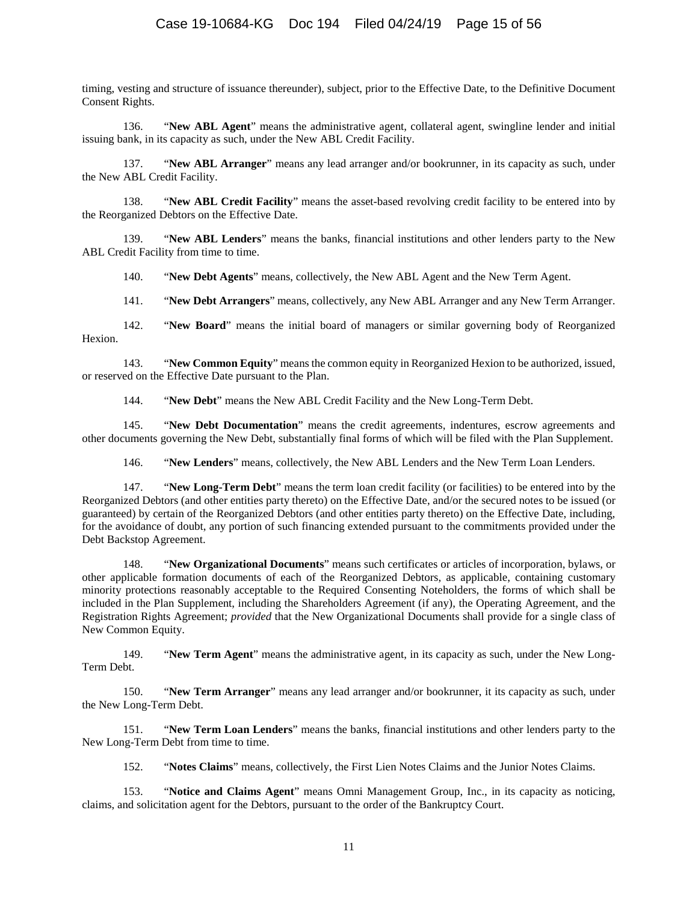timing, vesting and structure of issuance thereunder), subject, prior to the Effective Date, to the Definitive Document Consent Rights.

136. "**New ABL Agent**" means the administrative agent, collateral agent, swingline lender and initial issuing bank, in its capacity as such, under the New ABL Credit Facility.

137. "**New ABL Arranger**" means any lead arranger and/or bookrunner, in its capacity as such, under the New ABL Credit Facility.

138. "**New ABL Credit Facility**" means the asset-based revolving credit facility to be entered into by the Reorganized Debtors on the Effective Date.

139. "**New ABL Lenders**" means the banks, financial institutions and other lenders party to the New ABL Credit Facility from time to time.

140. "**New Debt Agents**" means, collectively, the New ABL Agent and the New Term Agent.

141. "**New Debt Arrangers**" means, collectively, any New ABL Arranger and any New Term Arranger.

142. "**New Board**" means the initial board of managers or similar governing body of Reorganized Hexion.

143. "**New Common Equity**" means the common equity in Reorganized Hexion to be authorized, issued, or reserved on the Effective Date pursuant to the Plan.

144. "**New Debt**" means the New ABL Credit Facility and the New Long-Term Debt.

145. "**New Debt Documentation**" means the credit agreements, indentures, escrow agreements and other documents governing the New Debt, substantially final forms of which will be filed with the Plan Supplement.

146. "**New Lenders**" means, collectively, the New ABL Lenders and the New Term Loan Lenders.

147. "**New Long-Term Debt**" means the term loan credit facility (or facilities) to be entered into by the Reorganized Debtors (and other entities party thereto) on the Effective Date, and/or the secured notes to be issued (or guaranteed) by certain of the Reorganized Debtors (and other entities party thereto) on the Effective Date, including, for the avoidance of doubt, any portion of such financing extended pursuant to the commitments provided under the Debt Backstop Agreement.

148. "**New Organizational Documents**" means such certificates or articles of incorporation, bylaws, or other applicable formation documents of each of the Reorganized Debtors, as applicable, containing customary minority protections reasonably acceptable to the Required Consenting Noteholders, the forms of which shall be included in the Plan Supplement, including the Shareholders Agreement (if any), the Operating Agreement, and the Registration Rights Agreement; *provided* that the New Organizational Documents shall provide for a single class of New Common Equity.

149. "**New Term Agent**" means the administrative agent, in its capacity as such, under the New Long-Term Debt.

150. "**New Term Arranger**" means any lead arranger and/or bookrunner, it its capacity as such, under the New Long-Term Debt.

151. "**New Term Loan Lenders**" means the banks, financial institutions and other lenders party to the New Long-Term Debt from time to time.

152. "**Notes Claims**" means, collectively, the First Lien Notes Claims and the Junior Notes Claims.

153. "**Notice and Claims Agent**" means Omni Management Group, Inc., in its capacity as noticing, claims, and solicitation agent for the Debtors, pursuant to the order of the Bankruptcy Court.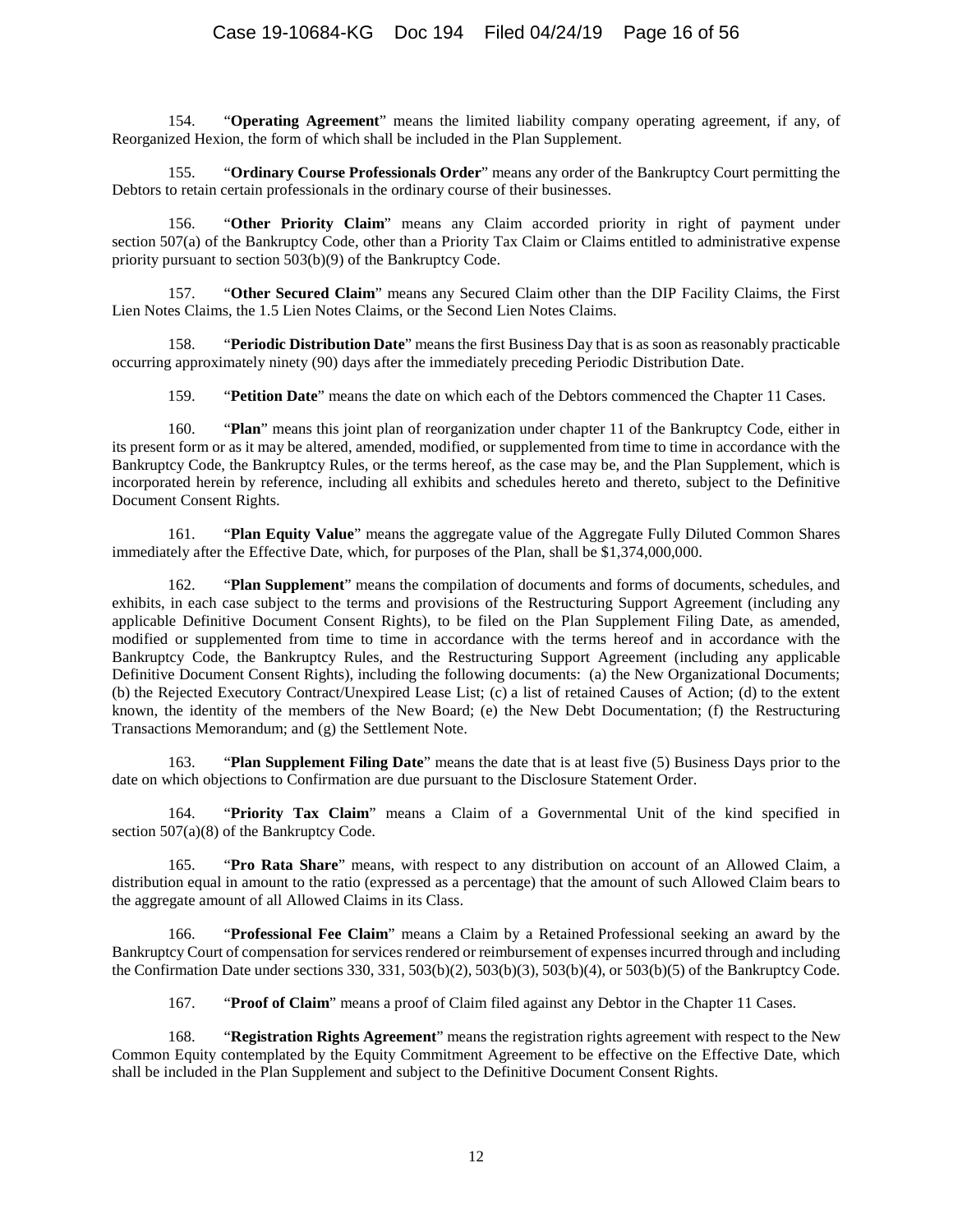154. "**Operating Agreement**" means the limited liability company operating agreement, if any, of Reorganized Hexion, the form of which shall be included in the Plan Supplement.

155. "**Ordinary Course Professionals Order**" means any order of the Bankruptcy Court permitting the Debtors to retain certain professionals in the ordinary course of their businesses.

156. "**Other Priority Claim**" means any Claim accorded priority in right of payment under section 507(a) of the Bankruptcy Code, other than a Priority Tax Claim or Claims entitled to administrative expense priority pursuant to section 503(b)(9) of the Bankruptcy Code.

157. "**Other Secured Claim**" means any Secured Claim other than the DIP Facility Claims, the First Lien Notes Claims, the 1.5 Lien Notes Claims, or the Second Lien Notes Claims.

158. "**Periodic Distribution Date**" means the first Business Day that is as soon as reasonably practicable occurring approximately ninety (90) days after the immediately preceding Periodic Distribution Date.

159. "**Petition Date**" means the date on which each of the Debtors commenced the Chapter 11 Cases.

160. "**Plan**" means this joint plan of reorganization under chapter 11 of the Bankruptcy Code, either in its present form or as it may be altered, amended, modified, or supplemented from time to time in accordance with the Bankruptcy Code, the Bankruptcy Rules, or the terms hereof, as the case may be, and the Plan Supplement, which is incorporated herein by reference, including all exhibits and schedules hereto and thereto, subject to the Definitive Document Consent Rights.

161. "**Plan Equity Value**" means the aggregate value of the Aggregate Fully Diluted Common Shares immediately after the Effective Date, which, for purposes of the Plan, shall be $1,374,000,000.

162. "**Plan Supplement**" means the compilation of documents and forms of documents, schedules, and exhibits, in each case subject to the terms and provisions of the Restructuring Support Agreement (including any applicable Definitive Document Consent Rights), to be filed on the Plan Supplement Filing Date, as amended, modified or supplemented from time to time in accordance with the terms hereof and in accordance with the Bankruptcy Code, the Bankruptcy Rules, and the Restructuring Support Agreement (including any applicable Definitive Document Consent Rights), including the following documents: (a) the New Organizational Documents; (b) the Rejected Executory Contract/Unexpired Lease List; (c) a list of retained Causes of Action; (d) to the extent known, the identity of the members of the New Board; (e) the New Debt Documentation; (f) the Restructuring Transactions Memorandum; and (g) the Settlement Note.

163. "**Plan Supplement Filing Date**" means the date that is at least five (5) Business Days prior to the date on which objections to Confirmation are due pursuant to the Disclosure Statement Order.

164. "**Priority Tax Claim**" means a Claim of a Governmental Unit of the kind specified in section 507(a)(8) of the Bankruptcy Code.

165. "**Pro Rata Share**" means, with respect to any distribution on account of an Allowed Claim, a distribution equal in amount to the ratio (expressed as a percentage) that the amount of such Allowed Claim bears to the aggregate amount of all Allowed Claims in its Class.

166. "**Professional Fee Claim**" means a Claim by a Retained Professional seeking an award by the Bankruptcy Court of compensation for services rendered or reimbursement of expenses incurred through and including the Confirmation Date under sections 330, 331, 503(b)(2), 503(b)(3), 503(b)(4), or 503(b)(5) of the Bankruptcy Code.

167. "**Proof of Claim**" means a proof of Claim filed against any Debtor in the Chapter 11 Cases.

168. "**Registration Rights Agreement**" means the registration rights agreement with respect to the New Common Equity contemplated by the Equity Commitment Agreement to be effective on the Effective Date, which shall be included in the Plan Supplement and subject to the Definitive Document Consent Rights.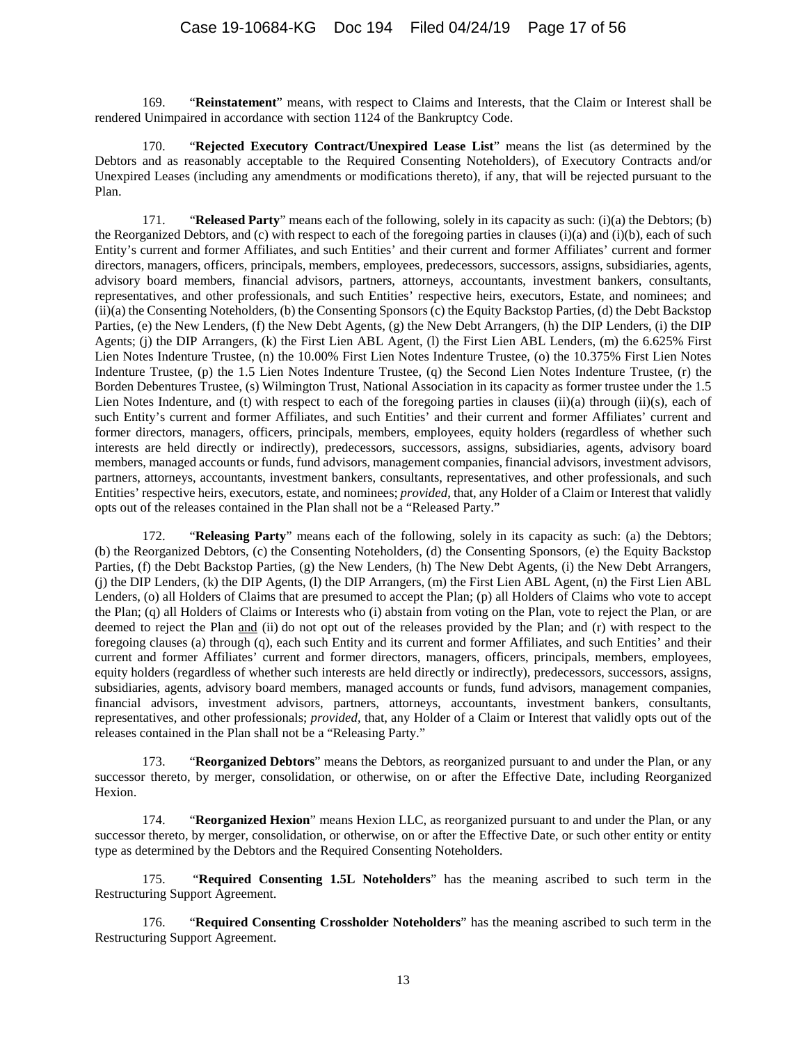169. "**Reinstatement**" means, with respect to Claims and Interests, that the Claim or Interest shall be rendered Unimpaired in accordance with section 1124 of the Bankruptcy Code.

170. "**Rejected Executory Contract/Unexpired Lease List**" means the list (as determined by the Debtors and as reasonably acceptable to the Required Consenting Noteholders), of Executory Contracts and/or Unexpired Leases (including any amendments or modifications thereto), if any, that will be rejected pursuant to the Plan.

171. "**Released Party**" means each of the following, solely in its capacity as such: (i)(a) the Debtors; (b) the Reorganized Debtors, and (c) with respect to each of the foregoing parties in clauses (i)(a) and (i)(b), each of such Entity's current and former Affiliates, and such Entities' and their current and former Affiliates' current and former directors, managers, officers, principals, members, employees, predecessors, successors, assigns, subsidiaries, agents, advisory board members, financial advisors, partners, attorneys, accountants, investment bankers, consultants, representatives, and other professionals, and such Entities' respective heirs, executors, Estate, and nominees; and (ii)(a) the Consenting Noteholders, (b) the Consenting Sponsors (c) the Equity Backstop Parties, (d) the Debt Backstop Parties, (e) the New Lenders, (f) the New Debt Agents, (g) the New Debt Arrangers, (h) the DIP Lenders, (i) the DIP Agents; (j) the DIP Arrangers, (k) the First Lien ABL Agent, (l) the First Lien ABL Lenders, (m) the 6.625% First Lien Notes Indenture Trustee, (n) the 10.00% First Lien Notes Indenture Trustee, (o) the 10.375% First Lien Notes Indenture Trustee, (p) the 1.5 Lien Notes Indenture Trustee, (q) the Second Lien Notes Indenture Trustee, (r) the Borden Debentures Trustee, (s) Wilmington Trust, National Association in its capacity as former trustee under the 1.5 Lien Notes Indenture, and (t) with respect to each of the foregoing parties in clauses (ii)(a) through (ii)(s), each of such Entity's current and former Affiliates, and such Entities' and their current and former Affiliates' current and former directors, managers, officers, principals, members, employees, equity holders (regardless of whether such interests are held directly or indirectly), predecessors, successors, assigns, subsidiaries, agents, advisory board members, managed accounts or funds, fund advisors, management companies, financial advisors, investment advisors, partners, attorneys, accountants, investment bankers, consultants, representatives, and other professionals, and such Entities' respective heirs, executors, estate, and nominees; *provided*, that, any Holder of a Claim or Interest that validly opts out of the releases contained in the Plan shall not be a "Released Party."

172. "**Releasing Party**" means each of the following, solely in its capacity as such: (a) the Debtors; (b) the Reorganized Debtors, (c) the Consenting Noteholders, (d) the Consenting Sponsors, (e) the Equity Backstop Parties, (f) the Debt Backstop Parties, (g) the New Lenders, (h) The New Debt Agents, (i) the New Debt Arrangers, (j) the DIP Lenders, (k) the DIP Agents, (l) the DIP Arrangers, (m) the First Lien ABL Agent, (n) the First Lien ABL Lenders, (o) all Holders of Claims that are presumed to accept the Plan; (p) all Holders of Claims who vote to accept the Plan; (q) all Holders of Claims or Interests who (i) abstain from voting on the Plan, vote to reject the Plan, or are deemed to reject the Plan <u>and</u> (ii) do not opt out of the releases provided by the Plan; and (r) with respect to the foregoing clauses (a) through (q), each such Entity and its current and former Affiliates, and such Entities' and their current and former Affiliates' current and former directors, managers, officers, principals, members, employees, equity holders (regardless of whether such interests are held directly or indirectly), predecessors, successors, assigns, subsidiaries, agents, advisory board members, managed accounts or funds, fund advisors, management companies, financial advisors, investment advisors, partners, attorneys, accountants, investment bankers, consultants, representatives, and other professionals; *provided*, that, any Holder of a Claim or Interest that validly opts out of the releases contained in the Plan shall not be a "Releasing Party."

173. "**Reorganized Debtors**" means the Debtors, as reorganized pursuant to and under the Plan, or any successor thereto, by merger, consolidation, or otherwise, on or after the Effective Date, including Reorganized Hexion.

174. "**Reorganized Hexion**" means Hexion LLC, as reorganized pursuant to and under the Plan, or any successor thereto, by merger, consolidation, or otherwise, on or after the Effective Date, or such other entity or entity type as determined by the Debtors and the Required Consenting Noteholders.

175. "**Required Consenting 1.5L Noteholders**" has the meaning ascribed to such term in the Restructuring Support Agreement.

176. "**Required Consenting Crossholder Noteholders**" has the meaning ascribed to such term in the Restructuring Support Agreement.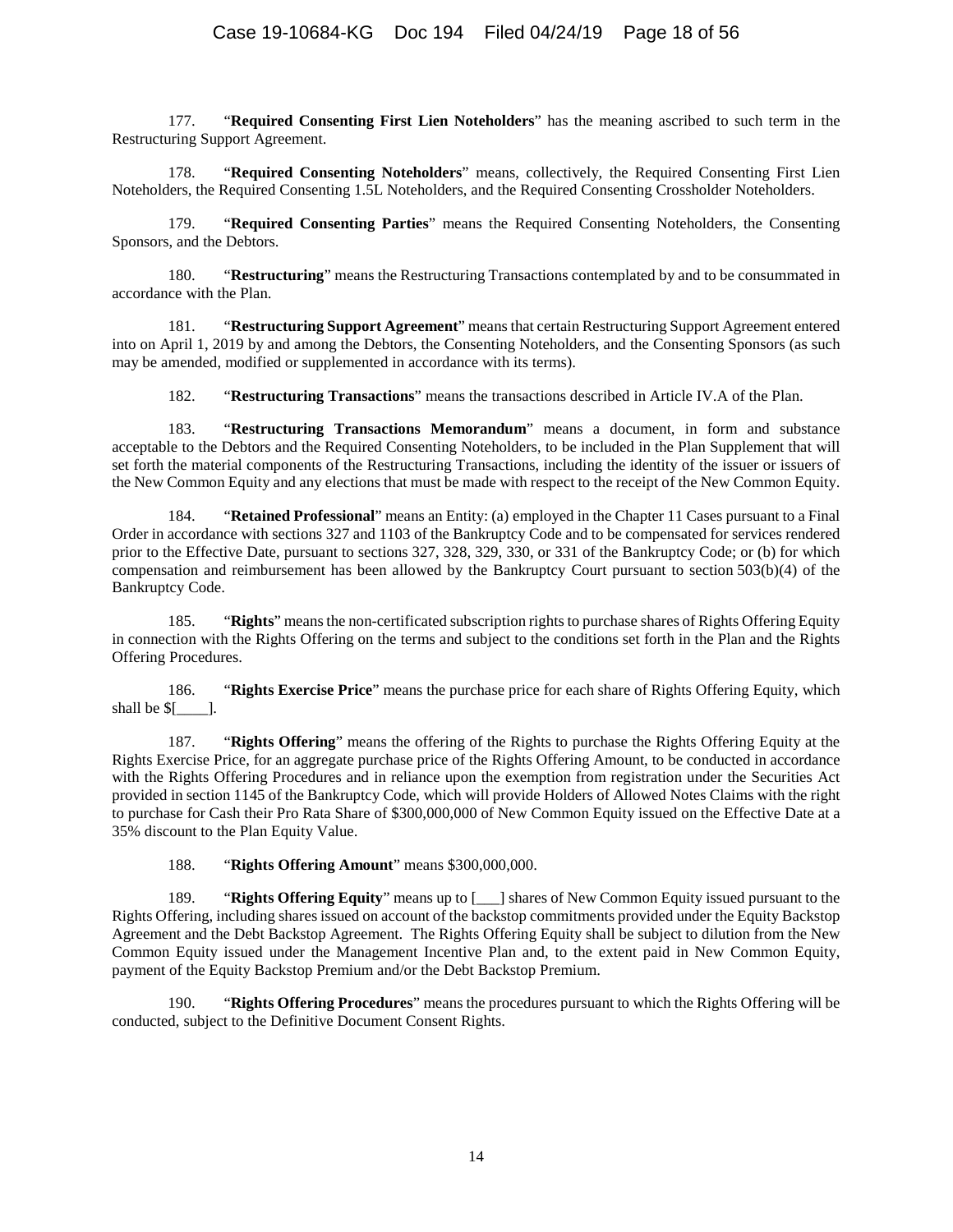177. "**Required Consenting First Lien Noteholders**" has the meaning ascribed to such term in the Restructuring Support Agreement.

178. "**Required Consenting Noteholders**" means, collectively, the Required Consenting First Lien Noteholders, the Required Consenting 1.5L Noteholders, and the Required Consenting Crossholder Noteholders.

179. "**Required Consenting Parties**" means the Required Consenting Noteholders, the Consenting Sponsors, and the Debtors.

180. "**Restructuring**" means the Restructuring Transactions contemplated by and to be consummated in accordance with the Plan.

181. "**Restructuring Support Agreement**" means that certain Restructuring Support Agreement entered into on April 1, 2019 by and among the Debtors, the Consenting Noteholders, and the Consenting Sponsors (as such may be amended, modified or supplemented in accordance with its terms).

182. "**Restructuring Transactions**" means the transactions described in Article IV.A of the Plan.

183. "**Restructuring Transactions Memorandum**" means a document, in form and substance acceptable to the Debtors and the Required Consenting Noteholders, to be included in the Plan Supplement that will set forth the material components of the Restructuring Transactions, including the identity of the issuer or issuers of the New Common Equity and any elections that must be made with respect to the receipt of the New Common Equity.

184. "**Retained Professional**" means an Entity: (a) employed in the Chapter 11 Cases pursuant to a Final Order in accordance with sections 327 and 1103 of the Bankruptcy Code and to be compensated for services rendered prior to the Effective Date, pursuant to sections 327, 328, 329, 330, or 331 of the Bankruptcy Code; or (b) for which compensation and reimbursement has been allowed by the Bankruptcy Court pursuant to section 503(b)(4) of the Bankruptcy Code.

185. "**Rights**" means the non-certificated subscription rights to purchase shares of Rights Offering Equity in connection with the Rights Offering on the terms and subject to the conditions set forth in the Plan and the Rights Offering Procedures.

186. "**Rights Exercise Price**" means the purchase price for each share of Rights Offering Equity, which shall be $[____].

187. "**Rights Offering**" means the offering of the Rights to purchase the Rights Offering Equity at the Rights Exercise Price, for an aggregate purchase price of the Rights Offering Amount, to be conducted in accordance with the Rights Offering Procedures and in reliance upon the exemption from registration under the Securities Act provided in section 1145 of the Bankruptcy Code, which will provide Holders of Allowed Notes Claims with the right to purchase for Cash their Pro Rata Share of $300,000,000 of New Common Equity issued on the Effective Date at a 35% discount to the Plan Equity Value.

188. "**Rights Offering Amount**" means $300,000,000.

189. "**Rights Offering Equity**" means up to [___] shares of New Common Equity issued pursuant to the Rights Offering, including shares issued on account of the backstop commitments provided under the Equity Backstop Agreement and the Debt Backstop Agreement. The Rights Offering Equity shall be subject to dilution from the New Common Equity issued under the Management Incentive Plan and, to the extent paid in New Common Equity, payment of the Equity Backstop Premium and/or the Debt Backstop Premium.

190. "**Rights Offering Procedures**" means the procedures pursuant to which the Rights Offering will be conducted, subject to the Definitive Document Consent Rights.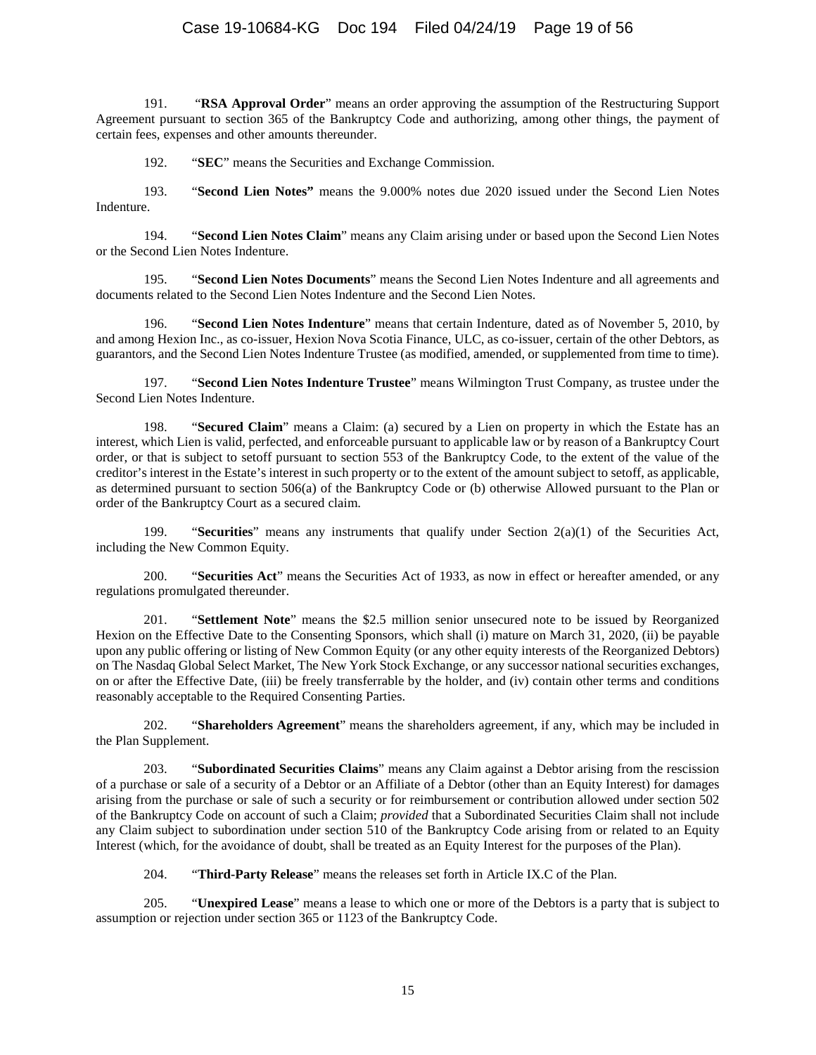191. "**RSA Approval Order**" means an order approving the assumption of the Restructuring Support Agreement pursuant to section 365 of the Bankruptcy Code and authorizing, among other things, the payment of certain fees, expenses and other amounts thereunder.

192. "**SEC**" means the Securities and Exchange Commission.

193. "**Second Lien Notes"** means the 9.000% notes due 2020 issued under the Second Lien Notes Indenture.

194. "**Second Lien Notes Claim**" means any Claim arising under or based upon the Second Lien Notes or the Second Lien Notes Indenture.

195. "**Second Lien Notes Documents**" means the Second Lien Notes Indenture and all agreements and documents related to the Second Lien Notes Indenture and the Second Lien Notes.

196. "**Second Lien Notes Indenture**" means that certain Indenture, dated as of November 5, 2010, by and among Hexion Inc., as co-issuer, Hexion Nova Scotia Finance, ULC, as co-issuer, certain of the other Debtors, as guarantors, and the Second Lien Notes Indenture Trustee (as modified, amended, or supplemented from time to time).

197. "**Second Lien Notes Indenture Trustee**" means Wilmington Trust Company, as trustee under the Second Lien Notes Indenture.

198. "**Secured Claim**" means a Claim: (a) secured by a Lien on property in which the Estate has an interest, which Lien is valid, perfected, and enforceable pursuant to applicable law or by reason of a Bankruptcy Court order, or that is subject to setoff pursuant to section 553 of the Bankruptcy Code, to the extent of the value of the creditor's interest in the Estate's interest in such property or to the extent of the amount subject to setoff, as applicable, as determined pursuant to section 506(a) of the Bankruptcy Code or (b) otherwise Allowed pursuant to the Plan or order of the Bankruptcy Court as a secured claim.

199. "**Securities**" means any instruments that qualify under Section 2(a)(1) of the Securities Act, including the New Common Equity.

200. "**Securities Act**" means the Securities Act of 1933, as now in effect or hereafter amended, or any regulations promulgated thereunder.

201. "**Settlement Note**" means the $2.5 million senior unsecured note to be issued by Reorganized Hexion on the Effective Date to the Consenting Sponsors, which shall (i) mature on March 31, 2020, (ii) be payable upon any public offering or listing of New Common Equity (or any other equity interests of the Reorganized Debtors) on The Nasdaq Global Select Market, The New York Stock Exchange, or any successor national securities exchanges, on or after the Effective Date, (iii) be freely transferrable by the holder, and (iv) contain other terms and conditions reasonably acceptable to the Required Consenting Parties.

202. "**Shareholders Agreement**" means the shareholders agreement, if any, which may be included in the Plan Supplement.

203. "**Subordinated Securities Claims**" means any Claim against a Debtor arising from the rescission of a purchase or sale of a security of a Debtor or an Affiliate of a Debtor (other than an Equity Interest) for damages arising from the purchase or sale of such a security or for reimbursement or contribution allowed under section 502 of the Bankruptcy Code on account of such a Claim; *provided* that a Subordinated Securities Claim shall not include any Claim subject to subordination under section 510 of the Bankruptcy Code arising from or related to an Equity Interest (which, for the avoidance of doubt, shall be treated as an Equity Interest for the purposes of the Plan).

204. "**Third-Party Release**" means the releases set forth in Article IX.C of the Plan.

205. "**Unexpired Lease**" means a lease to which one or more of the Debtors is a party that is subject to assumption or rejection under section 365 or 1123 of the Bankruptcy Code.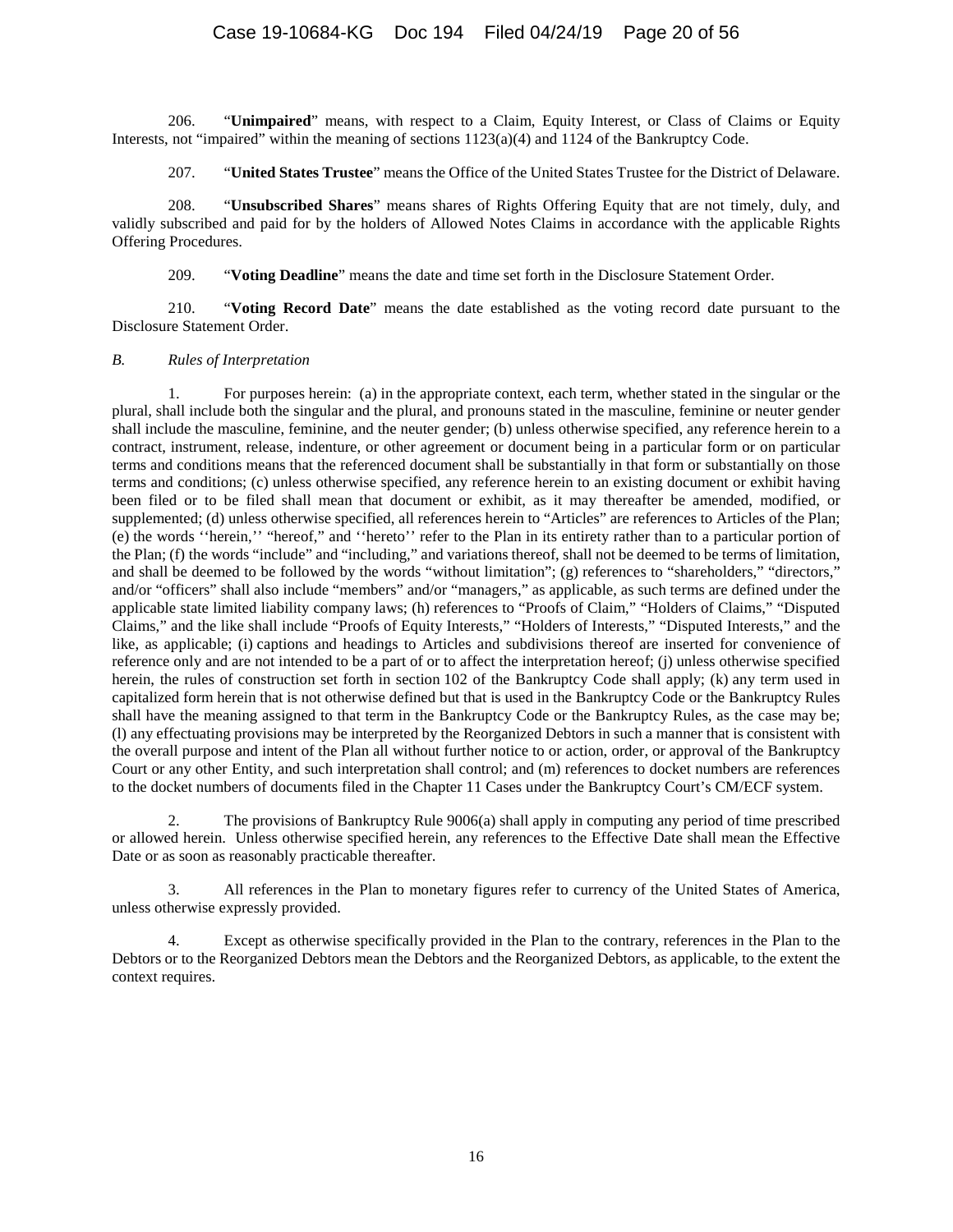206. "**Unimpaired**" means, with respect to a Claim, Equity Interest, or Class of Claims or Equity Interests, not "impaired" within the meaning of sections 1123(a)(4) and 1124 of the Bankruptcy Code.

207. "**United States Trustee**" means the Office of the United States Trustee for the District of Delaware.

208. "**Unsubscribed Shares**" means shares of Rights Offering Equity that are not timely, duly, and validly subscribed and paid for by the holders of Allowed Notes Claims in accordance with the applicable Rights Offering Procedures.

209. "**Voting Deadline**" means the date and time set forth in the Disclosure Statement Order.

210. "**Voting Record Date**" means the date established as the voting record date pursuant to the Disclosure Statement Order.

*B. Rules of Interpretation*

1. For purposes herein: (a) in the appropriate context, each term, whether stated in the singular or the plural, shall include both the singular and the plural, and pronouns stated in the masculine, feminine or neuter gender shall include the masculine, feminine, and the neuter gender; (b) unless otherwise specified, any reference herein to a contract, instrument, release, indenture, or other agreement or document being in a particular form or on particular terms and conditions means that the referenced document shall be substantially in that form or substantially on those terms and conditions; (c) unless otherwise specified, any reference herein to an existing document or exhibit having been filed or to be filed shall mean that document or exhibit, as it may thereafter be amended, modified, or supplemented; (d) unless otherwise specified, all references herein to "Articles" are references to Articles of the Plan; (e) the words ''herein,'' "hereof," and ''hereto'' refer to the Plan in its entirety rather than to a particular portion of the Plan; (f) the words "include" and "including," and variations thereof, shall not be deemed to be terms of limitation, and shall be deemed to be followed by the words "without limitation"; (g) references to "shareholders," "directors," and/or "officers" shall also include "members" and/or "managers," as applicable, as such terms are defined under the applicable state limited liability company laws; (h) references to "Proofs of Claim," "Holders of Claims," "Disputed Claims," and the like shall include "Proofs of Equity Interests," "Holders of Interests," "Disputed Interests," and the like, as applicable; (i) captions and headings to Articles and subdivisions thereof are inserted for convenience of reference only and are not intended to be a part of or to affect the interpretation hereof; (j) unless otherwise specified herein, the rules of construction set forth in section 102 of the Bankruptcy Code shall apply; (k) any term used in capitalized form herein that is not otherwise defined but that is used in the Bankruptcy Code or the Bankruptcy Rules shall have the meaning assigned to that term in the Bankruptcy Code or the Bankruptcy Rules, as the case may be; (l) any effectuating provisions may be interpreted by the Reorganized Debtors in such a manner that is consistent with the overall purpose and intent of the Plan all without further notice to or action, order, or approval of the Bankruptcy Court or any other Entity, and such interpretation shall control; and (m) references to docket numbers are references to the docket numbers of documents filed in the Chapter 11 Cases under the Bankruptcy Court's CM/ECF system.

2. The provisions of Bankruptcy Rule 9006(a) shall apply in computing any period of time prescribed or allowed herein. Unless otherwise specified herein, any references to the Effective Date shall mean the Effective Date or as soon as reasonably practicable thereafter.

3. All references in the Plan to monetary figures refer to currency of the United States of America, unless otherwise expressly provided.

4. Except as otherwise specifically provided in the Plan to the contrary, references in the Plan to the Debtors or to the Reorganized Debtors mean the Debtors and the Reorganized Debtors, as applicable, to the extent the context requires.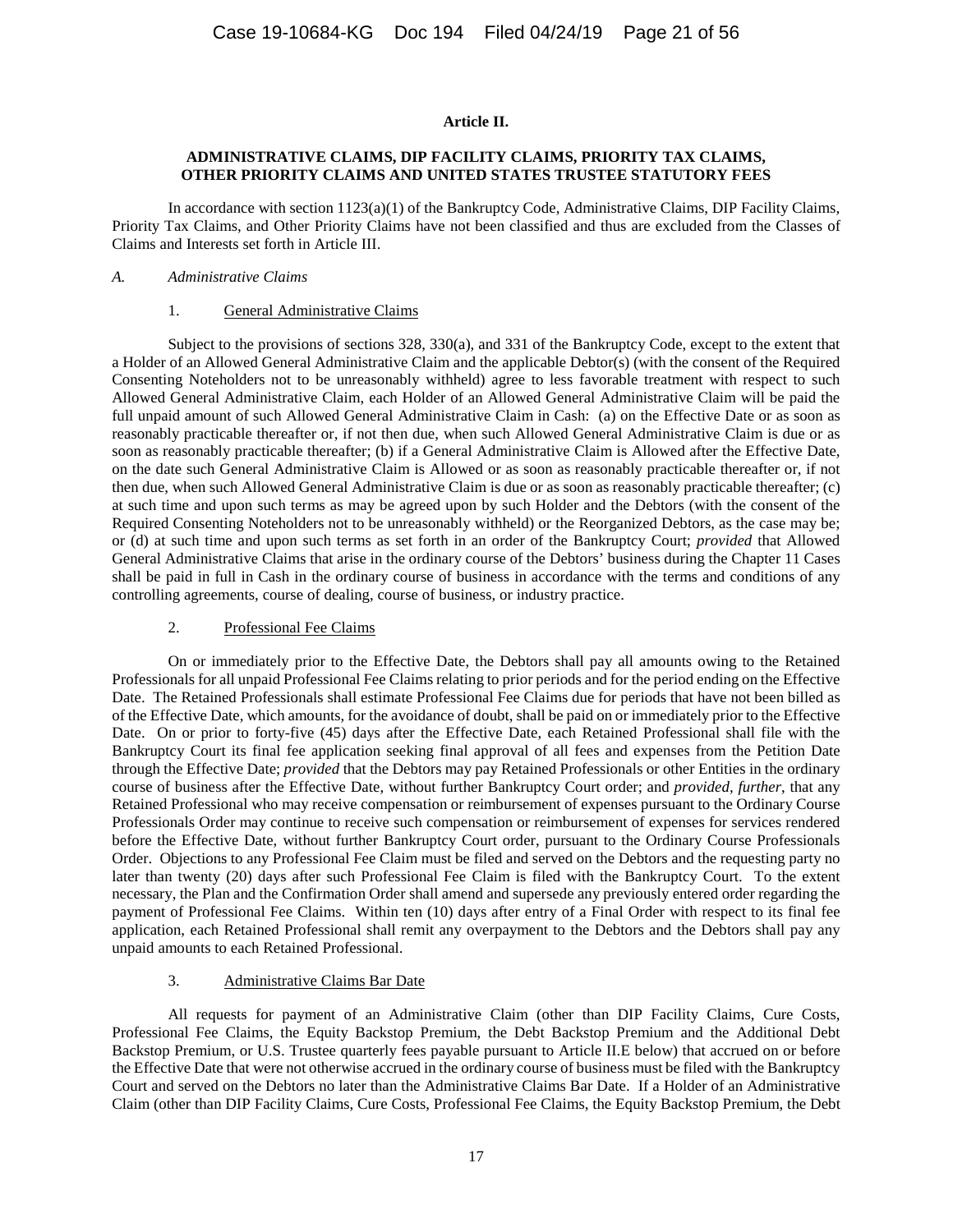# Article II.

## ADMINISTRATIVE CLAIMS, DIP FACILITY CLAIMS, PRIORITY TAX CLAIMS, OTHER PRIORITY CLAIMS AND UNITED STATES TRUSTEE STATUTORY FEES

In accordance with section 1123(a)(1) of the Bankruptcy Code, Administrative Claims, DIP Facility Claims, Priority Tax Claims, and Other Priority Claims have not been classified and thus are excluded from the Classes of Claims and Interests set forth in Article III.

### *A. Administrative Claims*

#### 1. General Administrative Claims

Subject to the provisions of sections 328, 330(a), and 331 of the Bankruptcy Code, except to the extent that a Holder of an Allowed General Administrative Claim and the applicable Debtor(s) (with the consent of the Required Consenting Noteholders not to be unreasonably withheld) agree to less favorable treatment with respect to such Allowed General Administrative Claim, each Holder of an Allowed General Administrative Claim will be paid the full unpaid amount of such Allowed General Administrative Claim in Cash: (a) on the Effective Date or as soon as reasonably practicable thereafter or, if not then due, when such Allowed General Administrative Claim is due or as soon as reasonably practicable thereafter; (b) if a General Administrative Claim is Allowed after the Effective Date, on the date such General Administrative Claim is Allowed or as soon as reasonably practicable thereafter or, if not then due, when such Allowed General Administrative Claim is due or as soon as reasonably practicable thereafter; (c) at such time and upon such terms as may be agreed upon by such Holder and the Debtors (with the consent of the Required Consenting Noteholders not to be unreasonably withheld) or the Reorganized Debtors, as the case may be; or (d) at such time and upon such terms as set forth in an order of the Bankruptcy Court; *provided* that Allowed General Administrative Claims that arise in the ordinary course of the Debtors' business during the Chapter 11 Cases shall be paid in full in Cash in the ordinary course of business in accordance with the terms and conditions of any controlling agreements, course of dealing, course of business, or industry practice.

#### 2. Professional Fee Claims

On or immediately prior to the Effective Date, the Debtors shall pay all amounts owing to the Retained Professionals for all unpaid Professional Fee Claims relating to prior periods and for the period ending on the Effective Date. The Retained Professionals shall estimate Professional Fee Claims due for periods that have not been billed as of the Effective Date, which amounts, for the avoidance of doubt, shall be paid on or immediately prior to the Effective Date. On or prior to forty-five (45) days after the Effective Date, each Retained Professional shall file with the Bankruptcy Court its final fee application seeking final approval of all fees and expenses from the Petition Date through the Effective Date; *provided* that the Debtors may pay Retained Professionals or other Entities in the ordinary course of business after the Effective Date, without further Bankruptcy Court order; and *provided, further*, that any Retained Professional who may receive compensation or reimbursement of expenses pursuant to the Ordinary Course Professionals Order may continue to receive such compensation or reimbursement of expenses for services rendered before the Effective Date, without further Bankruptcy Court order, pursuant to the Ordinary Course Professionals Order. Objections to any Professional Fee Claim must be filed and served on the Debtors and the requesting party no later than twenty (20) days after such Professional Fee Claim is filed with the Bankruptcy Court. To the extent necessary, the Plan and the Confirmation Order shall amend and supersede any previously entered order regarding the payment of Professional Fee Claims. Within ten (10) days after entry of a Final Order with respect to its final fee application, each Retained Professional shall remit any overpayment to the Debtors and the Debtors shall pay any unpaid amounts to each Retained Professional.

#### 3. Administrative Claims Bar Date

All requests for payment of an Administrative Claim (other than DIP Facility Claims, Cure Costs, Professional Fee Claims, the Equity Backstop Premium, the Debt Backstop Premium and the Additional Debt Backstop Premium, or U.S. Trustee quarterly fees payable pursuant to Article II.E below) that accrued on or before the Effective Date that were not otherwise accrued in the ordinary course of business must be filed with the Bankruptcy Court and served on the Debtors no later than the Administrative Claims Bar Date. If a Holder of an Administrative Claim (other than DIP Facility Claims, Cure Costs, Professional Fee Claims, the Equity Backstop Premium, the Debt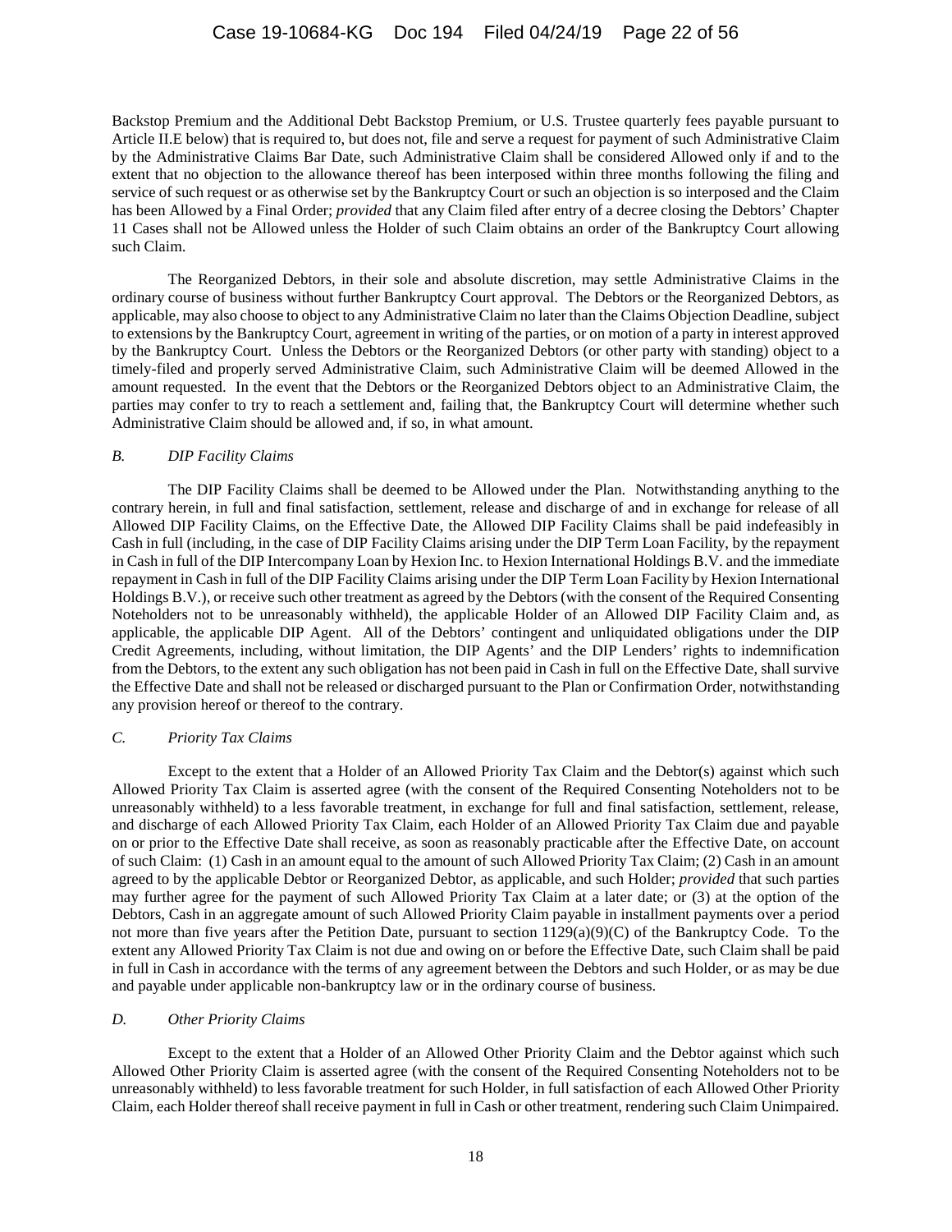Backstop Premium and the Additional Debt Backstop Premium, or U.S. Trustee quarterly fees payable pursuant to Article II.E below) that is required to, but does not, file and serve a request for payment of such Administrative Claim by the Administrative Claims Bar Date, such Administrative Claim shall be considered Allowed only if and to the extent that no objection to the allowance thereof has been interposed within three months following the filing and service of such request or as otherwise set by the Bankruptcy Court or such an objection is so interposed and the Claim has been Allowed by a Final Order; *provided* that any Claim filed after entry of a decree closing the Debtors' Chapter 11 Cases shall not be Allowed unless the Holder of such Claim obtains an order of the Bankruptcy Court allowing such Claim.

The Reorganized Debtors, in their sole and absolute discretion, may settle Administrative Claims in the ordinary course of business without further Bankruptcy Court approval. The Debtors or the Reorganized Debtors, as applicable, may also choose to object to any Administrative Claim no later than the Claims Objection Deadline, subject to extensions by the Bankruptcy Court, agreement in writing of the parties, or on motion of a party in interest approved by the Bankruptcy Court. Unless the Debtors or the Reorganized Debtors (or other party with standing) object to a timely-filed and properly served Administrative Claim, such Administrative Claim will be deemed Allowed in the amount requested. In the event that the Debtors or the Reorganized Debtors object to an Administrative Claim, the parties may confer to try to reach a settlement and, failing that, the Bankruptcy Court will determine whether such Administrative Claim should be allowed and, if so, in what amount.

### *B. DIP Facility Claims*

The DIP Facility Claims shall be deemed to be Allowed under the Plan. Notwithstanding anything to the contrary herein, in full and final satisfaction, settlement, release and discharge of and in exchange for release of all Allowed DIP Facility Claims, on the Effective Date, the Allowed DIP Facility Claims shall be paid indefeasibly in Cash in full (including, in the case of DIP Facility Claims arising under the DIP Term Loan Facility, by the repayment in Cash in full of the DIP Intercompany Loan by Hexion Inc. to Hexion International Holdings B.V. and the immediate repayment in Cash in full of the DIP Facility Claims arising under the DIP Term Loan Facility by Hexion International Holdings B.V.), or receive such other treatment as agreed by the Debtors (with the consent of the Required Consenting Noteholders not to be unreasonably withheld), the applicable Holder of an Allowed DIP Facility Claim and, as applicable, the applicable DIP Agent. All of the Debtors' contingent and unliquidated obligations under the DIP Credit Agreements, including, without limitation, the DIP Agents' and the DIP Lenders' rights to indemnification from the Debtors, to the extent any such obligation has not been paid in Cash in full on the Effective Date, shall survive the Effective Date and shall not be released or discharged pursuant to the Plan or Confirmation Order, notwithstanding any provision hereof or thereof to the contrary.

### *C. Priority Tax Claims*

Except to the extent that a Holder of an Allowed Priority Tax Claim and the Debtor(s) against which such Allowed Priority Tax Claim is asserted agree (with the consent of the Required Consenting Noteholders not to be unreasonably withheld) to a less favorable treatment, in exchange for full and final satisfaction, settlement, release, and discharge of each Allowed Priority Tax Claim, each Holder of an Allowed Priority Tax Claim due and payable on or prior to the Effective Date shall receive, as soon as reasonably practicable after the Effective Date, on account of such Claim: (1) Cash in an amount equal to the amount of such Allowed Priority Tax Claim; (2) Cash in an amount agreed to by the applicable Debtor or Reorganized Debtor, as applicable, and such Holder; *provided* that such parties may further agree for the payment of such Allowed Priority Tax Claim at a later date; or (3) at the option of the Debtors, Cash in an aggregate amount of such Allowed Priority Claim payable in installment payments over a period not more than five years after the Petition Date, pursuant to section 1129(a)(9)(C) of the Bankruptcy Code. To the extent any Allowed Priority Tax Claim is not due and owing on or before the Effective Date, such Claim shall be paid in full in Cash in accordance with the terms of any agreement between the Debtors and such Holder, or as may be due and payable under applicable non-bankruptcy law or in the ordinary course of business.

### *D. Other Priority Claims*

Except to the extent that a Holder of an Allowed Other Priority Claim and the Debtor against which such Allowed Other Priority Claim is asserted agree (with the consent of the Required Consenting Noteholders not to be unreasonably withheld) to less favorable treatment for such Holder, in full satisfaction of each Allowed Other Priority Claim, each Holder thereof shall receive payment in full in Cash or other treatment, rendering such Claim Unimpaired.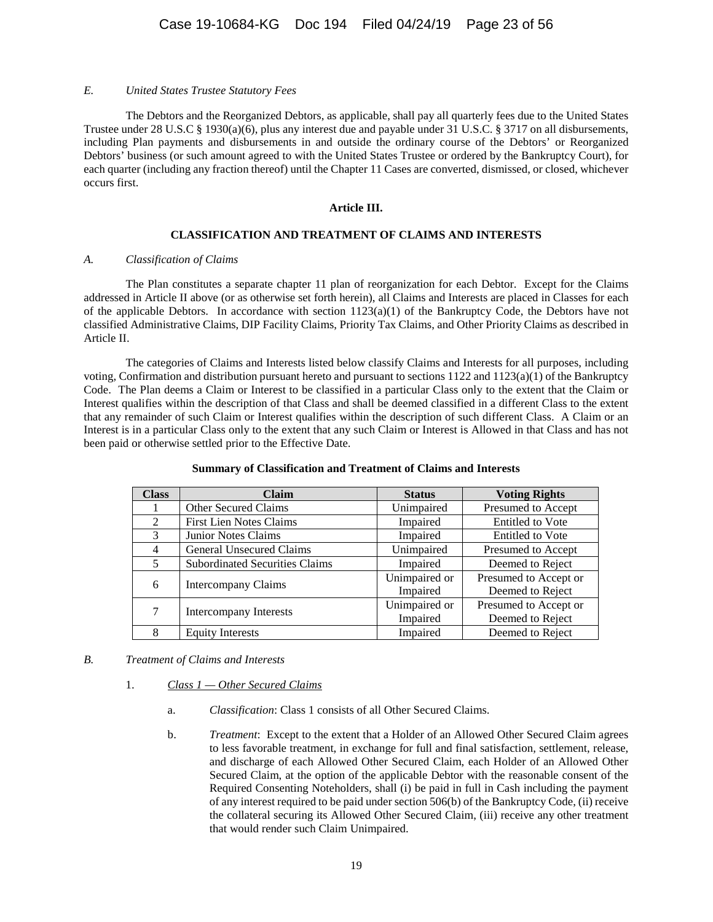*E. United States Trustee Statutory Fees*

The Debtors and the Reorganized Debtors, as applicable, shall pay all quarterly fees due to the United States Trustee under 28 U.S.C § 1930(a)(6), plus any interest due and payable under 31 U.S.C. § 3717 on all disbursements, including Plan payments and disbursements in and outside the ordinary course of the Debtors' or Reorganized Debtors' business (or such amount agreed to with the United States Trustee or ordered by the Bankruptcy Court), for each quarter (including any fraction thereof) until the Chapter 11 Cases are converted, dismissed, or closed, whichever occurs first.

## Article III.

## CLASSIFICATION AND TREATMENT OF CLAIMS AND INTERESTS

*A. Classification of Claims*

The Plan constitutes a separate chapter 11 plan of reorganization for each Debtor. Except for the Claims addressed in Article II above (or as otherwise set forth herein), all Claims and Interests are placed in Classes for each of the applicable Debtors. In accordance with section 1123(a)(1) of the Bankruptcy Code, the Debtors have not classified Administrative Claims, DIP Facility Claims, Priority Tax Claims, and Other Priority Claims as described in Article II.

The categories of Claims and Interests listed below classify Claims and Interests for all purposes, including voting, Confirmation and distribution pursuant hereto and pursuant to sections 1122 and 1123(a)(1) of the Bankruptcy Code. The Plan deems a Claim or Interest to be classified in a particular Class only to the extent that the Claim or Interest qualifies within the description of that Class and shall be deemed classified in a different Class to the extent that any remainder of such Claim or Interest qualifies within the description of such different Class. A Claim or an Interest is in a particular Class only to the extent that any such Claim or Interest is Allowed in that Class and has not been paid or otherwise settled prior to the Effective Date.

**Summary of Classification and Treatment of Claims and Interests**

| Class | Claim | Status | Voting Rights |
|---|---|---|---|
| 1 | Other Secured Claims | Unimpaired | Presumed to Accept |
| 2 | First Lien Notes Claims | Impaired | Entitled to Vote |
| 3 | Junior Notes Claims | Impaired | Entitled to Vote |
| 4 | General Unsecured Claims | Unimpaired | Presumed to Accept |
| 5 | Subordinated Securities Claims | Impaired | Deemed to Reject |
| 6 | Intercompany Claims | Unimpaired or Impaired | Presumed to Accept or Deemed to Reject |
| 7 | Intercompany Interests | Unimpaired or Impaired | Presumed to Accept or Deemed to Reject |
| 8 | Equity Interests | Impaired | Deemed to Reject |

*B. Treatment of Claims and Interests*

1. <u>*Class 1 — Other Secured Claims*</u>

   a. *Classification*: Class 1 consists of all Other Secured Claims.

   b. *Treatment*: Except to the extent that a Holder of an Allowed Other Secured Claim agrees to less favorable treatment, in exchange for full and final satisfaction, settlement, release, and discharge of each Allowed Other Secured Claim, each Holder of an Allowed Other Secured Claim, at the option of the applicable Debtor with the reasonable consent of the Required Consenting Noteholders, shall (i) be paid in full in Cash including the payment of any interest required to be paid under section 506(b) of the Bankruptcy Code, (ii) receive the collateral securing its Allowed Other Secured Claim, (iii) receive any other treatment that would render such Claim Unimpaired.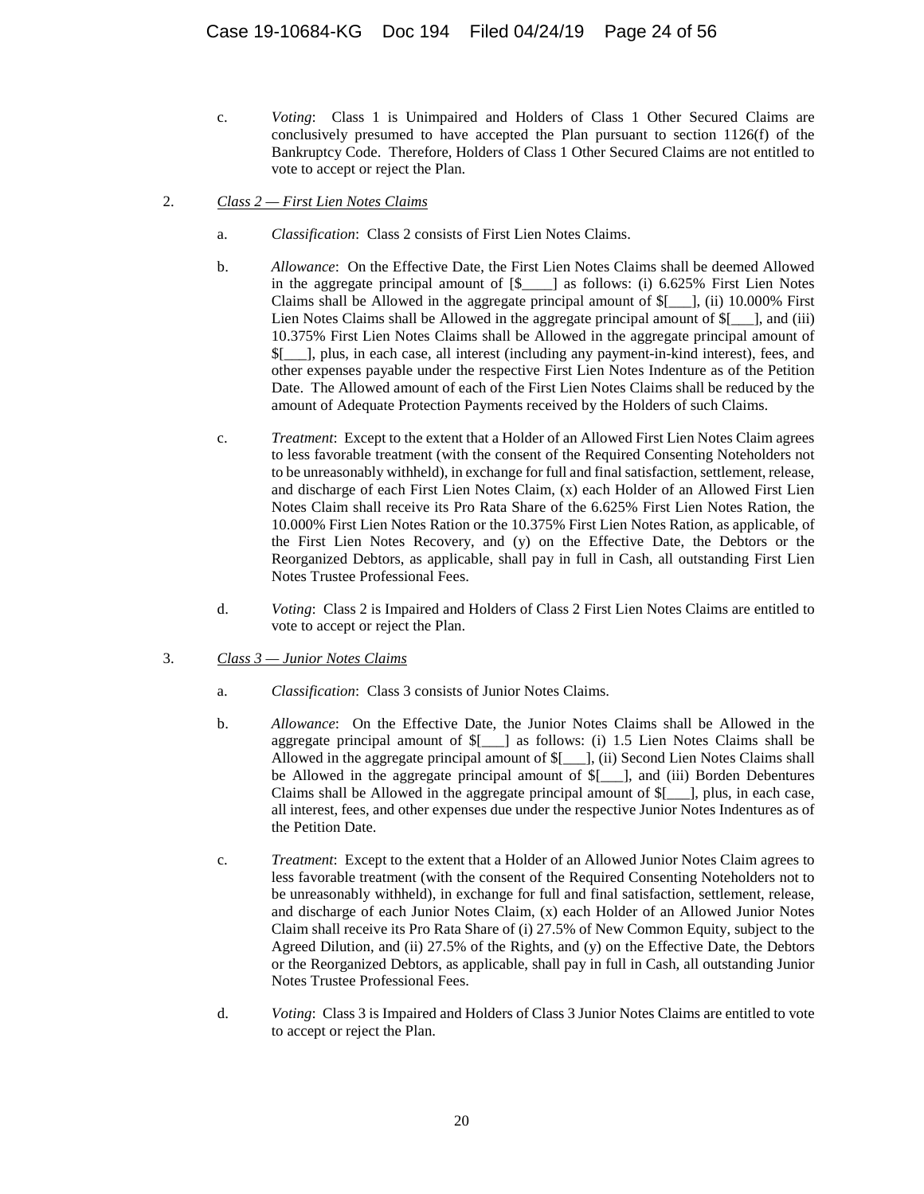c. *Voting*: Class 1 is Unimpaired and Holders of Class 1 Other Secured Claims are conclusively presumed to have accepted the Plan pursuant to section 1126(f) of the Bankruptcy Code. Therefore, Holders of Class 1 Other Secured Claims are not entitled to vote to accept or reject the Plan.

2. <u>*Class 2 — First Lien Notes Claims*</u>

   a. *Classification*: Class 2 consists of First Lien Notes Claims.

   b. *Allowance*: On the Effective Date, the First Lien Notes Claims shall be deemed Allowed in the aggregate principal amount of [$____] as follows: (i) 6.625% First Lien Notes Claims shall be Allowed in the aggregate principal amount of $[___], (ii) 10.000% First Lien Notes Claims shall be Allowed in the aggregate principal amount of $[___], and (iii) 10.375% First Lien Notes Claims shall be Allowed in the aggregate principal amount of $[___], plus, in each case, all interest (including any payment-in-kind interest), fees, and other expenses payable under the respective First Lien Notes Indenture as of the Petition Date. The Allowed amount of each of the First Lien Notes Claims shall be reduced by the amount of Adequate Protection Payments received by the Holders of such Claims.

   c. *Treatment*: Except to the extent that a Holder of an Allowed First Lien Notes Claim agrees to less favorable treatment (with the consent of the Required Consenting Noteholders not to be unreasonably withheld), in exchange for full and final satisfaction, settlement, release, and discharge of each First Lien Notes Claim, (x) each Holder of an Allowed First Lien Notes Claim shall receive its Pro Rata Share of the 6.625% First Lien Notes Ration, the 10.000% First Lien Notes Ration or the 10.375% First Lien Notes Ration, as applicable, of the First Lien Notes Recovery, and (y) on the Effective Date, the Debtors or the Reorganized Debtors, as applicable, shall pay in full in Cash, all outstanding First Lien Notes Trustee Professional Fees.

   d. *Voting*: Class 2 is Impaired and Holders of Class 2 First Lien Notes Claims are entitled to vote to accept or reject the Plan.

3. <u>*Class 3 — Junior Notes Claims*</u>

   a. *Classification*: Class 3 consists of Junior Notes Claims.

   b. *Allowance*: On the Effective Date, the Junior Notes Claims shall be Allowed in the aggregate principal amount of $[___] as follows: (i) 1.5 Lien Notes Claims shall be Allowed in the aggregate principal amount of $[___], (ii) Second Lien Notes Claims shall be Allowed in the aggregate principal amount of $[___], and (iii) Borden Debentures Claims shall be Allowed in the aggregate principal amount of $[___], plus, in each case, all interest, fees, and other expenses due under the respective Junior Notes Indentures as of the Petition Date.

   c. *Treatment*: Except to the extent that a Holder of an Allowed Junior Notes Claim agrees to less favorable treatment (with the consent of the Required Consenting Noteholders not to be unreasonably withheld), in exchange for full and final satisfaction, settlement, release, and discharge of each Junior Notes Claim, (x) each Holder of an Allowed Junior Notes Claim shall receive its Pro Rata Share of (i) 27.5% of New Common Equity, subject to the Agreed Dilution, and (ii) 27.5% of the Rights, and (y) on the Effective Date, the Debtors or the Reorganized Debtors, as applicable, shall pay in full in Cash, all outstanding Junior Notes Trustee Professional Fees.

   d. *Voting*: Class 3 is Impaired and Holders of Class 3 Junior Notes Claims are entitled to vote to accept or reject the Plan.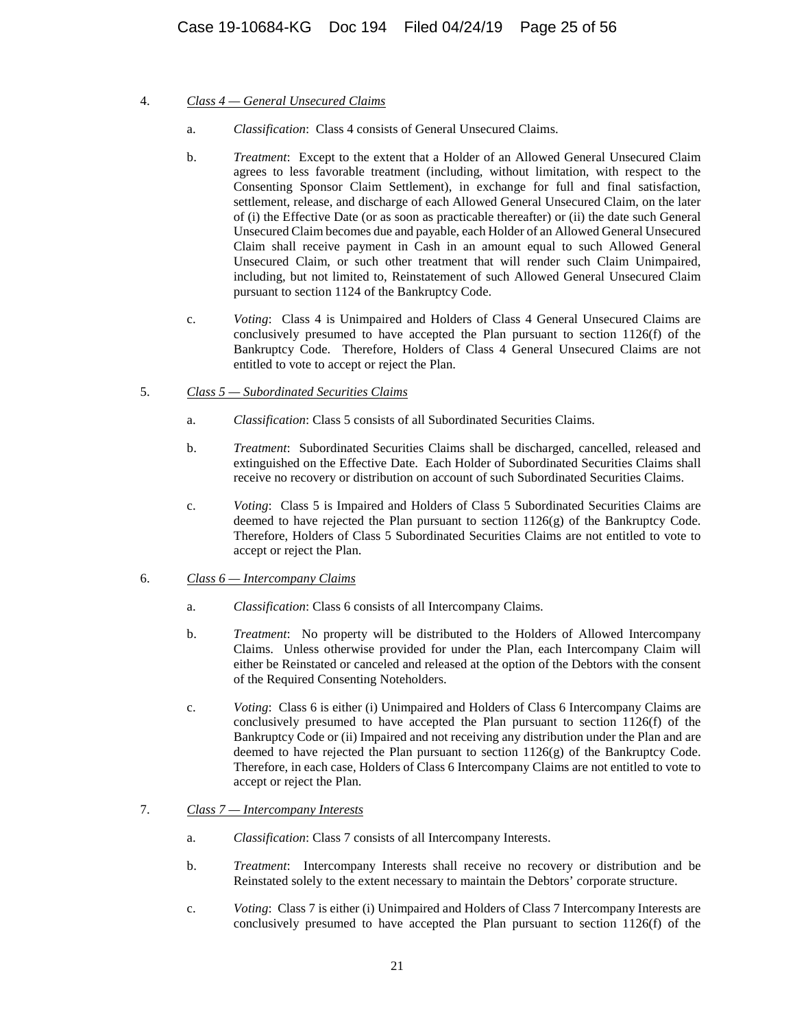4. *Class 4 — General Unsecured Claims*

   a. *Classification*: Class 4 consists of General Unsecured Claims.

   b. *Treatment*: Except to the extent that a Holder of an Allowed General Unsecured Claim agrees to less favorable treatment (including, without limitation, with respect to the Consenting Sponsor Claim Settlement), in exchange for full and final satisfaction, settlement, release, and discharge of each Allowed General Unsecured Claim, on the later of (i) the Effective Date (or as soon as practicable thereafter) or (ii) the date such General Unsecured Claim becomes due and payable, each Holder of an Allowed General Unsecured Claim shall receive payment in Cash in an amount equal to such Allowed General Unsecured Claim, or such other treatment that will render such Claim Unimpaired, including, but not limited to, Reinstatement of such Allowed General Unsecured Claim pursuant to section 1124 of the Bankruptcy Code.

   c. *Voting*: Class 4 is Unimpaired and Holders of Class 4 General Unsecured Claims are conclusively presumed to have accepted the Plan pursuant to section 1126(f) of the Bankruptcy Code. Therefore, Holders of Class 4 General Unsecured Claims are not entitled to vote to accept or reject the Plan.

5. *Class 5 — Subordinated Securities Claims*

   a. *Classification*: Class 5 consists of all Subordinated Securities Claims.

   b. *Treatment*: Subordinated Securities Claims shall be discharged, cancelled, released and extinguished on the Effective Date. Each Holder of Subordinated Securities Claims shall receive no recovery or distribution on account of such Subordinated Securities Claims.

   c. *Voting*: Class 5 is Impaired and Holders of Class 5 Subordinated Securities Claims are deemed to have rejected the Plan pursuant to section 1126(g) of the Bankruptcy Code. Therefore, Holders of Class 5 Subordinated Securities Claims are not entitled to vote to accept or reject the Plan.

6. *Class 6 — Intercompany Claims*

   a. *Classification*: Class 6 consists of all Intercompany Claims.

   b. *Treatment*: No property will be distributed to the Holders of Allowed Intercompany Claims. Unless otherwise provided for under the Plan, each Intercompany Claim will either be Reinstated or canceled and released at the option of the Debtors with the consent of the Required Consenting Noteholders.

   c. *Voting*: Class 6 is either (i) Unimpaired and Holders of Class 6 Intercompany Claims are conclusively presumed to have accepted the Plan pursuant to section 1126(f) of the Bankruptcy Code or (ii) Impaired and not receiving any distribution under the Plan and are deemed to have rejected the Plan pursuant to section 1126(g) of the Bankruptcy Code. Therefore, in each case, Holders of Class 6 Intercompany Claims are not entitled to vote to accept or reject the Plan.

7. *Class 7 — Intercompany Interests*

   a. *Classification*: Class 7 consists of all Intercompany Interests.

   b. *Treatment*: Intercompany Interests shall receive no recovery or distribution and be Reinstated solely to the extent necessary to maintain the Debtors' corporate structure.

   c. *Voting*: Class 7 is either (i) Unimpaired and Holders of Class 7 Intercompany Interests are conclusively presumed to have accepted the Plan pursuant to section 1126(f) of the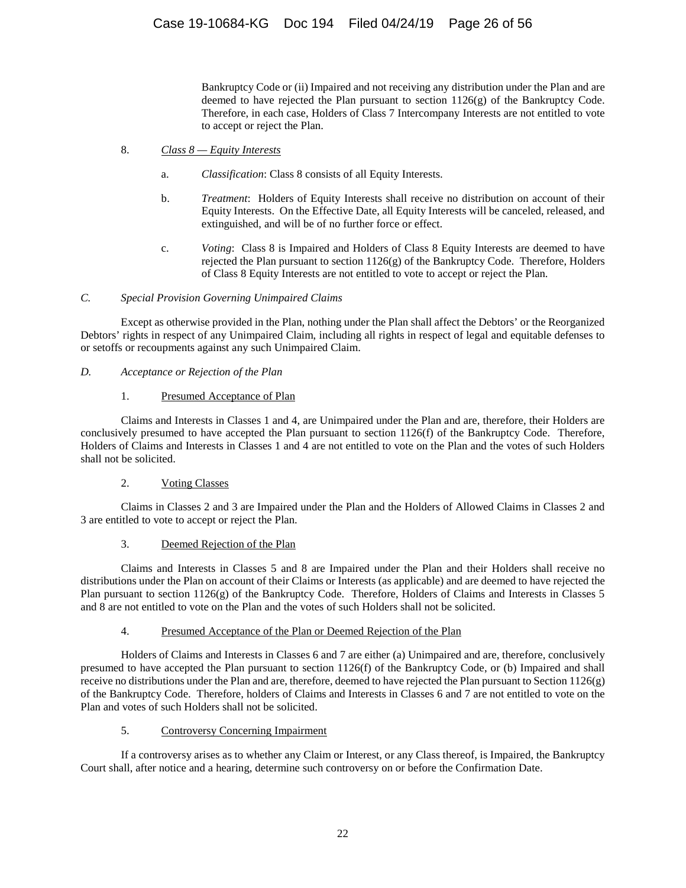Bankruptcy Code or (ii) Impaired and not receiving any distribution under the Plan and are deemed to have rejected the Plan pursuant to section 1126(g) of the Bankruptcy Code. Therefore, in each case, Holders of Class 7 Intercompany Interests are not entitled to vote to accept or reject the Plan.

8. *Class 8 — Equity Interests*

a. *Classification*: Class 8 consists of all Equity Interests.

b. *Treatment*: Holders of Equity Interests shall receive no distribution on account of their Equity Interests. On the Effective Date, all Equity Interests will be canceled, released, and extinguished, and will be of no further force or effect.

c. *Voting*: Class 8 is Impaired and Holders of Class 8 Equity Interests are deemed to have rejected the Plan pursuant to section 1126(g) of the Bankruptcy Code. Therefore, Holders of Class 8 Equity Interests are not entitled to vote to accept or reject the Plan.

*C. Special Provision Governing Unimpaired Claims*

Except as otherwise provided in the Plan, nothing under the Plan shall affect the Debtors' or the Reorganized Debtors' rights in respect of any Unimpaired Claim, including all rights in respect of legal and equitable defenses to or setoffs or recoupments against any such Unimpaired Claim.

*D. Acceptance or Rejection of the Plan*

1. Presumed Acceptance of Plan

Claims and Interests in Classes 1 and 4, are Unimpaired under the Plan and are, therefore, their Holders are conclusively presumed to have accepted the Plan pursuant to section 1126(f) of the Bankruptcy Code. Therefore, Holders of Claims and Interests in Classes 1 and 4 are not entitled to vote on the Plan and the votes of such Holders shall not be solicited.

2. Voting Classes

Claims in Classes 2 and 3 are Impaired under the Plan and the Holders of Allowed Claims in Classes 2 and 3 are entitled to vote to accept or reject the Plan.

3. Deemed Rejection of the Plan

Claims and Interests in Classes 5 and 8 are Impaired under the Plan and their Holders shall receive no distributions under the Plan on account of their Claims or Interests (as applicable) and are deemed to have rejected the Plan pursuant to section 1126(g) of the Bankruptcy Code. Therefore, Holders of Claims and Interests in Classes 5 and 8 are not entitled to vote on the Plan and the votes of such Holders shall not be solicited.

4. Presumed Acceptance of the Plan or Deemed Rejection of the Plan

Holders of Claims and Interests in Classes 6 and 7 are either (a) Unimpaired and are, therefore, conclusively presumed to have accepted the Plan pursuant to section 1126(f) of the Bankruptcy Code, or (b) Impaired and shall receive no distributions under the Plan and are, therefore, deemed to have rejected the Plan pursuant to Section 1126(g) of the Bankruptcy Code. Therefore, holders of Claims and Interests in Classes 6 and 7 are not entitled to vote on the Plan and votes of such Holders shall not be solicited.

5. Controversy Concerning Impairment

If a controversy arises as to whether any Claim or Interest, or any Class thereof, is Impaired, the Bankruptcy Court shall, after notice and a hearing, determine such controversy on or before the Confirmation Date.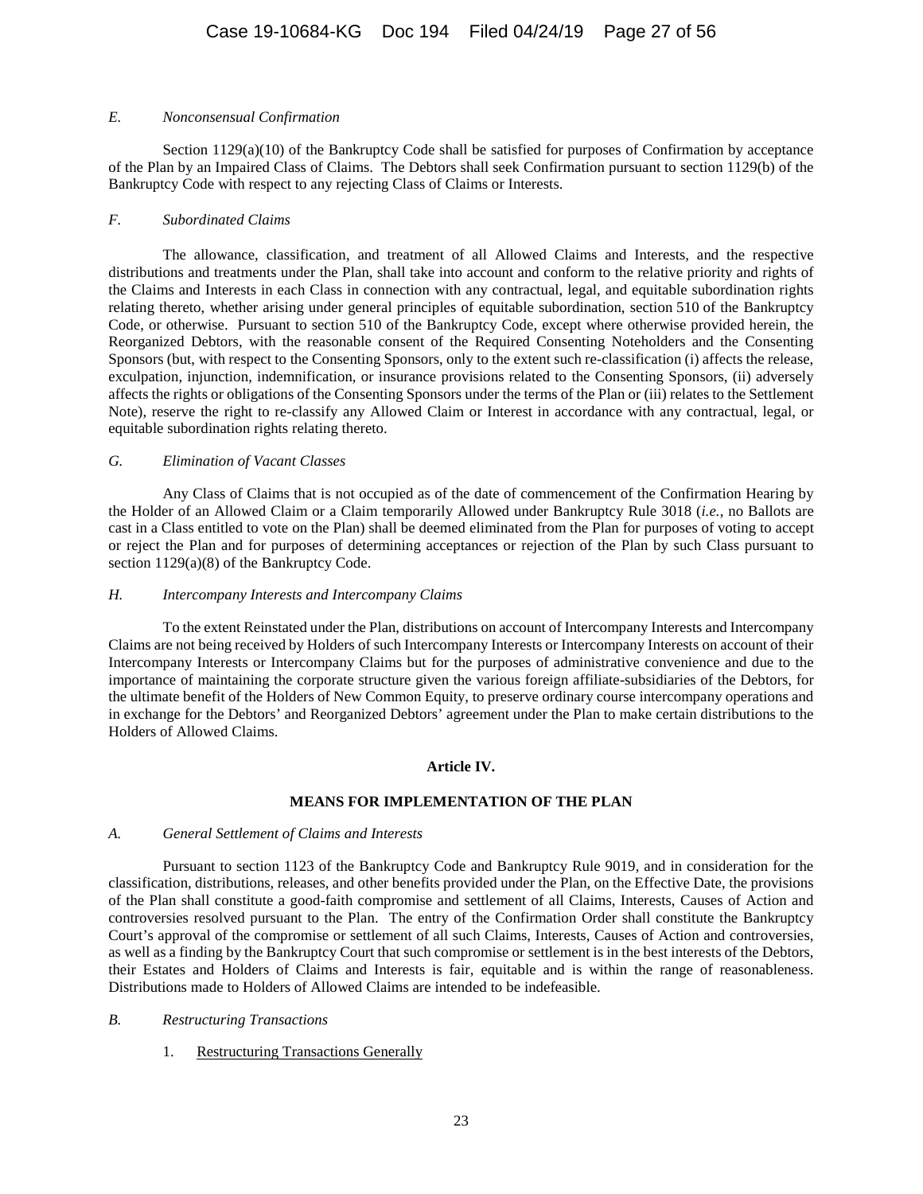*E. Nonconsensual Confirmation*

Section 1129(a)(10) of the Bankruptcy Code shall be satisfied for purposes of Confirmation by acceptance of the Plan by an Impaired Class of Claims. The Debtors shall seek Confirmation pursuant to section 1129(b) of the Bankruptcy Code with respect to any rejecting Class of Claims or Interests.

*F. Subordinated Claims*

The allowance, classification, and treatment of all Allowed Claims and Interests, and the respective distributions and treatments under the Plan, shall take into account and conform to the relative priority and rights of the Claims and Interests in each Class in connection with any contractual, legal, and equitable subordination rights relating thereto, whether arising under general principles of equitable subordination, section 510 of the Bankruptcy Code, or otherwise. Pursuant to section 510 of the Bankruptcy Code, except where otherwise provided herein, the Reorganized Debtors, with the reasonable consent of the Required Consenting Noteholders and the Consenting Sponsors (but, with respect to the Consenting Sponsors, only to the extent such re-classification (i) affects the release, exculpation, injunction, indemnification, or insurance provisions related to the Consenting Sponsors, (ii) adversely affects the rights or obligations of the Consenting Sponsors under the terms of the Plan or (iii) relates to the Settlement Note), reserve the right to re-classify any Allowed Claim or Interest in accordance with any contractual, legal, or equitable subordination rights relating thereto.

*G. Elimination of Vacant Classes*

Any Class of Claims that is not occupied as of the date of commencement of the Confirmation Hearing by the Holder of an Allowed Claim or a Claim temporarily Allowed under Bankruptcy Rule 3018 (*i.e.*, no Ballots are cast in a Class entitled to vote on the Plan) shall be deemed eliminated from the Plan for purposes of voting to accept or reject the Plan and for purposes of determining acceptances or rejection of the Plan by such Class pursuant to section 1129(a)(8) of the Bankruptcy Code.

*H. Intercompany Interests and Intercompany Claims*

To the extent Reinstated under the Plan, distributions on account of Intercompany Interests and Intercompany Claims are not being received by Holders of such Intercompany Interests or Intercompany Interests on account of their Intercompany Interests or Intercompany Claims but for the purposes of administrative convenience and due to the importance of maintaining the corporate structure given the various foreign affiliate-subsidiaries of the Debtors, for the ultimate benefit of the Holders of New Common Equity, to preserve ordinary course intercompany operations and in exchange for the Debtors' and Reorganized Debtors' agreement under the Plan to make certain distributions to the Holders of Allowed Claims.

## Article IV.

## MEANS FOR IMPLEMENTATION OF THE PLAN

*A. General Settlement of Claims and Interests*

Pursuant to section 1123 of the Bankruptcy Code and Bankruptcy Rule 9019, and in consideration for the classification, distributions, releases, and other benefits provided under the Plan, on the Effective Date, the provisions of the Plan shall constitute a good-faith compromise and settlement of all Claims, Interests, Causes of Action and controversies resolved pursuant to the Plan. The entry of the Confirmation Order shall constitute the Bankruptcy Court's approval of the compromise or settlement of all such Claims, Interests, Causes of Action and controversies, as well as a finding by the Bankruptcy Court that such compromise or settlement is in the best interests of the Debtors, their Estates and Holders of Claims and Interests is fair, equitable and is within the range of reasonableness. Distributions made to Holders of Allowed Claims are intended to be indefeasible.

*B. Restructuring Transactions*

1. Restructuring Transactions Generally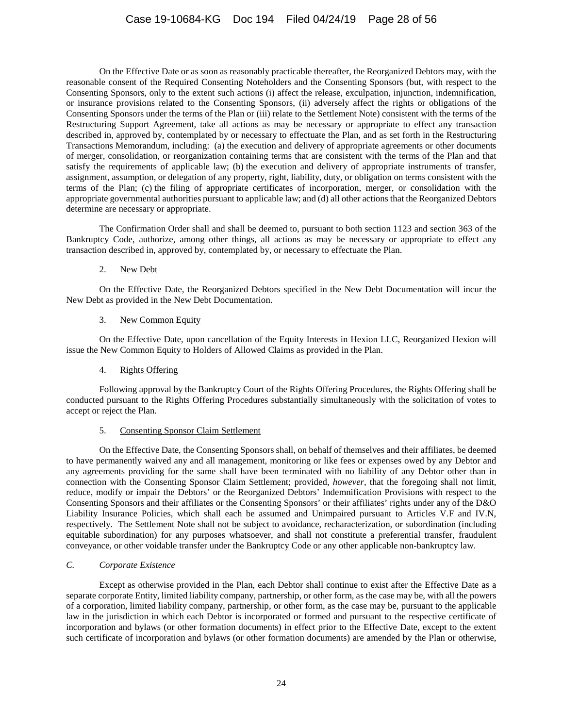On the Effective Date or as soon as reasonably practicable thereafter, the Reorganized Debtors may, with the reasonable consent of the Required Consenting Noteholders and the Consenting Sponsors (but, with respect to the Consenting Sponsors, only to the extent such actions (i) affect the release, exculpation, injunction, indemnification, or insurance provisions related to the Consenting Sponsors, (ii) adversely affect the rights or obligations of the Consenting Sponsors under the terms of the Plan or (iii) relate to the Settlement Note) consistent with the terms of the Restructuring Support Agreement, take all actions as may be necessary or appropriate to effect any transaction described in, approved by, contemplated by or necessary to effectuate the Plan, and as set forth in the Restructuring Transactions Memorandum, including: (a) the execution and delivery of appropriate agreements or other documents of merger, consolidation, or reorganization containing terms that are consistent with the terms of the Plan and that satisfy the requirements of applicable law; (b) the execution and delivery of appropriate instruments of transfer, assignment, assumption, or delegation of any property, right, liability, duty, or obligation on terms consistent with the terms of the Plan; (c) the filing of appropriate certificates of incorporation, merger, or consolidation with the appropriate governmental authorities pursuant to applicable law; and (d) all other actions that the Reorganized Debtors determine are necessary or appropriate.

The Confirmation Order shall and shall be deemed to, pursuant to both section 1123 and section 363 of the Bankruptcy Code, authorize, among other things, all actions as may be necessary or appropriate to effect any transaction described in, approved by, contemplated by, or necessary to effectuate the Plan.

2. New Debt

On the Effective Date, the Reorganized Debtors specified in the New Debt Documentation will incur the New Debt as provided in the New Debt Documentation.

3. New Common Equity

On the Effective Date, upon cancellation of the Equity Interests in Hexion LLC, Reorganized Hexion will issue the New Common Equity to Holders of Allowed Claims as provided in the Plan.

4. Rights Offering

Following approval by the Bankruptcy Court of the Rights Offering Procedures, the Rights Offering shall be conducted pursuant to the Rights Offering Procedures substantially simultaneously with the solicitation of votes to accept or reject the Plan.

5. Consenting Sponsor Claim Settlement

On the Effective Date, the Consenting Sponsors shall, on behalf of themselves and their affiliates, be deemed to have permanently waived any and all management, monitoring or like fees or expenses owed by any Debtor and any agreements providing for the same shall have been terminated with no liability of any Debtor other than in connection with the Consenting Sponsor Claim Settlement; provided, *however*, that the foregoing shall not limit, reduce, modify or impair the Debtors' or the Reorganized Debtors' Indemnification Provisions with respect to the Consenting Sponsors and their affiliates or the Consenting Sponsors' or their affiliates' rights under any of the D&O Liability Insurance Policies, which shall each be assumed and Unimpaired pursuant to Articles V.F and IV.N, respectively. The Settlement Note shall not be subject to avoidance, recharacterization, or subordination (including equitable subordination) for any purposes whatsoever, and shall not constitute a preferential transfer, fraudulent conveyance, or other voidable transfer under the Bankruptcy Code or any other applicable non-bankruptcy law.

*C. Corporate Existence*

Except as otherwise provided in the Plan, each Debtor shall continue to exist after the Effective Date as a separate corporate Entity, limited liability company, partnership, or other form, as the case may be, with all the powers of a corporation, limited liability company, partnership, or other form, as the case may be, pursuant to the applicable law in the jurisdiction in which each Debtor is incorporated or formed and pursuant to the respective certificate of incorporation and bylaws (or other formation documents) in effect prior to the Effective Date, except to the extent such certificate of incorporation and bylaws (or other formation documents) are amended by the Plan or otherwise,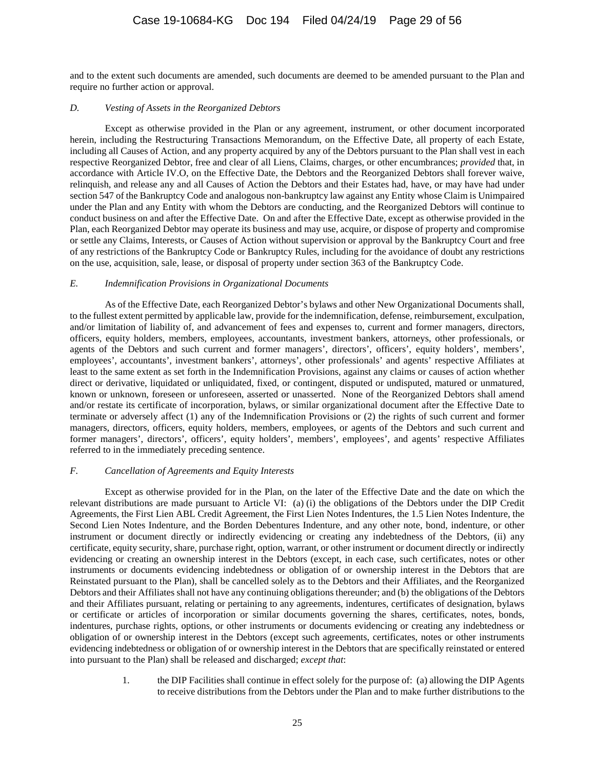and to the extent such documents are amended, such documents are deemed to be amended pursuant to the Plan and require no further action or approval.

*D. Vesting of Assets in the Reorganized Debtors*

Except as otherwise provided in the Plan or any agreement, instrument, or other document incorporated herein, including the Restructuring Transactions Memorandum, on the Effective Date, all property of each Estate, including all Causes of Action, and any property acquired by any of the Debtors pursuant to the Plan shall vest in each respective Reorganized Debtor, free and clear of all Liens, Claims, charges, or other encumbrances; *provided* that, in accordance with Article IV.O, on the Effective Date, the Debtors and the Reorganized Debtors shall forever waive, relinquish, and release any and all Causes of Action the Debtors and their Estates had, have, or may have had under section 547 of the Bankruptcy Code and analogous non-bankruptcy law against any Entity whose Claim is Unimpaired under the Plan and any Entity with whom the Debtors are conducting, and the Reorganized Debtors will continue to conduct business on and after the Effective Date. On and after the Effective Date, except as otherwise provided in the Plan, each Reorganized Debtor may operate its business and may use, acquire, or dispose of property and compromise or settle any Claims, Interests, or Causes of Action without supervision or approval by the Bankruptcy Court and free of any restrictions of the Bankruptcy Code or Bankruptcy Rules, including for the avoidance of doubt any restrictions on the use, acquisition, sale, lease, or disposal of property under section 363 of the Bankruptcy Code.

*E. Indemnification Provisions in Organizational Documents*

As of the Effective Date, each Reorganized Debtor's bylaws and other New Organizational Documents shall, to the fullest extent permitted by applicable law, provide for the indemnification, defense, reimbursement, exculpation, and/or limitation of liability of, and advancement of fees and expenses to, current and former managers, directors, officers, equity holders, members, employees, accountants, investment bankers, attorneys, other professionals, or agents of the Debtors and such current and former managers', directors', officers', equity holders', members', employees', accountants', investment bankers', attorneys', other professionals' and agents' respective Affiliates at least to the same extent as set forth in the Indemnification Provisions, against any claims or causes of action whether direct or derivative, liquidated or unliquidated, fixed, or contingent, disputed or undisputed, matured or unmatured, known or unknown, foreseen or unforeseen, asserted or unasserted. None of the Reorganized Debtors shall amend and/or restate its certificate of incorporation, bylaws, or similar organizational document after the Effective Date to terminate or adversely affect (1) any of the Indemnification Provisions or (2) the rights of such current and former managers, directors, officers, equity holders, members, employees, or agents of the Debtors and such current and former managers', directors', officers', equity holders', members', employees', and agents' respective Affiliates referred to in the immediately preceding sentence.

*F. Cancellation of Agreements and Equity Interests*

Except as otherwise provided for in the Plan, on the later of the Effective Date and the date on which the relevant distributions are made pursuant to Article VI: (a) (i) the obligations of the Debtors under the DIP Credit Agreements, the First Lien ABL Credit Agreement, the First Lien Notes Indentures, the 1.5 Lien Notes Indenture, the Second Lien Notes Indenture, and the Borden Debentures Indenture, and any other note, bond, indenture, or other instrument or document directly or indirectly evidencing or creating any indebtedness of the Debtors, (ii) any certificate, equity security, share, purchase right, option, warrant, or other instrument or document directly or indirectly evidencing or creating an ownership interest in the Debtors (except, in each case, such certificates, notes or other instruments or documents evidencing indebtedness or obligation of or ownership interest in the Debtors that are Reinstated pursuant to the Plan), shall be cancelled solely as to the Debtors and their Affiliates, and the Reorganized Debtors and their Affiliates shall not have any continuing obligations thereunder; and (b) the obligations of the Debtors and their Affiliates pursuant, relating or pertaining to any agreements, indentures, certificates of designation, bylaws or certificate or articles of incorporation or similar documents governing the shares, certificates, notes, bonds, indentures, purchase rights, options, or other instruments or documents evidencing or creating any indebtedness or obligation of or ownership interest in the Debtors (except such agreements, certificates, notes or other instruments evidencing indebtedness or obligation of or ownership interest in the Debtors that are specifically reinstated or entered into pursuant to the Plan) shall be released and discharged; *except that*:

1. the DIP Facilities shall continue in effect solely for the purpose of: (a) allowing the DIP Agents to receive distributions from the Debtors under the Plan and to make further distributions to the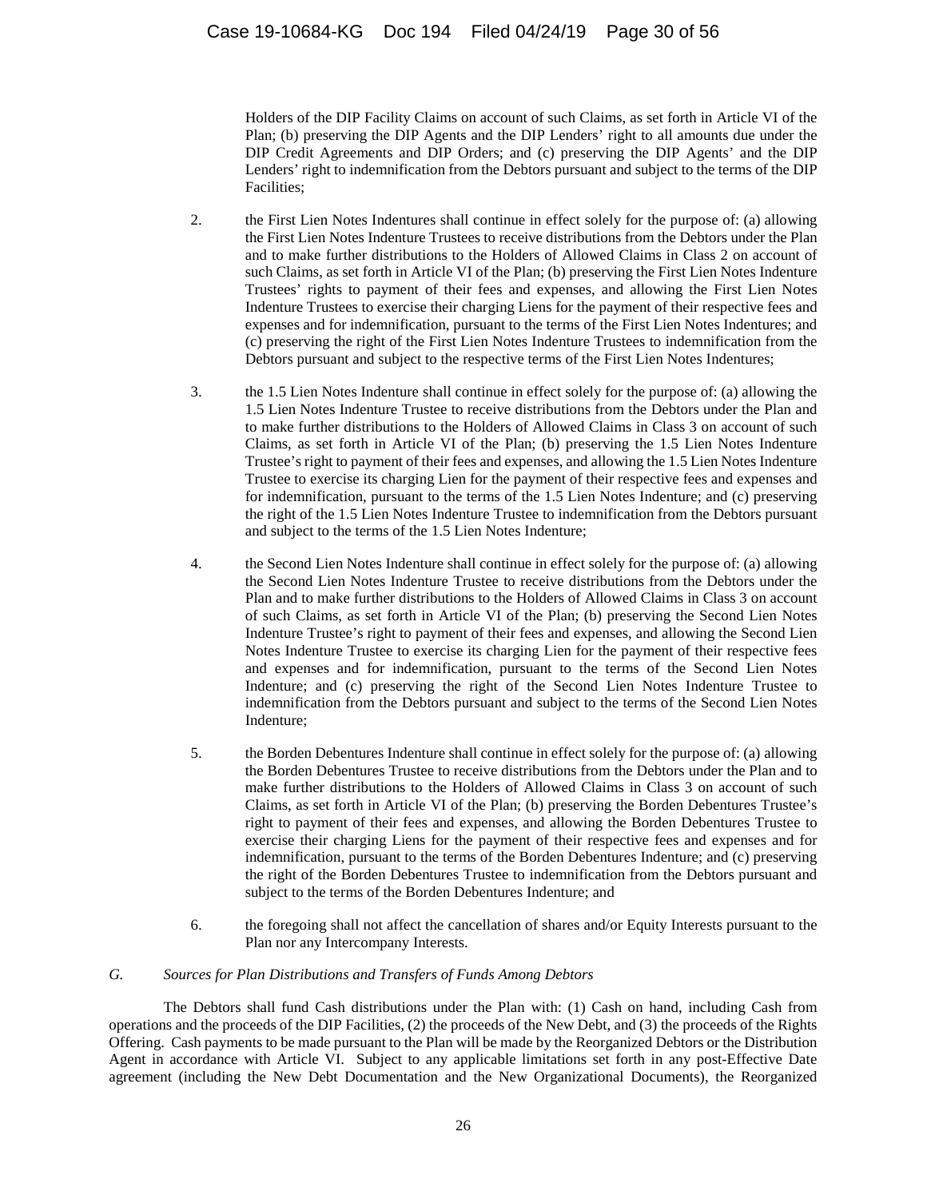Holders of the DIP Facility Claims on account of such Claims, as set forth in Article VI of the Plan; (b) preserving the DIP Agents and the DIP Lenders' right to all amounts due under the DIP Credit Agreements and DIP Orders; and (c) preserving the DIP Agents' and the DIP Lenders' right to indemnification from the Debtors pursuant and subject to the terms of the DIP Facilities;

2. the First Lien Notes Indentures shall continue in effect solely for the purpose of: (a) allowing the First Lien Notes Indenture Trustees to receive distributions from the Debtors under the Plan and to make further distributions to the Holders of Allowed Claims in Class 2 on account of such Claims, as set forth in Article VI of the Plan; (b) preserving the First Lien Notes Indenture Trustees' rights to payment of their fees and expenses, and allowing the First Lien Notes Indenture Trustees to exercise their charging Liens for the payment of their respective fees and expenses and for indemnification, pursuant to the terms of the First Lien Notes Indentures; and (c) preserving the right of the First Lien Notes Indenture Trustees to indemnification from the Debtors pursuant and subject to the respective terms of the First Lien Notes Indentures;

3. the 1.5 Lien Notes Indenture shall continue in effect solely for the purpose of: (a) allowing the 1.5 Lien Notes Indenture Trustee to receive distributions from the Debtors under the Plan and to make further distributions to the Holders of Allowed Claims in Class 3 on account of such Claims, as set forth in Article VI of the Plan; (b) preserving the 1.5 Lien Notes Indenture Trustee's right to payment of their fees and expenses, and allowing the 1.5 Lien Notes Indenture Trustee to exercise its charging Lien for the payment of their respective fees and expenses and for indemnification, pursuant to the terms of the 1.5 Lien Notes Indenture; and (c) preserving the right of the 1.5 Lien Notes Indenture Trustee to indemnification from the Debtors pursuant and subject to the terms of the 1.5 Lien Notes Indenture;

4. the Second Lien Notes Indenture shall continue in effect solely for the purpose of: (a) allowing the Second Lien Notes Indenture Trustee to receive distributions from the Debtors under the Plan and to make further distributions to the Holders of Allowed Claims in Class 3 on account of such Claims, as set forth in Article VI of the Plan; (b) preserving the Second Lien Notes Indenture Trustee's right to payment of their fees and expenses, and allowing the Second Lien Notes Indenture Trustee to exercise its charging Lien for the payment of their respective fees and expenses and for indemnification, pursuant to the terms of the Second Lien Notes Indenture; and (c) preserving the right of the Second Lien Notes Indenture Trustee to indemnification from the Debtors pursuant and subject to the terms of the Second Lien Notes Indenture;

5. the Borden Debentures Indenture shall continue in effect solely for the purpose of: (a) allowing the Borden Debentures Trustee to receive distributions from the Debtors under the Plan and to make further distributions to the Holders of Allowed Claims in Class 3 on account of such Claims, as set forth in Article VI of the Plan; (b) preserving the Borden Debentures Trustee's right to payment of their fees and expenses, and allowing the Borden Debentures Trustee to exercise their charging Liens for the payment of their respective fees and expenses and for indemnification, pursuant to the terms of the Borden Debentures Indenture; and (c) preserving the right of the Borden Debentures Trustee to indemnification from the Debtors pursuant and subject to the terms of the Borden Debentures Indenture; and

6. the foregoing shall not affect the cancellation of shares and/or Equity Interests pursuant to the Plan nor any Intercompany Interests.

*G. Sources for Plan Distributions and Transfers of Funds Among Debtors*

The Debtors shall fund Cash distributions under the Plan with: (1) Cash on hand, including Cash from operations and the proceeds of the DIP Facilities, (2) the proceeds of the New Debt, and (3) the proceeds of the Rights Offering. Cash payments to be made pursuant to the Plan will be made by the Reorganized Debtors or the Distribution Agent in accordance with Article VI. Subject to any applicable limitations set forth in any post-Effective Date agreement (including the New Debt Documentation and the New Organizational Documents), the Reorganized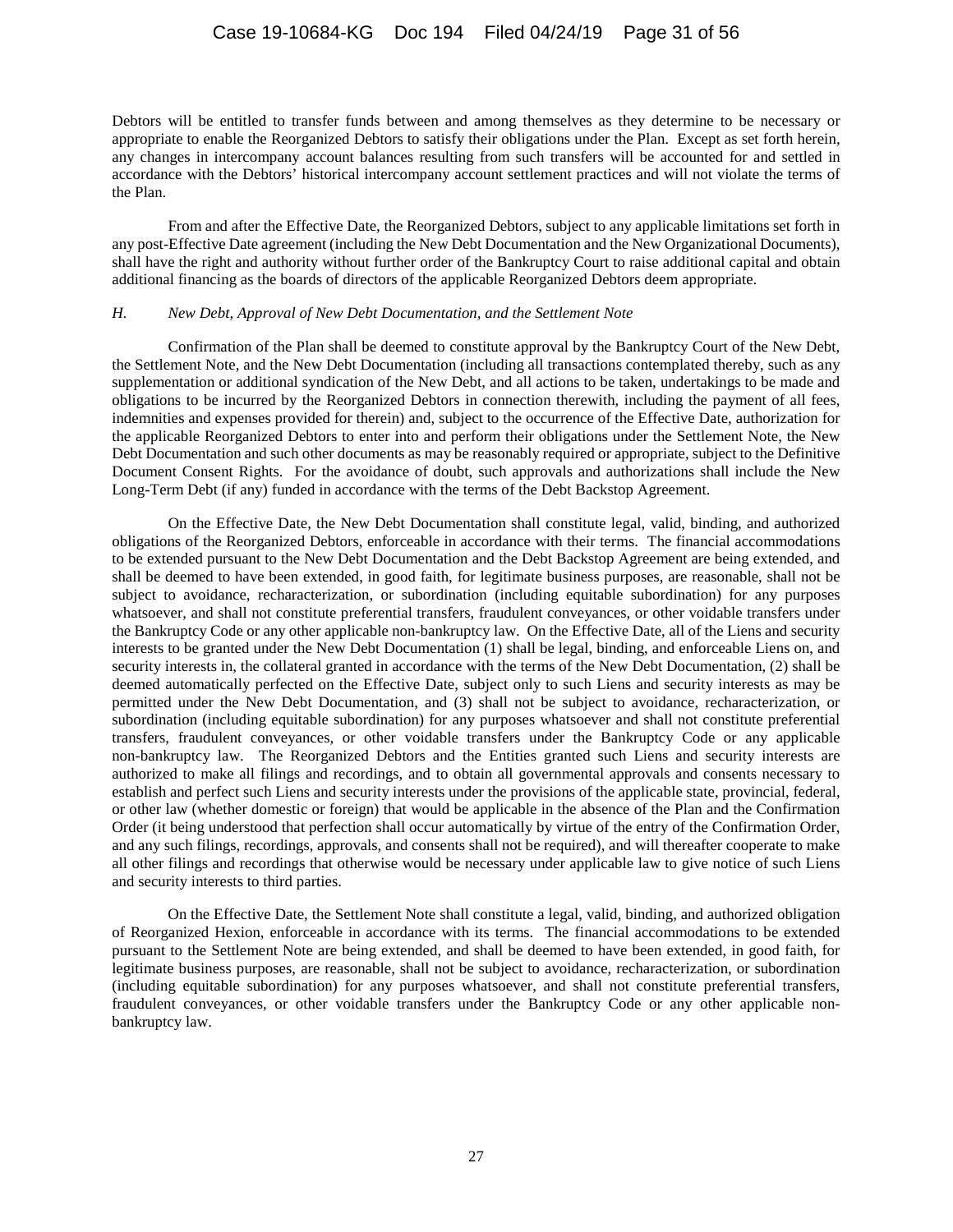Debtors will be entitled to transfer funds between and among themselves as they determine to be necessary or appropriate to enable the Reorganized Debtors to satisfy their obligations under the Plan. Except as set forth herein, any changes in intercompany account balances resulting from such transfers will be accounted for and settled in accordance with the Debtors' historical intercompany account settlement practices and will not violate the terms of the Plan.

From and after the Effective Date, the Reorganized Debtors, subject to any applicable limitations set forth in any post-Effective Date agreement (including the New Debt Documentation and the New Organizational Documents), shall have the right and authority without further order of the Bankruptcy Court to raise additional capital and obtain additional financing as the boards of directors of the applicable Reorganized Debtors deem appropriate.

### *H. New Debt, Approval of New Debt Documentation, and the Settlement Note*

Confirmation of the Plan shall be deemed to constitute approval by the Bankruptcy Court of the New Debt, the Settlement Note, and the New Debt Documentation (including all transactions contemplated thereby, such as any supplementation or additional syndication of the New Debt, and all actions to be taken, undertakings to be made and obligations to be incurred by the Reorganized Debtors in connection therewith, including the payment of all fees, indemnities and expenses provided for therein) and, subject to the occurrence of the Effective Date, authorization for the applicable Reorganized Debtors to enter into and perform their obligations under the Settlement Note, the New Debt Documentation and such other documents as may be reasonably required or appropriate, subject to the Definitive Document Consent Rights. For the avoidance of doubt, such approvals and authorizations shall include the New Long-Term Debt (if any) funded in accordance with the terms of the Debt Backstop Agreement.

On the Effective Date, the New Debt Documentation shall constitute legal, valid, binding, and authorized obligations of the Reorganized Debtors, enforceable in accordance with their terms. The financial accommodations to be extended pursuant to the New Debt Documentation and the Debt Backstop Agreement are being extended, and shall be deemed to have been extended, in good faith, for legitimate business purposes, are reasonable, shall not be subject to avoidance, recharacterization, or subordination (including equitable subordination) for any purposes whatsoever, and shall not constitute preferential transfers, fraudulent conveyances, or other voidable transfers under the Bankruptcy Code or any other applicable non-bankruptcy law. On the Effective Date, all of the Liens and security interests to be granted under the New Debt Documentation (1) shall be legal, binding, and enforceable Liens on, and security interests in, the collateral granted in accordance with the terms of the New Debt Documentation, (2) shall be deemed automatically perfected on the Effective Date, subject only to such Liens and security interests as may be permitted under the New Debt Documentation, and (3) shall not be subject to avoidance, recharacterization, or subordination (including equitable subordination) for any purposes whatsoever and shall not constitute preferential transfers, fraudulent conveyances, or other voidable transfers under the Bankruptcy Code or any applicable non-bankruptcy law. The Reorganized Debtors and the Entities granted such Liens and security interests are authorized to make all filings and recordings, and to obtain all governmental approvals and consents necessary to establish and perfect such Liens and security interests under the provisions of the applicable state, provincial, federal, or other law (whether domestic or foreign) that would be applicable in the absence of the Plan and the Confirmation Order (it being understood that perfection shall occur automatically by virtue of the entry of the Confirmation Order, and any such filings, recordings, approvals, and consents shall not be required), and will thereafter cooperate to make all other filings and recordings that otherwise would be necessary under applicable law to give notice of such Liens and security interests to third parties.

On the Effective Date, the Settlement Note shall constitute a legal, valid, binding, and authorized obligation of Reorganized Hexion, enforceable in accordance with its terms. The financial accommodations to be extended pursuant to the Settlement Note are being extended, and shall be deemed to have been extended, in good faith, for legitimate business purposes, are reasonable, shall not be subject to avoidance, recharacterization, or subordination (including equitable subordination) for any purposes whatsoever, and shall not constitute preferential transfers, fraudulent conveyances, or other voidable transfers under the Bankruptcy Code or any other applicable non-bankruptcy law.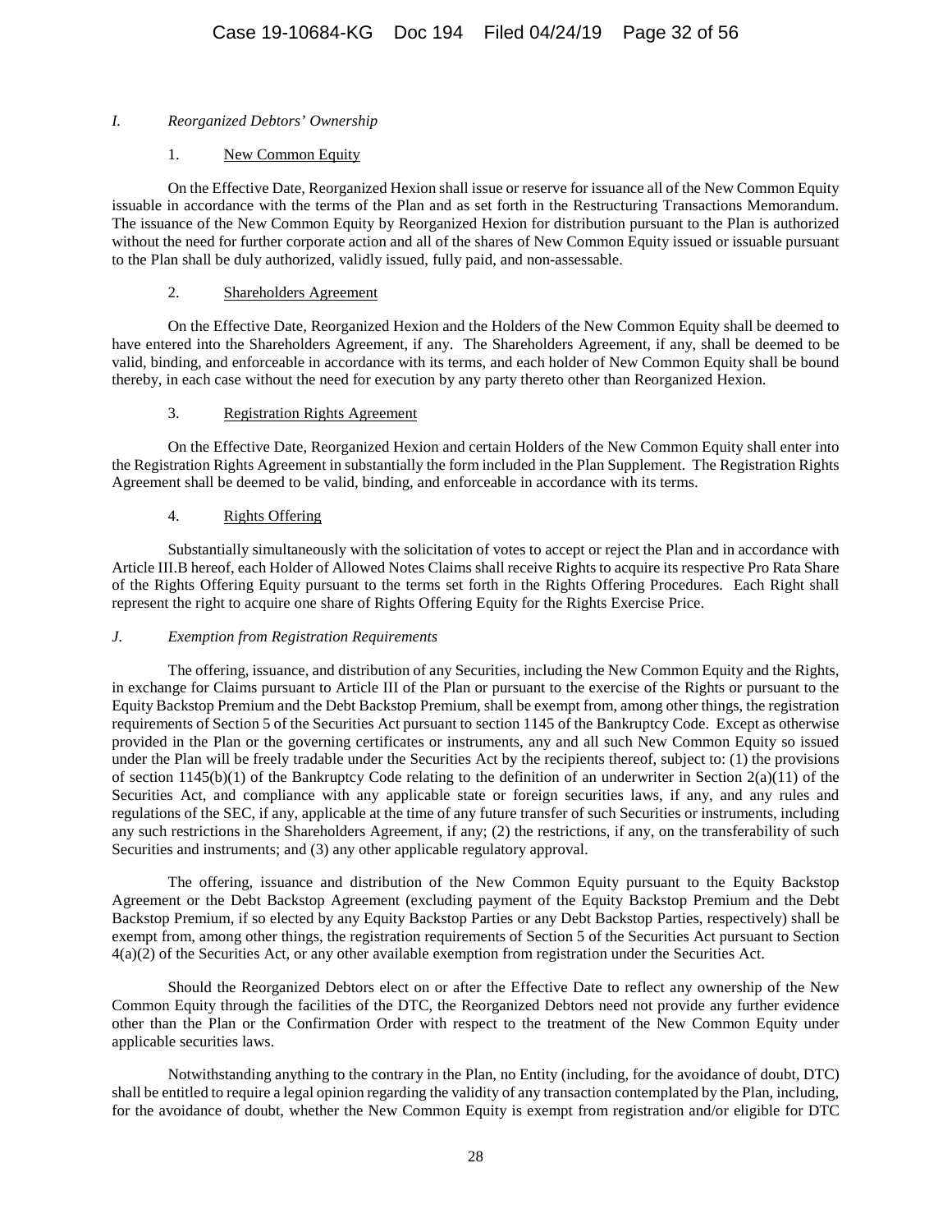*I. Reorganized Debtors' Ownership*

1. <u>New Common Equity</u>

On the Effective Date, Reorganized Hexion shall issue or reserve for issuance all of the New Common Equity issuable in accordance with the terms of the Plan and as set forth in the Restructuring Transactions Memorandum. The issuance of the New Common Equity by Reorganized Hexion for distribution pursuant to the Plan is authorized without the need for further corporate action and all of the shares of New Common Equity issued or issuable pursuant to the Plan shall be duly authorized, validly issued, fully paid, and non-assessable.

2. <u>Shareholders Agreement</u>

On the Effective Date, Reorganized Hexion and the Holders of the New Common Equity shall be deemed to have entered into the Shareholders Agreement, if any. The Shareholders Agreement, if any, shall be deemed to be valid, binding, and enforceable in accordance with its terms, and each holder of New Common Equity shall be bound thereby, in each case without the need for execution by any party thereto other than Reorganized Hexion.

3. <u>Registration Rights Agreement</u>

On the Effective Date, Reorganized Hexion and certain Holders of the New Common Equity shall enter into the Registration Rights Agreement in substantially the form included in the Plan Supplement. The Registration Rights Agreement shall be deemed to be valid, binding, and enforceable in accordance with its terms.

4. <u>Rights Offering</u>

Substantially simultaneously with the solicitation of votes to accept or reject the Plan and in accordance with Article III.B hereof, each Holder of Allowed Notes Claims shall receive Rights to acquire its respective Pro Rata Share of the Rights Offering Equity pursuant to the terms set forth in the Rights Offering Procedures. Each Right shall represent the right to acquire one share of Rights Offering Equity for the Rights Exercise Price.

*J. Exemption from Registration Requirements*

The offering, issuance, and distribution of any Securities, including the New Common Equity and the Rights, in exchange for Claims pursuant to Article III of the Plan or pursuant to the exercise of the Rights or pursuant to the Equity Backstop Premium and the Debt Backstop Premium, shall be exempt from, among other things, the registration requirements of Section 5 of the Securities Act pursuant to section 1145 of the Bankruptcy Code. Except as otherwise provided in the Plan or the governing certificates or instruments, any and all such New Common Equity so issued under the Plan will be freely tradable under the Securities Act by the recipients thereof, subject to: (1) the provisions of section 1145(b)(1) of the Bankruptcy Code relating to the definition of an underwriter in Section 2(a)(11) of the Securities Act, and compliance with any applicable state or foreign securities laws, if any, and any rules and regulations of the SEC, if any, applicable at the time of any future transfer of such Securities or instruments, including any such restrictions in the Shareholders Agreement, if any; (2) the restrictions, if any, on the transferability of such Securities and instruments; and (3) any other applicable regulatory approval.

The offering, issuance and distribution of the New Common Equity pursuant to the Equity Backstop Agreement or the Debt Backstop Agreement (excluding payment of the Equity Backstop Premium and the Debt Backstop Premium, if so elected by any Equity Backstop Parties or any Debt Backstop Parties, respectively) shall be exempt from, among other things, the registration requirements of Section 5 of the Securities Act pursuant to Section 4(a)(2) of the Securities Act, or any other available exemption from registration under the Securities Act.

Should the Reorganized Debtors elect on or after the Effective Date to reflect any ownership of the New Common Equity through the facilities of the DTC, the Reorganized Debtors need not provide any further evidence other than the Plan or the Confirmation Order with respect to the treatment of the New Common Equity under applicable securities laws.

Notwithstanding anything to the contrary in the Plan, no Entity (including, for the avoidance of doubt, DTC) shall be entitled to require a legal opinion regarding the validity of any transaction contemplated by the Plan, including, for the avoidance of doubt, whether the New Common Equity is exempt from registration and/or eligible for DTC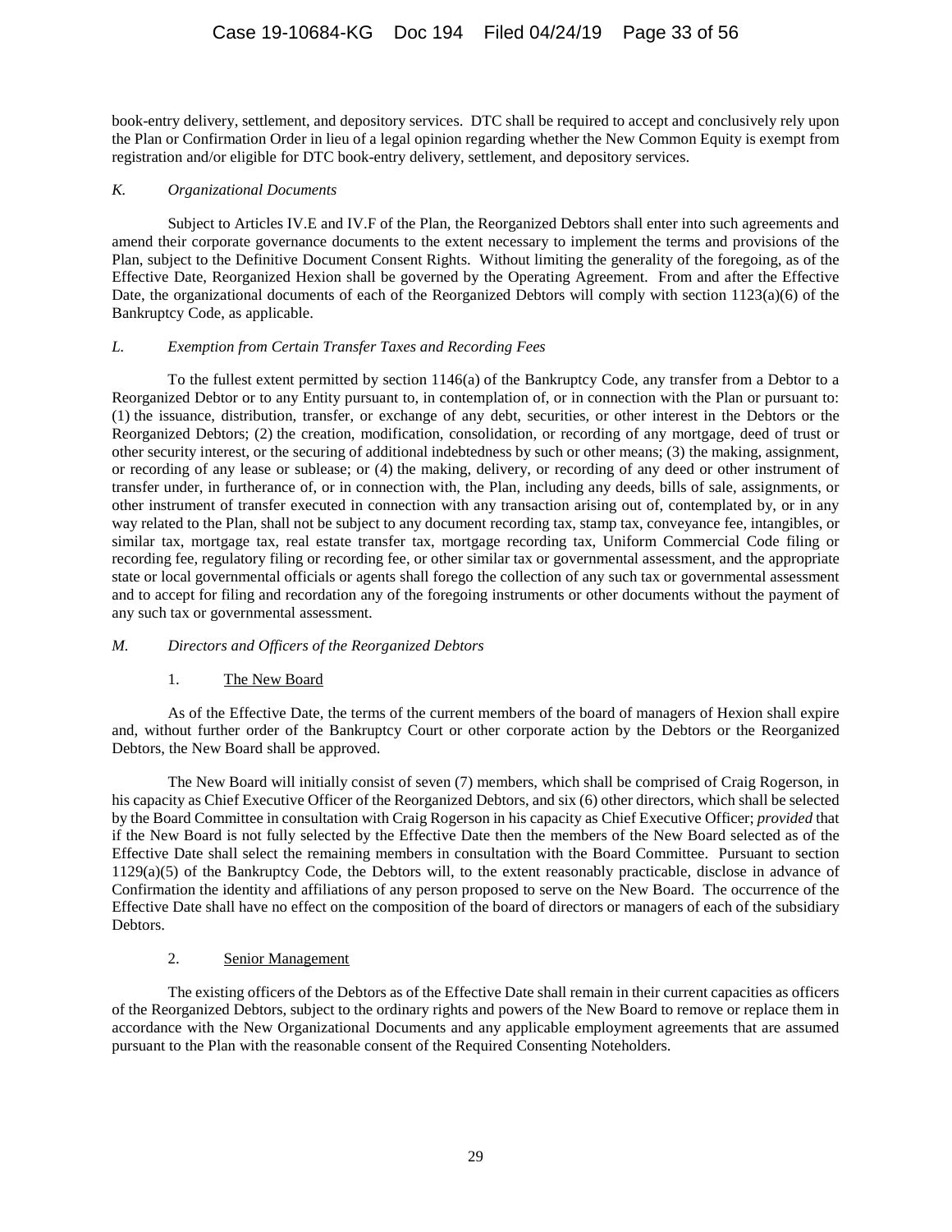book-entry delivery, settlement, and depository services. DTC shall be required to accept and conclusively rely upon the Plan or Confirmation Order in lieu of a legal opinion regarding whether the New Common Equity is exempt from registration and/or eligible for DTC book-entry delivery, settlement, and depository services.

### *K. Organizational Documents*

Subject to Articles IV.E and IV.F of the Plan, the Reorganized Debtors shall enter into such agreements and amend their corporate governance documents to the extent necessary to implement the terms and provisions of the Plan, subject to the Definitive Document Consent Rights. Without limiting the generality of the foregoing, as of the Effective Date, Reorganized Hexion shall be governed by the Operating Agreement. From and after the Effective Date, the organizational documents of each of the Reorganized Debtors will comply with section 1123(a)(6) of the Bankruptcy Code, as applicable.

### *L. Exemption from Certain Transfer Taxes and Recording Fees*

To the fullest extent permitted by section 1146(a) of the Bankruptcy Code, any transfer from a Debtor to a Reorganized Debtor or to any Entity pursuant to, in contemplation of, or in connection with the Plan or pursuant to: (1) the issuance, distribution, transfer, or exchange of any debt, securities, or other interest in the Debtors or the Reorganized Debtors; (2) the creation, modification, consolidation, or recording of any mortgage, deed of trust or other security interest, or the securing of additional indebtedness by such or other means; (3) the making, assignment, or recording of any lease or sublease; or (4) the making, delivery, or recording of any deed or other instrument of transfer under, in furtherance of, or in connection with, the Plan, including any deeds, bills of sale, assignments, or other instrument of transfer executed in connection with any transaction arising out of, contemplated by, or in any way related to the Plan, shall not be subject to any document recording tax, stamp tax, conveyance fee, intangibles, or similar tax, mortgage tax, real estate transfer tax, mortgage recording tax, Uniform Commercial Code filing or recording fee, regulatory filing or recording fee, or other similar tax or governmental assessment, and the appropriate state or local governmental officials or agents shall forego the collection of any such tax or governmental assessment and to accept for filing and recordation any of the foregoing instruments or other documents without the payment of any such tax or governmental assessment.

### *M. Directors and Officers of the Reorganized Debtors*

#### 1. <u>The New Board</u>

As of the Effective Date, the terms of the current members of the board of managers of Hexion shall expire and, without further order of the Bankruptcy Court or other corporate action by the Debtors or the Reorganized Debtors, the New Board shall be approved.

The New Board will initially consist of seven (7) members, which shall be comprised of Craig Rogerson, in his capacity as Chief Executive Officer of the Reorganized Debtors, and six (6) other directors, which shall be selected by the Board Committee in consultation with Craig Rogerson in his capacity as Chief Executive Officer; *provided* that if the New Board is not fully selected by the Effective Date then the members of the New Board selected as of the Effective Date shall select the remaining members in consultation with the Board Committee. Pursuant to section 1129(a)(5) of the Bankruptcy Code, the Debtors will, to the extent reasonably practicable, disclose in advance of Confirmation the identity and affiliations of any person proposed to serve on the New Board. The occurrence of the Effective Date shall have no effect on the composition of the board of directors or managers of each of the subsidiary Debtors.

#### 2. <u>Senior Management</u>

The existing officers of the Debtors as of the Effective Date shall remain in their current capacities as officers of the Reorganized Debtors, subject to the ordinary rights and powers of the New Board to remove or replace them in accordance with the New Organizational Documents and any applicable employment agreements that are assumed pursuant to the Plan with the reasonable consent of the Required Consenting Noteholders.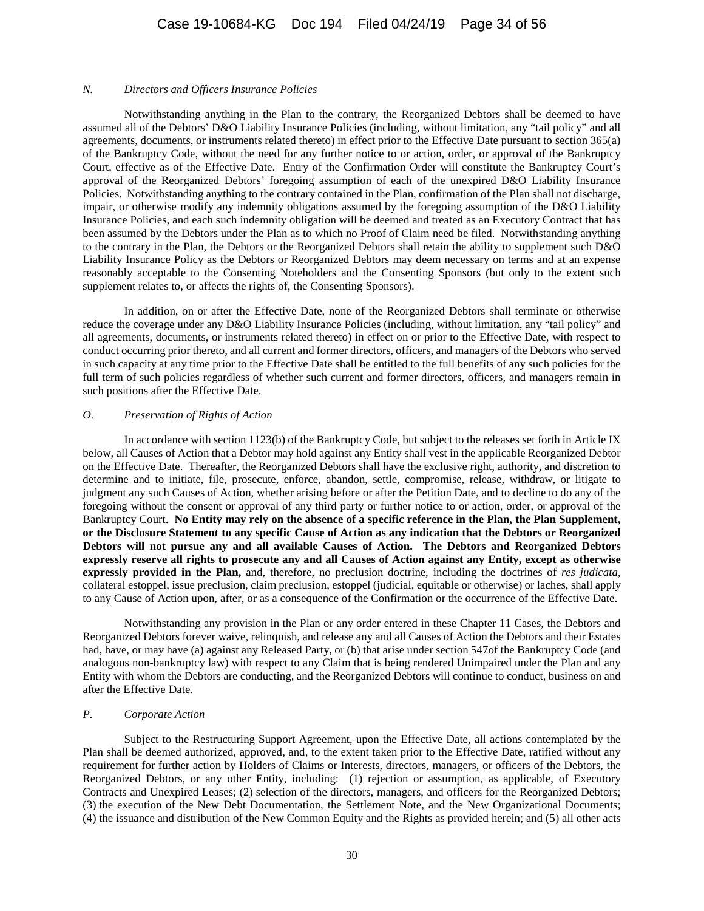### *N. Directors and Officers Insurance Policies*

Notwithstanding anything in the Plan to the contrary, the Reorganized Debtors shall be deemed to have assumed all of the Debtors' D&O Liability Insurance Policies (including, without limitation, any "tail policy" and all agreements, documents, or instruments related thereto) in effect prior to the Effective Date pursuant to section 365(a) of the Bankruptcy Code, without the need for any further notice to or action, order, or approval of the Bankruptcy Court, effective as of the Effective Date. Entry of the Confirmation Order will constitute the Bankruptcy Court's approval of the Reorganized Debtors' foregoing assumption of each of the unexpired D&O Liability Insurance Policies. Notwithstanding anything to the contrary contained in the Plan, confirmation of the Plan shall not discharge, impair, or otherwise modify any indemnity obligations assumed by the foregoing assumption of the D&O Liability Insurance Policies, and each such indemnity obligation will be deemed and treated as an Executory Contract that has been assumed by the Debtors under the Plan as to which no Proof of Claim need be filed. Notwithstanding anything to the contrary in the Plan, the Debtors or the Reorganized Debtors shall retain the ability to supplement such D&O Liability Insurance Policy as the Debtors or Reorganized Debtors may deem necessary on terms and at an expense reasonably acceptable to the Consenting Noteholders and the Consenting Sponsors (but only to the extent such supplement relates to, or affects the rights of, the Consenting Sponsors).

In addition, on or after the Effective Date, none of the Reorganized Debtors shall terminate or otherwise reduce the coverage under any D&O Liability Insurance Policies (including, without limitation, any "tail policy" and all agreements, documents, or instruments related thereto) in effect on or prior to the Effective Date, with respect to conduct occurring prior thereto, and all current and former directors, officers, and managers of the Debtors who served in such capacity at any time prior to the Effective Date shall be entitled to the full benefits of any such policies for the full term of such policies regardless of whether such current and former directors, officers, and managers remain in such positions after the Effective Date.

### *O. Preservation of Rights of Action*

In accordance with section 1123(b) of the Bankruptcy Code, but subject to the releases set forth in Article IX below, all Causes of Action that a Debtor may hold against any Entity shall vest in the applicable Reorganized Debtor on the Effective Date. Thereafter, the Reorganized Debtors shall have the exclusive right, authority, and discretion to determine and to initiate, file, prosecute, enforce, abandon, settle, compromise, release, withdraw, or litigate to judgment any such Causes of Action, whether arising before or after the Petition Date, and to decline to do any of the foregoing without the consent or approval of any third party or further notice to or action, order, or approval of the Bankruptcy Court. **No Entity may rely on the absence of a specific reference in the Plan, the Plan Supplement, or the Disclosure Statement to any specific Cause of Action as any indication that the Debtors or Reorganized Debtors will not pursue any and all available Causes of Action. The Debtors and Reorganized Debtors expressly reserve all rights to prosecute any and all Causes of Action against any Entity, except as otherwise expressly provided in the Plan,** and, therefore, no preclusion doctrine, including the doctrines of *res judicata*, collateral estoppel, issue preclusion, claim preclusion, estoppel (judicial, equitable or otherwise) or laches, shall apply to any Cause of Action upon, after, or as a consequence of the Confirmation or the occurrence of the Effective Date.

Notwithstanding any provision in the Plan or any order entered in these Chapter 11 Cases, the Debtors and Reorganized Debtors forever waive, relinquish, and release any and all Causes of Action the Debtors and their Estates had, have, or may have (a) against any Released Party, or (b) that arise under section 547of the Bankruptcy Code (and analogous non-bankruptcy law) with respect to any Claim that is being rendered Unimpaired under the Plan and any Entity with whom the Debtors are conducting, and the Reorganized Debtors will continue to conduct, business on and after the Effective Date.

### *P. Corporate Action*

Subject to the Restructuring Support Agreement, upon the Effective Date, all actions contemplated by the Plan shall be deemed authorized, approved, and, to the extent taken prior to the Effective Date, ratified without any requirement for further action by Holders of Claims or Interests, directors, managers, or officers of the Debtors, the Reorganized Debtors, or any other Entity, including: (1) rejection or assumption, as applicable, of Executory Contracts and Unexpired Leases; (2) selection of the directors, managers, and officers for the Reorganized Debtors; (3) the execution of the New Debt Documentation, the Settlement Note, and the New Organizational Documents; (4) the issuance and distribution of the New Common Equity and the Rights as provided herein; and (5) all other acts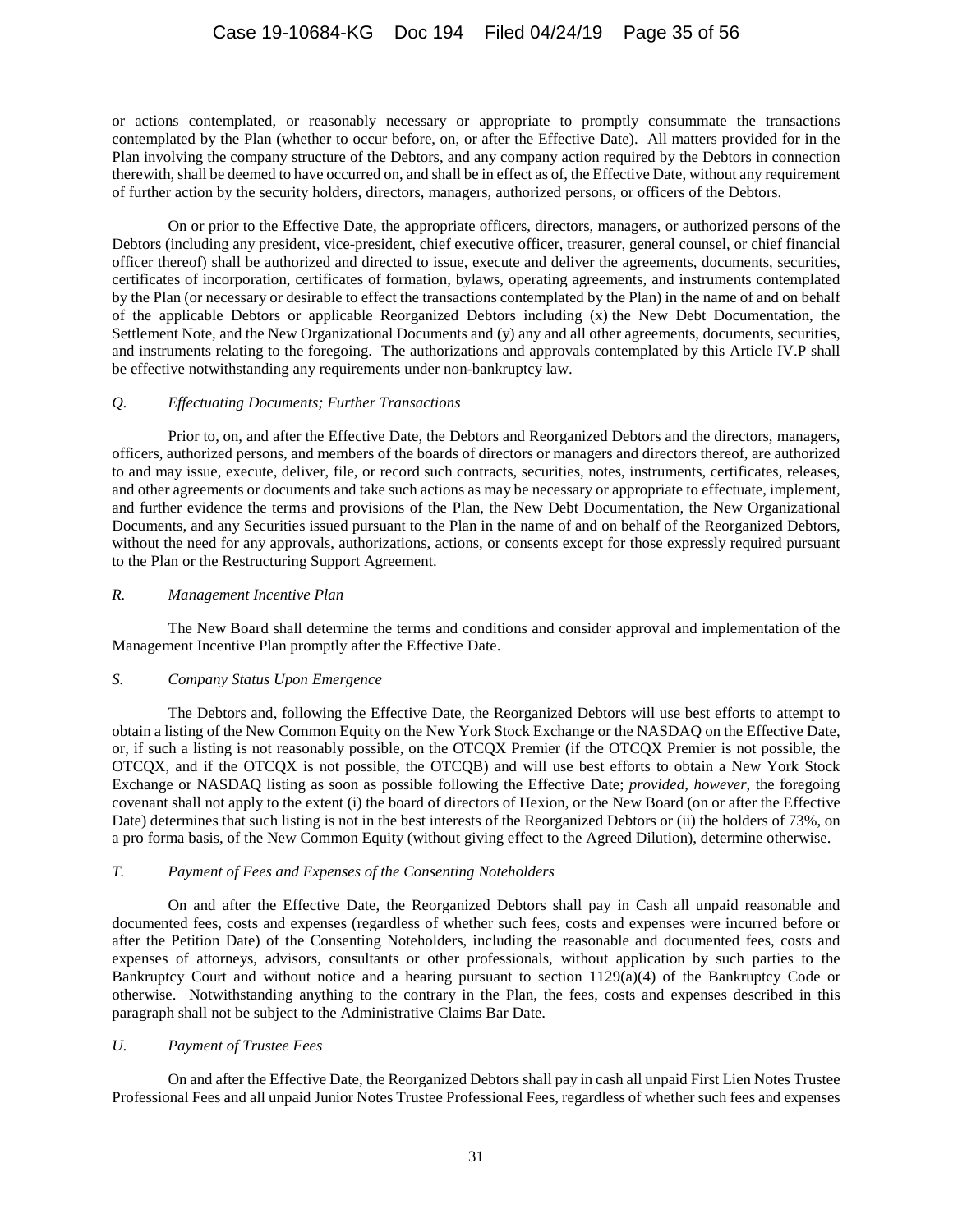or actions contemplated, or reasonably necessary or appropriate to promptly consummate the transactions contemplated by the Plan (whether to occur before, on, or after the Effective Date). All matters provided for in the Plan involving the company structure of the Debtors, and any company action required by the Debtors in connection therewith, shall be deemed to have occurred on, and shall be in effect as of, the Effective Date, without any requirement of further action by the security holders, directors, managers, authorized persons, or officers of the Debtors.

On or prior to the Effective Date, the appropriate officers, directors, managers, or authorized persons of the Debtors (including any president, vice-president, chief executive officer, treasurer, general counsel, or chief financial officer thereof) shall be authorized and directed to issue, execute and deliver the agreements, documents, securities, certificates of incorporation, certificates of formation, bylaws, operating agreements, and instruments contemplated by the Plan (or necessary or desirable to effect the transactions contemplated by the Plan) in the name of and on behalf of the applicable Debtors or applicable Reorganized Debtors including (x) the New Debt Documentation, the Settlement Note, and the New Organizational Documents and (y) any and all other agreements, documents, securities, and instruments relating to the foregoing. The authorizations and approvals contemplated by this Article IV.P shall be effective notwithstanding any requirements under non-bankruptcy law.

*Q. Effectuating Documents; Further Transactions*

Prior to, on, and after the Effective Date, the Debtors and Reorganized Debtors and the directors, managers, officers, authorized persons, and members of the boards of directors or managers and directors thereof, are authorized to and may issue, execute, deliver, file, or record such contracts, securities, notes, instruments, certificates, releases, and other agreements or documents and take such actions as may be necessary or appropriate to effectuate, implement, and further evidence the terms and provisions of the Plan, the New Debt Documentation, the New Organizational Documents, and any Securities issued pursuant to the Plan in the name of and on behalf of the Reorganized Debtors, without the need for any approvals, authorizations, actions, or consents except for those expressly required pursuant to the Plan or the Restructuring Support Agreement.

*R. Management Incentive Plan*

The New Board shall determine the terms and conditions and consider approval and implementation of the Management Incentive Plan promptly after the Effective Date.

*S. Company Status Upon Emergence*

The Debtors and, following the Effective Date, the Reorganized Debtors will use best efforts to attempt to obtain a listing of the New Common Equity on the New York Stock Exchange or the NASDAQ on the Effective Date, or, if such a listing is not reasonably possible, on the OTCQX Premier (if the OTCQX Premier is not possible, the OTCQX, and if the OTCQX is not possible, the OTCQB) and will use best efforts to obtain a New York Stock Exchange or NASDAQ listing as soon as possible following the Effective Date; *provided*, *however*, the foregoing covenant shall not apply to the extent (i) the board of directors of Hexion, or the New Board (on or after the Effective Date) determines that such listing is not in the best interests of the Reorganized Debtors or (ii) the holders of 73%, on a pro forma basis, of the New Common Equity (without giving effect to the Agreed Dilution), determine otherwise.

*T. Payment of Fees and Expenses of the Consenting Noteholders*

On and after the Effective Date, the Reorganized Debtors shall pay in Cash all unpaid reasonable and documented fees, costs and expenses (regardless of whether such fees, costs and expenses were incurred before or after the Petition Date) of the Consenting Noteholders, including the reasonable and documented fees, costs and expenses of attorneys, advisors, consultants or other professionals, without application by such parties to the Bankruptcy Court and without notice and a hearing pursuant to section 1129(a)(4) of the Bankruptcy Code or otherwise. Notwithstanding anything to the contrary in the Plan, the fees, costs and expenses described in this paragraph shall not be subject to the Administrative Claims Bar Date.

*U. Payment of Trustee Fees*

On and after the Effective Date, the Reorganized Debtors shall pay in cash all unpaid First Lien Notes Trustee Professional Fees and all unpaid Junior Notes Trustee Professional Fees, regardless of whether such fees and expenses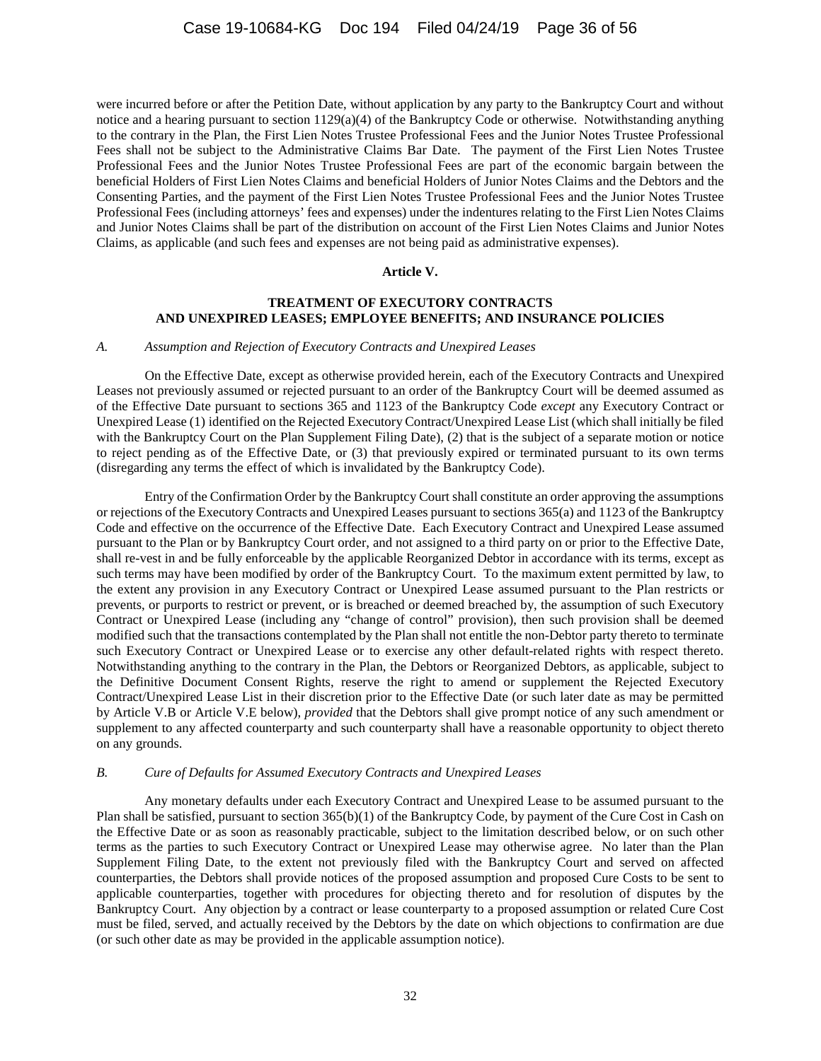were incurred before or after the Petition Date, without application by any party to the Bankruptcy Court and without notice and a hearing pursuant to section 1129(a)(4) of the Bankruptcy Code or otherwise. Notwithstanding anything to the contrary in the Plan, the First Lien Notes Trustee Professional Fees and the Junior Notes Trustee Professional Fees shall not be subject to the Administrative Claims Bar Date. The payment of the First Lien Notes Trustee Professional Fees and the Junior Notes Trustee Professional Fees are part of the economic bargain between the beneficial Holders of First Lien Notes Claims and beneficial Holders of Junior Notes Claims and the Debtors and the Consenting Parties, and the payment of the First Lien Notes Trustee Professional Fees and the Junior Notes Trustee Professional Fees (including attorneys' fees and expenses) under the indentures relating to the First Lien Notes Claims and Junior Notes Claims shall be part of the distribution on account of the First Lien Notes Claims and Junior Notes Claims, as applicable (and such fees and expenses are not being paid as administrative expenses).

# Article V.

# TREATMENT OF EXECUTORY CONTRACTS AND UNEXPIRED LEASES; EMPLOYEE BENEFITS; AND INSURANCE POLICIES

## *A. Assumption and Rejection of Executory Contracts and Unexpired Leases*

On the Effective Date, except as otherwise provided herein, each of the Executory Contracts and Unexpired Leases not previously assumed or rejected pursuant to an order of the Bankruptcy Court will be deemed assumed as of the Effective Date pursuant to sections 365 and 1123 of the Bankruptcy Code *except* any Executory Contract or Unexpired Lease (1) identified on the Rejected Executory Contract/Unexpired Lease List (which shall initially be filed with the Bankruptcy Court on the Plan Supplement Filing Date), (2) that is the subject of a separate motion or notice to reject pending as of the Effective Date, or (3) that previously expired or terminated pursuant to its own terms (disregarding any terms the effect of which is invalidated by the Bankruptcy Code).

Entry of the Confirmation Order by the Bankruptcy Court shall constitute an order approving the assumptions or rejections of the Executory Contracts and Unexpired Leases pursuant to sections 365(a) and 1123 of the Bankruptcy Code and effective on the occurrence of the Effective Date. Each Executory Contract and Unexpired Lease assumed pursuant to the Plan or by Bankruptcy Court order, and not assigned to a third party on or prior to the Effective Date, shall re-vest in and be fully enforceable by the applicable Reorganized Debtor in accordance with its terms, except as such terms may have been modified by order of the Bankruptcy Court. To the maximum extent permitted by law, to the extent any provision in any Executory Contract or Unexpired Lease assumed pursuant to the Plan restricts or prevents, or purports to restrict or prevent, or is breached or deemed breached by, the assumption of such Executory Contract or Unexpired Lease (including any "change of control" provision), then such provision shall be deemed modified such that the transactions contemplated by the Plan shall not entitle the non-Debtor party thereto to terminate such Executory Contract or Unexpired Lease or to exercise any other default-related rights with respect thereto. Notwithstanding anything to the contrary in the Plan, the Debtors or Reorganized Debtors, as applicable, subject to the Definitive Document Consent Rights, reserve the right to amend or supplement the Rejected Executory Contract/Unexpired Lease List in their discretion prior to the Effective Date (or such later date as may be permitted by Article V.B or Article V.E below), *provided* that the Debtors shall give prompt notice of any such amendment or supplement to any affected counterparty and such counterparty shall have a reasonable opportunity to object thereto on any grounds.

## *B. Cure of Defaults for Assumed Executory Contracts and Unexpired Leases*

Any monetary defaults under each Executory Contract and Unexpired Lease to be assumed pursuant to the Plan shall be satisfied, pursuant to section 365(b)(1) of the Bankruptcy Code, by payment of the Cure Cost in Cash on the Effective Date or as soon as reasonably practicable, subject to the limitation described below, or on such other terms as the parties to such Executory Contract or Unexpired Lease may otherwise agree. No later than the Plan Supplement Filing Date, to the extent not previously filed with the Bankruptcy Court and served on affected counterparties, the Debtors shall provide notices of the proposed assumption and proposed Cure Costs to be sent to applicable counterparties, together with procedures for objecting thereto and for resolution of disputes by the Bankruptcy Court. Any objection by a contract or lease counterparty to a proposed assumption or related Cure Cost must be filed, served, and actually received by the Debtors by the date on which objections to confirmation are due (or such other date as may be provided in the applicable assumption notice).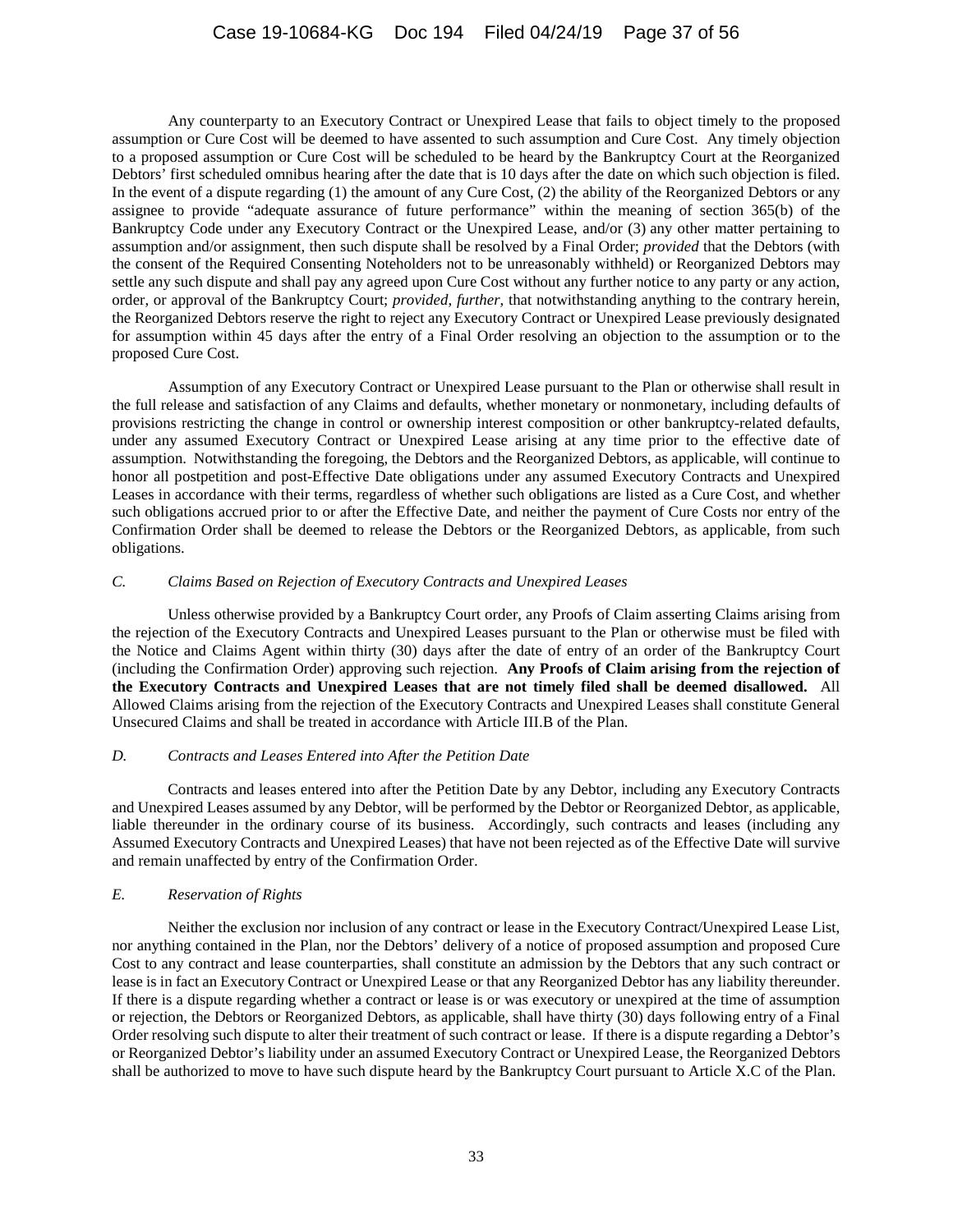Any counterparty to an Executory Contract or Unexpired Lease that fails to object timely to the proposed assumption or Cure Cost will be deemed to have assented to such assumption and Cure Cost. Any timely objection to a proposed assumption or Cure Cost will be scheduled to be heard by the Bankruptcy Court at the Reorganized Debtors' first scheduled omnibus hearing after the date that is 10 days after the date on which such objection is filed. In the event of a dispute regarding (1) the amount of any Cure Cost, (2) the ability of the Reorganized Debtors or any assignee to provide "adequate assurance of future performance" within the meaning of section 365(b) of the Bankruptcy Code under any Executory Contract or the Unexpired Lease, and/or (3) any other matter pertaining to assumption and/or assignment, then such dispute shall be resolved by a Final Order; *provided* that the Debtors (with the consent of the Required Consenting Noteholders not to be unreasonably withheld) or Reorganized Debtors may settle any such dispute and shall pay any agreed upon Cure Cost without any further notice to any party or any action, order, or approval of the Bankruptcy Court; *provided*, *further*, that notwithstanding anything to the contrary herein, the Reorganized Debtors reserve the right to reject any Executory Contract or Unexpired Lease previously designated for assumption within 45 days after the entry of a Final Order resolving an objection to the assumption or to the proposed Cure Cost.

Assumption of any Executory Contract or Unexpired Lease pursuant to the Plan or otherwise shall result in the full release and satisfaction of any Claims and defaults, whether monetary or nonmonetary, including defaults of provisions restricting the change in control or ownership interest composition or other bankruptcy-related defaults, under any assumed Executory Contract or Unexpired Lease arising at any time prior to the effective date of assumption. Notwithstanding the foregoing, the Debtors and the Reorganized Debtors, as applicable, will continue to honor all postpetition and post-Effective Date obligations under any assumed Executory Contracts and Unexpired Leases in accordance with their terms, regardless of whether such obligations are listed as a Cure Cost, and whether such obligations accrued prior to or after the Effective Date, and neither the payment of Cure Costs nor entry of the Confirmation Order shall be deemed to release the Debtors or the Reorganized Debtors, as applicable, from such obligations.

*C. Claims Based on Rejection of Executory Contracts and Unexpired Leases*

Unless otherwise provided by a Bankruptcy Court order, any Proofs of Claim asserting Claims arising from the rejection of the Executory Contracts and Unexpired Leases pursuant to the Plan or otherwise must be filed with the Notice and Claims Agent within thirty (30) days after the date of entry of an order of the Bankruptcy Court (including the Confirmation Order) approving such rejection. **Any Proofs of Claim arising from the rejection of the Executory Contracts and Unexpired Leases that are not timely filed shall be deemed disallowed.** All Allowed Claims arising from the rejection of the Executory Contracts and Unexpired Leases shall constitute General Unsecured Claims and shall be treated in accordance with Article III.B of the Plan.

*D. Contracts and Leases Entered into After the Petition Date*

Contracts and leases entered into after the Petition Date by any Debtor, including any Executory Contracts and Unexpired Leases assumed by any Debtor, will be performed by the Debtor or Reorganized Debtor, as applicable, liable thereunder in the ordinary course of its business. Accordingly, such contracts and leases (including any Assumed Executory Contracts and Unexpired Leases) that have not been rejected as of the Effective Date will survive and remain unaffected by entry of the Confirmation Order.

*E. Reservation of Rights*

Neither the exclusion nor inclusion of any contract or lease in the Executory Contract/Unexpired Lease List, nor anything contained in the Plan, nor the Debtors' delivery of a notice of proposed assumption and proposed Cure Cost to any contract and lease counterparties, shall constitute an admission by the Debtors that any such contract or lease is in fact an Executory Contract or Unexpired Lease or that any Reorganized Debtor has any liability thereunder. If there is a dispute regarding whether a contract or lease is or was executory or unexpired at the time of assumption or rejection, the Debtors or Reorganized Debtors, as applicable, shall have thirty (30) days following entry of a Final Order resolving such dispute to alter their treatment of such contract or lease. If there is a dispute regarding a Debtor's or Reorganized Debtor's liability under an assumed Executory Contract or Unexpired Lease, the Reorganized Debtors shall be authorized to move to have such dispute heard by the Bankruptcy Court pursuant to Article X.C of the Plan.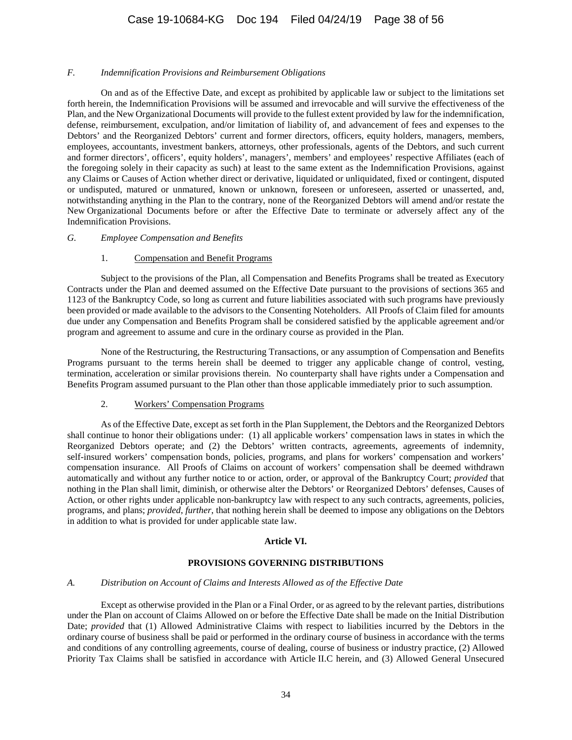### *F. Indemnification Provisions and Reimbursement Obligations*

On and as of the Effective Date, and except as prohibited by applicable law or subject to the limitations set forth herein, the Indemnification Provisions will be assumed and irrevocable and will survive the effectiveness of the Plan, and the New Organizational Documents will provide to the fullest extent provided by law for the indemnification, defense, reimbursement, exculpation, and/or limitation of liability of, and advancement of fees and expenses to the Debtors' and the Reorganized Debtors' current and former directors, officers, equity holders, managers, members, employees, accountants, investment bankers, attorneys, other professionals, agents of the Debtors, and such current and former directors', officers', equity holders', managers', members' and employees' respective Affiliates (each of the foregoing solely in their capacity as such) at least to the same extent as the Indemnification Provisions, against any Claims or Causes of Action whether direct or derivative, liquidated or unliquidated, fixed or contingent, disputed or undisputed, matured or unmatured, known or unknown, foreseen or unforeseen, asserted or unasserted, and, notwithstanding anything in the Plan to the contrary, none of the Reorganized Debtors will amend and/or restate the New Organizational Documents before or after the Effective Date to terminate or adversely affect any of the Indemnification Provisions.

### *G. Employee Compensation and Benefits*

#### 1. Compensation and Benefit Programs

Subject to the provisions of the Plan, all Compensation and Benefits Programs shall be treated as Executory Contracts under the Plan and deemed assumed on the Effective Date pursuant to the provisions of sections 365 and 1123 of the Bankruptcy Code, so long as current and future liabilities associated with such programs have previously been provided or made available to the advisors to the Consenting Noteholders. All Proofs of Claim filed for amounts due under any Compensation and Benefits Program shall be considered satisfied by the applicable agreement and/or program and agreement to assume and cure in the ordinary course as provided in the Plan.

None of the Restructuring, the Restructuring Transactions, or any assumption of Compensation and Benefits Programs pursuant to the terms herein shall be deemed to trigger any applicable change of control, vesting, termination, acceleration or similar provisions therein. No counterparty shall have rights under a Compensation and Benefits Program assumed pursuant to the Plan other than those applicable immediately prior to such assumption.

#### 2. Workers' Compensation Programs

As of the Effective Date, except as set forth in the Plan Supplement, the Debtors and the Reorganized Debtors shall continue to honor their obligations under: (1) all applicable workers' compensation laws in states in which the Reorganized Debtors operate; and (2) the Debtors' written contracts, agreements, agreements of indemnity, self-insured workers' compensation bonds, policies, programs, and plans for workers' compensation and workers' compensation insurance. All Proofs of Claims on account of workers' compensation shall be deemed withdrawn automatically and without any further notice to or action, order, or approval of the Bankruptcy Court; *provided* that nothing in the Plan shall limit, diminish, or otherwise alter the Debtors' or Reorganized Debtors' defenses, Causes of Action, or other rights under applicable non-bankruptcy law with respect to any such contracts, agreements, policies, programs, and plans; *provided, further*, that nothing herein shall be deemed to impose any obligations on the Debtors in addition to what is provided for under applicable state law.

## Article VI.

## PROVISIONS GOVERNING DISTRIBUTIONS

### *A. Distribution on Account of Claims and Interests Allowed as of the Effective Date*

Except as otherwise provided in the Plan or a Final Order, or as agreed to by the relevant parties, distributions under the Plan on account of Claims Allowed on or before the Effective Date shall be made on the Initial Distribution Date; *provided* that (1) Allowed Administrative Claims with respect to liabilities incurred by the Debtors in the ordinary course of business shall be paid or performed in the ordinary course of business in accordance with the terms and conditions of any controlling agreements, course of dealing, course of business or industry practice, (2) Allowed Priority Tax Claims shall be satisfied in accordance with Article II.C herein, and (3) Allowed General Unsecured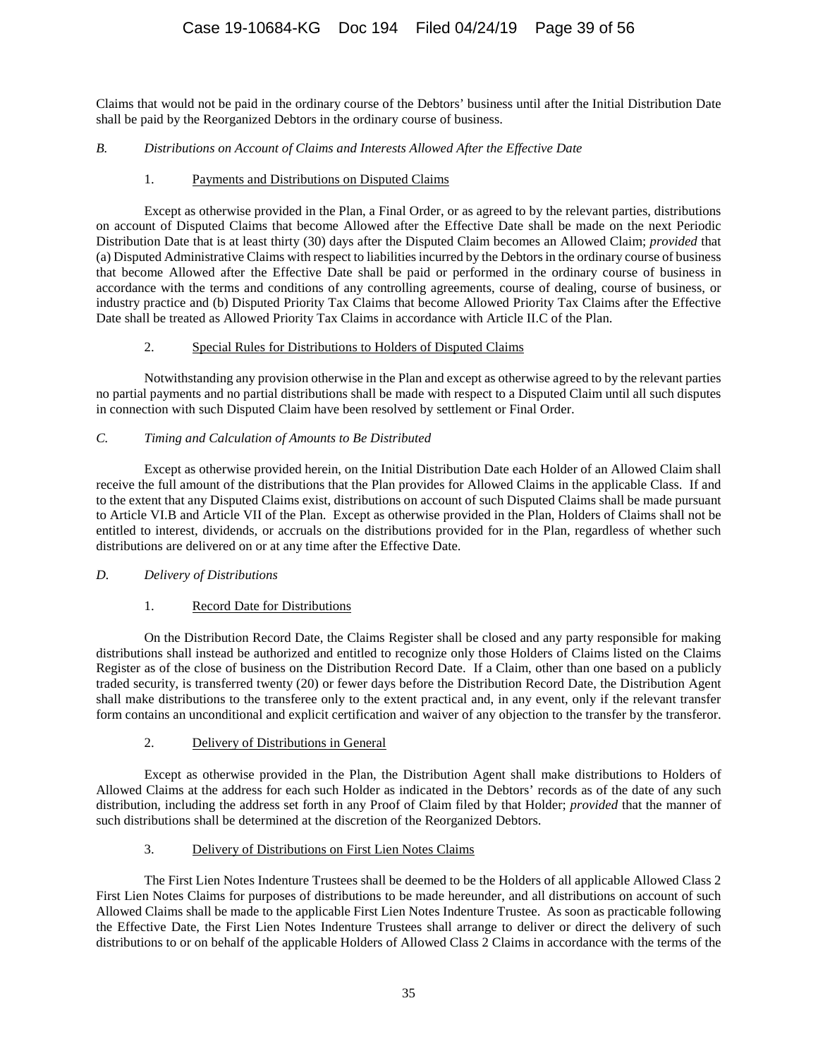Claims that would not be paid in the ordinary course of the Debtors' business until after the Initial Distribution Date shall be paid by the Reorganized Debtors in the ordinary course of business.

### *B. Distributions on Account of Claims and Interests Allowed After the Effective Date*

#### 1. Payments and Distributions on Disputed Claims

Except as otherwise provided in the Plan, a Final Order, or as agreed to by the relevant parties, distributions on account of Disputed Claims that become Allowed after the Effective Date shall be made on the next Periodic Distribution Date that is at least thirty (30) days after the Disputed Claim becomes an Allowed Claim; *provided* that (a) Disputed Administrative Claims with respect to liabilities incurred by the Debtors in the ordinary course of business that become Allowed after the Effective Date shall be paid or performed in the ordinary course of business in accordance with the terms and conditions of any controlling agreements, course of dealing, course of business, or industry practice and (b) Disputed Priority Tax Claims that become Allowed Priority Tax Claims after the Effective Date shall be treated as Allowed Priority Tax Claims in accordance with Article II.C of the Plan.

#### 2. Special Rules for Distributions to Holders of Disputed Claims

Notwithstanding any provision otherwise in the Plan and except as otherwise agreed to by the relevant parties no partial payments and no partial distributions shall be made with respect to a Disputed Claim until all such disputes in connection with such Disputed Claim have been resolved by settlement or Final Order.

### *C. Timing and Calculation of Amounts to Be Distributed*

Except as otherwise provided herein, on the Initial Distribution Date each Holder of an Allowed Claim shall receive the full amount of the distributions that the Plan provides for Allowed Claims in the applicable Class. If and to the extent that any Disputed Claims exist, distributions on account of such Disputed Claims shall be made pursuant to Article VI.B and Article VII of the Plan. Except as otherwise provided in the Plan, Holders of Claims shall not be entitled to interest, dividends, or accruals on the distributions provided for in the Plan, regardless of whether such distributions are delivered on or at any time after the Effective Date.

### *D. Delivery of Distributions*

#### 1. Record Date for Distributions

On the Distribution Record Date, the Claims Register shall be closed and any party responsible for making distributions shall instead be authorized and entitled to recognize only those Holders of Claims listed on the Claims Register as of the close of business on the Distribution Record Date. If a Claim, other than one based on a publicly traded security, is transferred twenty (20) or fewer days before the Distribution Record Date, the Distribution Agent shall make distributions to the transferee only to the extent practical and, in any event, only if the relevant transfer form contains an unconditional and explicit certification and waiver of any objection to the transfer by the transferor.

#### 2. Delivery of Distributions in General

Except as otherwise provided in the Plan, the Distribution Agent shall make distributions to Holders of Allowed Claims at the address for each such Holder as indicated in the Debtors' records as of the date of any such distribution, including the address set forth in any Proof of Claim filed by that Holder; *provided* that the manner of such distributions shall be determined at the discretion of the Reorganized Debtors.

#### 3. Delivery of Distributions on First Lien Notes Claims

The First Lien Notes Indenture Trustees shall be deemed to be the Holders of all applicable Allowed Class 2 First Lien Notes Claims for purposes of distributions to be made hereunder, and all distributions on account of such Allowed Claims shall be made to the applicable First Lien Notes Indenture Trustee. As soon as practicable following the Effective Date, the First Lien Notes Indenture Trustees shall arrange to deliver or direct the delivery of such distributions to or on behalf of the applicable Holders of Allowed Class 2 Claims in accordance with the terms of the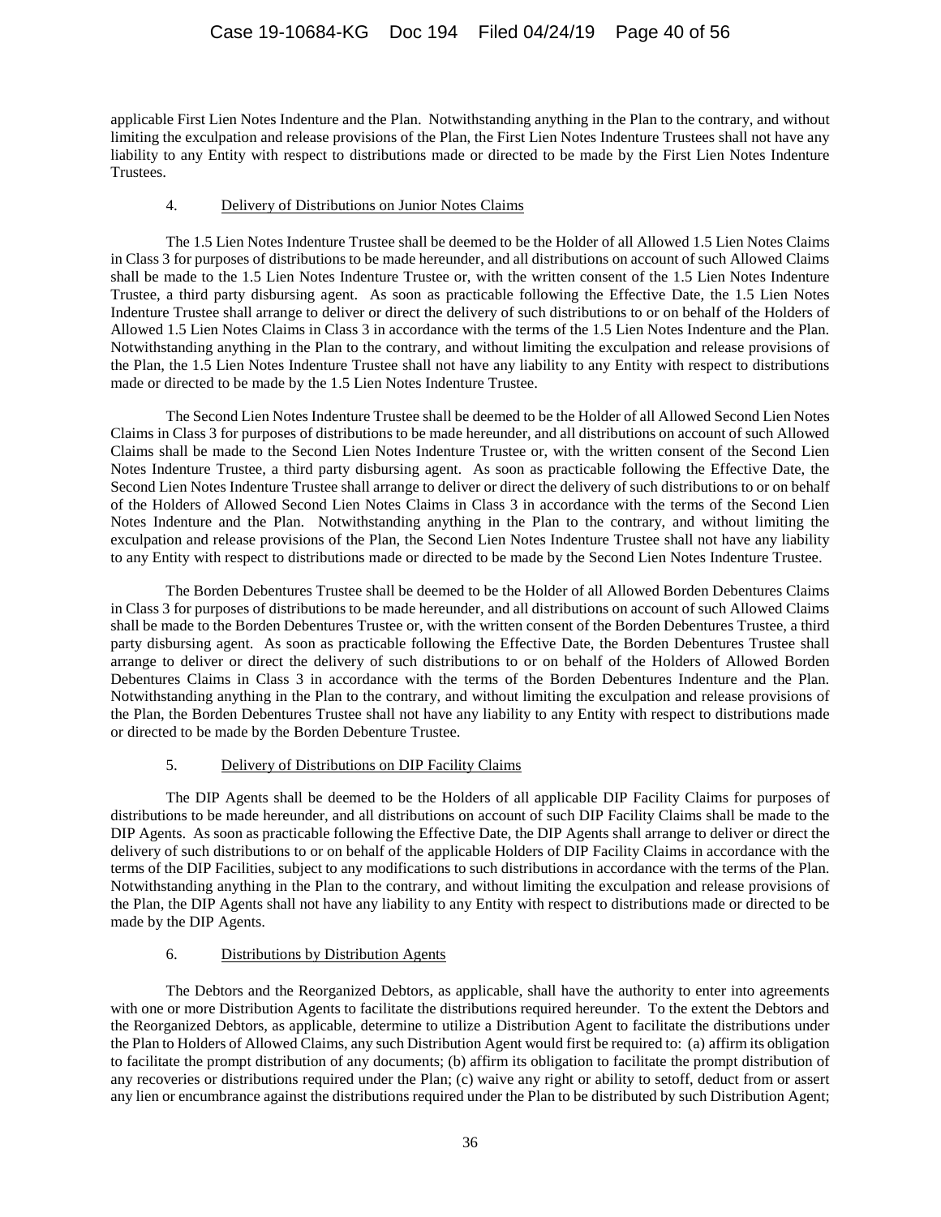applicable First Lien Notes Indenture and the Plan. Notwithstanding anything in the Plan to the contrary, and without limiting the exculpation and release provisions of the Plan, the First Lien Notes Indenture Trustees shall not have any liability to any Entity with respect to distributions made or directed to be made by the First Lien Notes Indenture Trustees.

4. Delivery of Distributions on Junior Notes Claims

The 1.5 Lien Notes Indenture Trustee shall be deemed to be the Holder of all Allowed 1.5 Lien Notes Claims in Class 3 for purposes of distributions to be made hereunder, and all distributions on account of such Allowed Claims shall be made to the 1.5 Lien Notes Indenture Trustee or, with the written consent of the 1.5 Lien Notes Indenture Trustee, a third party disbursing agent. As soon as practicable following the Effective Date, the 1.5 Lien Notes Indenture Trustee shall arrange to deliver or direct the delivery of such distributions to or on behalf of the Holders of Allowed 1.5 Lien Notes Claims in Class 3 in accordance with the terms of the 1.5 Lien Notes Indenture and the Plan. Notwithstanding anything in the Plan to the contrary, and without limiting the exculpation and release provisions of the Plan, the 1.5 Lien Notes Indenture Trustee shall not have any liability to any Entity with respect to distributions made or directed to be made by the 1.5 Lien Notes Indenture Trustee.

The Second Lien Notes Indenture Trustee shall be deemed to be the Holder of all Allowed Second Lien Notes Claims in Class 3 for purposes of distributions to be made hereunder, and all distributions on account of such Allowed Claims shall be made to the Second Lien Notes Indenture Trustee or, with the written consent of the Second Lien Notes Indenture Trustee, a third party disbursing agent. As soon as practicable following the Effective Date, the Second Lien Notes Indenture Trustee shall arrange to deliver or direct the delivery of such distributions to or on behalf of the Holders of Allowed Second Lien Notes Claims in Class 3 in accordance with the terms of the Second Lien Notes Indenture and the Plan. Notwithstanding anything in the Plan to the contrary, and without limiting the exculpation and release provisions of the Plan, the Second Lien Notes Indenture Trustee shall not have any liability to any Entity with respect to distributions made or directed to be made by the Second Lien Notes Indenture Trustee.

The Borden Debentures Trustee shall be deemed to be the Holder of all Allowed Borden Debentures Claims in Class 3 for purposes of distributions to be made hereunder, and all distributions on account of such Allowed Claims shall be made to the Borden Debentures Trustee or, with the written consent of the Borden Debentures Trustee, a third party disbursing agent. As soon as practicable following the Effective Date, the Borden Debentures Trustee shall arrange to deliver or direct the delivery of such distributions to or on behalf of the Holders of Allowed Borden Debentures Claims in Class 3 in accordance with the terms of the Borden Debentures Indenture and the Plan. Notwithstanding anything in the Plan to the contrary, and without limiting the exculpation and release provisions of the Plan, the Borden Debentures Trustee shall not have any liability to any Entity with respect to distributions made or directed to be made by the Borden Debenture Trustee.

5. Delivery of Distributions on DIP Facility Claims

The DIP Agents shall be deemed to be the Holders of all applicable DIP Facility Claims for purposes of distributions to be made hereunder, and all distributions on account of such DIP Facility Claims shall be made to the DIP Agents. As soon as practicable following the Effective Date, the DIP Agents shall arrange to deliver or direct the delivery of such distributions to or on behalf of the applicable Holders of DIP Facility Claims in accordance with the terms of the DIP Facilities, subject to any modifications to such distributions in accordance with the terms of the Plan. Notwithstanding anything in the Plan to the contrary, and without limiting the exculpation and release provisions of the Plan, the DIP Agents shall not have any liability to any Entity with respect to distributions made or directed to be made by the DIP Agents.

6. Distributions by Distribution Agents

The Debtors and the Reorganized Debtors, as applicable, shall have the authority to enter into agreements with one or more Distribution Agents to facilitate the distributions required hereunder. To the extent the Debtors and the Reorganized Debtors, as applicable, determine to utilize a Distribution Agent to facilitate the distributions under the Plan to Holders of Allowed Claims, any such Distribution Agent would first be required to: (a) affirm its obligation to facilitate the prompt distribution of any documents; (b) affirm its obligation to facilitate the prompt distribution of any recoveries or distributions required under the Plan; (c) waive any right or ability to setoff, deduct from or assert any lien or encumbrance against the distributions required under the Plan to be distributed by such Distribution Agent;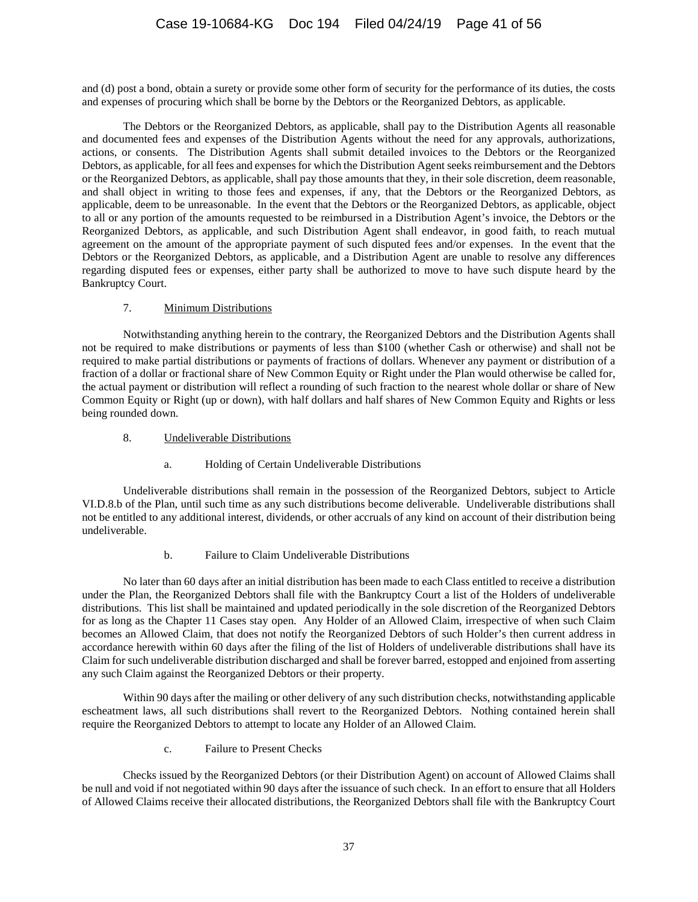and (d) post a bond, obtain a surety or provide some other form of security for the performance of its duties, the costs and expenses of procuring which shall be borne by the Debtors or the Reorganized Debtors, as applicable.

The Debtors or the Reorganized Debtors, as applicable, shall pay to the Distribution Agents all reasonable and documented fees and expenses of the Distribution Agents without the need for any approvals, authorizations, actions, or consents. The Distribution Agents shall submit detailed invoices to the Debtors or the Reorganized Debtors, as applicable, for all fees and expenses for which the Distribution Agent seeks reimbursement and the Debtors or the Reorganized Debtors, as applicable, shall pay those amounts that they, in their sole discretion, deem reasonable, and shall object in writing to those fees and expenses, if any, that the Debtors or the Reorganized Debtors, as applicable, deem to be unreasonable. In the event that the Debtors or the Reorganized Debtors, as applicable, object to all or any portion of the amounts requested to be reimbursed in a Distribution Agent's invoice, the Debtors or the Reorganized Debtors, as applicable, and such Distribution Agent shall endeavor, in good faith, to reach mutual agreement on the amount of the appropriate payment of such disputed fees and/or expenses. In the event that the Debtors or the Reorganized Debtors, as applicable, and a Distribution Agent are unable to resolve any differences regarding disputed fees or expenses, either party shall be authorized to move to have such dispute heard by the Bankruptcy Court.

7. Minimum Distributions

Notwithstanding anything herein to the contrary, the Reorganized Debtors and the Distribution Agents shall not be required to make distributions or payments of less than $100 (whether Cash or otherwise) and shall not be required to make partial distributions or payments of fractions of dollars. Whenever any payment or distribution of a fraction of a dollar or fractional share of New Common Equity or Right under the Plan would otherwise be called for, the actual payment or distribution will reflect a rounding of such fraction to the nearest whole dollar or share of New Common Equity or Right (up or down), with half dollars and half shares of New Common Equity and Rights or less being rounded down.

8. Undeliverable Distributions

a. Holding of Certain Undeliverable Distributions

Undeliverable distributions shall remain in the possession of the Reorganized Debtors, subject to Article VI.D.8.b of the Plan, until such time as any such distributions become deliverable. Undeliverable distributions shall not be entitled to any additional interest, dividends, or other accruals of any kind on account of their distribution being undeliverable.

b. Failure to Claim Undeliverable Distributions

No later than 60 days after an initial distribution has been made to each Class entitled to receive a distribution under the Plan, the Reorganized Debtors shall file with the Bankruptcy Court a list of the Holders of undeliverable distributions. This list shall be maintained and updated periodically in the sole discretion of the Reorganized Debtors for as long as the Chapter 11 Cases stay open. Any Holder of an Allowed Claim, irrespective of when such Claim becomes an Allowed Claim, that does not notify the Reorganized Debtors of such Holder's then current address in accordance herewith within 60 days after the filing of the list of Holders of undeliverable distributions shall have its Claim for such undeliverable distribution discharged and shall be forever barred, estopped and enjoined from asserting any such Claim against the Reorganized Debtors or their property.

Within 90 days after the mailing or other delivery of any such distribution checks, notwithstanding applicable escheatment laws, all such distributions shall revert to the Reorganized Debtors. Nothing contained herein shall require the Reorganized Debtors to attempt to locate any Holder of an Allowed Claim.

c. Failure to Present Checks

Checks issued by the Reorganized Debtors (or their Distribution Agent) on account of Allowed Claims shall be null and void if not negotiated within 90 days after the issuance of such check. In an effort to ensure that all Holders of Allowed Claims receive their allocated distributions, the Reorganized Debtors shall file with the Bankruptcy Court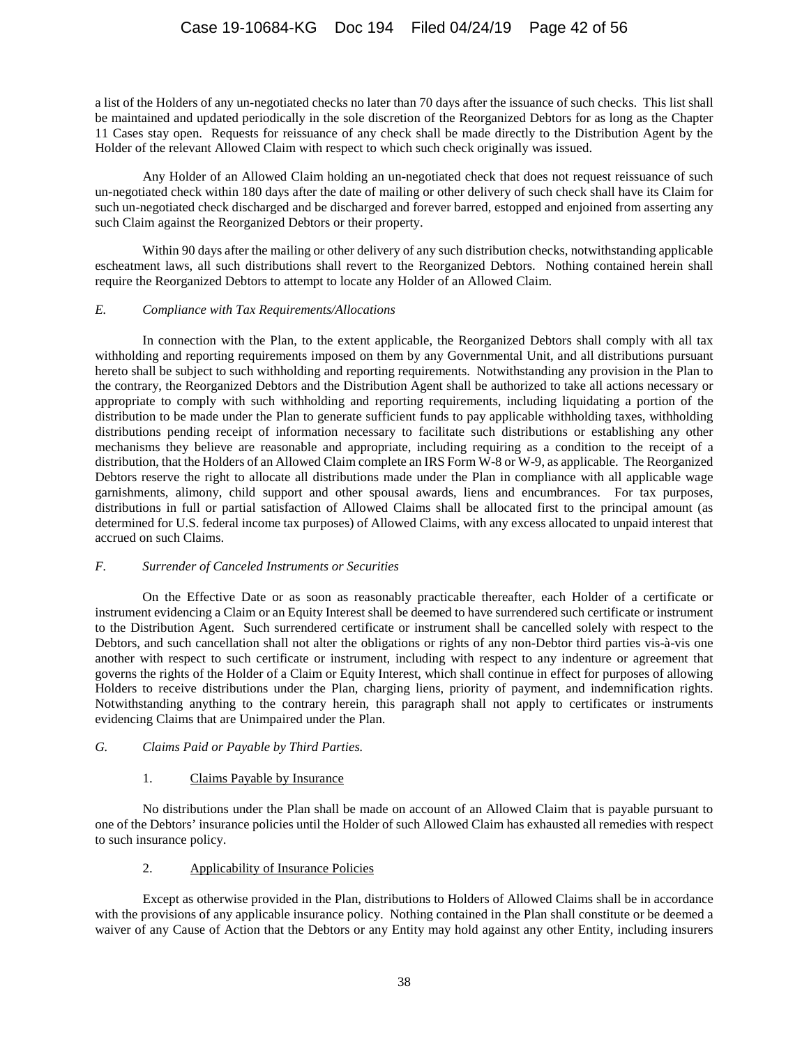a list of the Holders of any un-negotiated checks no later than 70 days after the issuance of such checks. This list shall be maintained and updated periodically in the sole discretion of the Reorganized Debtors for as long as the Chapter 11 Cases stay open. Requests for reissuance of any check shall be made directly to the Distribution Agent by the Holder of the relevant Allowed Claim with respect to which such check originally was issued.

Any Holder of an Allowed Claim holding an un-negotiated check that does not request reissuance of such un-negotiated check within 180 days after the date of mailing or other delivery of such check shall have its Claim for such un-negotiated check discharged and be discharged and forever barred, estopped and enjoined from asserting any such Claim against the Reorganized Debtors or their property.

Within 90 days after the mailing or other delivery of any such distribution checks, notwithstanding applicable escheatment laws, all such distributions shall revert to the Reorganized Debtors. Nothing contained herein shall require the Reorganized Debtors to attempt to locate any Holder of an Allowed Claim.

### *E. Compliance with Tax Requirements/Allocations*

In connection with the Plan, to the extent applicable, the Reorganized Debtors shall comply with all tax withholding and reporting requirements imposed on them by any Governmental Unit, and all distributions pursuant hereto shall be subject to such withholding and reporting requirements. Notwithstanding any provision in the Plan to the contrary, the Reorganized Debtors and the Distribution Agent shall be authorized to take all actions necessary or appropriate to comply with such withholding and reporting requirements, including liquidating a portion of the distribution to be made under the Plan to generate sufficient funds to pay applicable withholding taxes, withholding distributions pending receipt of information necessary to facilitate such distributions or establishing any other mechanisms they believe are reasonable and appropriate, including requiring as a condition to the receipt of a distribution, that the Holders of an Allowed Claim complete an IRS Form W-8 or W-9, as applicable. The Reorganized Debtors reserve the right to allocate all distributions made under the Plan in compliance with all applicable wage garnishments, alimony, child support and other spousal awards, liens and encumbrances. For tax purposes, distributions in full or partial satisfaction of Allowed Claims shall be allocated first to the principal amount (as determined for U.S. federal income tax purposes) of Allowed Claims, with any excess allocated to unpaid interest that accrued on such Claims.

### *F. Surrender of Canceled Instruments or Securities*

On the Effective Date or as soon as reasonably practicable thereafter, each Holder of a certificate or instrument evidencing a Claim or an Equity Interest shall be deemed to have surrendered such certificate or instrument to the Distribution Agent. Such surrendered certificate or instrument shall be cancelled solely with respect to the Debtors, and such cancellation shall not alter the obligations or rights of any non-Debtor third parties vis-à-vis one another with respect to such certificate or instrument, including with respect to any indenture or agreement that governs the rights of the Holder of a Claim or Equity Interest, which shall continue in effect for purposes of allowing Holders to receive distributions under the Plan, charging liens, priority of payment, and indemnification rights. Notwithstanding anything to the contrary herein, this paragraph shall not apply to certificates or instruments evidencing Claims that are Unimpaired under the Plan.

### *G. Claims Paid or Payable by Third Parties.*

#### 1. Claims Payable by Insurance

No distributions under the Plan shall be made on account of an Allowed Claim that is payable pursuant to one of the Debtors' insurance policies until the Holder of such Allowed Claim has exhausted all remedies with respect to such insurance policy.

#### 2. Applicability of Insurance Policies

Except as otherwise provided in the Plan, distributions to Holders of Allowed Claims shall be in accordance with the provisions of any applicable insurance policy. Nothing contained in the Plan shall constitute or be deemed a waiver of any Cause of Action that the Debtors or any Entity may hold against any other Entity, including insurers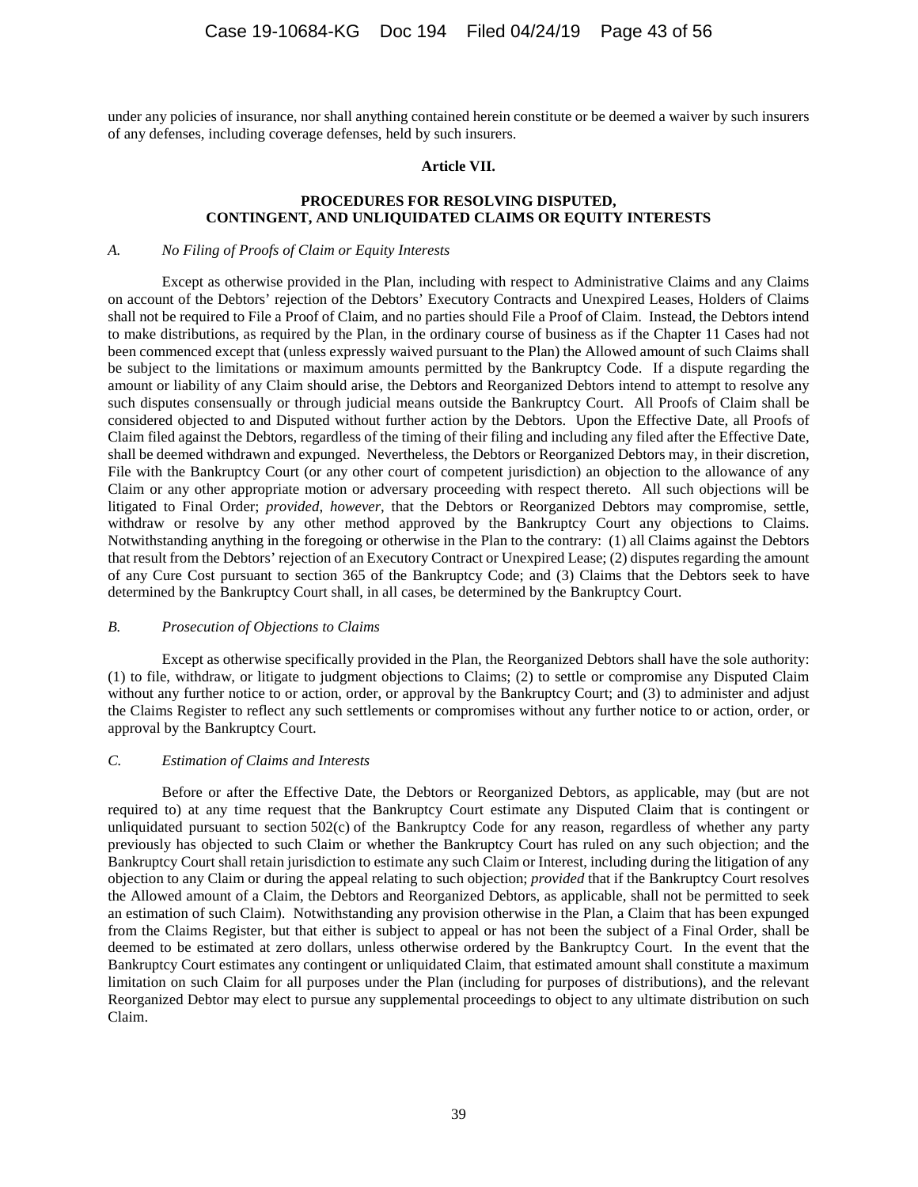under any policies of insurance, nor shall anything contained herein constitute or be deemed a waiver by such insurers of any defenses, including coverage defenses, held by such insurers.

## Article VII.

## PROCEDURES FOR RESOLVING DISPUTED, CONTINGENT, AND UNLIQUIDATED CLAIMS OR EQUITY INTERESTS

### *A. No Filing of Proofs of Claim or Equity Interests*

Except as otherwise provided in the Plan, including with respect to Administrative Claims and any Claims on account of the Debtors' rejection of the Debtors' Executory Contracts and Unexpired Leases, Holders of Claims shall not be required to File a Proof of Claim, and no parties should File a Proof of Claim. Instead, the Debtors intend to make distributions, as required by the Plan, in the ordinary course of business as if the Chapter 11 Cases had not been commenced except that (unless expressly waived pursuant to the Plan) the Allowed amount of such Claims shall be subject to the limitations or maximum amounts permitted by the Bankruptcy Code. If a dispute regarding the amount or liability of any Claim should arise, the Debtors and Reorganized Debtors intend to attempt to resolve any such disputes consensually or through judicial means outside the Bankruptcy Court. All Proofs of Claim shall be considered objected to and Disputed without further action by the Debtors. Upon the Effective Date, all Proofs of Claim filed against the Debtors, regardless of the timing of their filing and including any filed after the Effective Date, shall be deemed withdrawn and expunged. Nevertheless, the Debtors or Reorganized Debtors may, in their discretion, File with the Bankruptcy Court (or any other court of competent jurisdiction) an objection to the allowance of any Claim or any other appropriate motion or adversary proceeding with respect thereto. All such objections will be litigated to Final Order; *provided*, *however*, that the Debtors or Reorganized Debtors may compromise, settle, withdraw or resolve by any other method approved by the Bankruptcy Court any objections to Claims. Notwithstanding anything in the foregoing or otherwise in the Plan to the contrary: (1) all Claims against the Debtors that result from the Debtors' rejection of an Executory Contract or Unexpired Lease; (2) disputes regarding the amount of any Cure Cost pursuant to section 365 of the Bankruptcy Code; and (3) Claims that the Debtors seek to have determined by the Bankruptcy Court shall, in all cases, be determined by the Bankruptcy Court.

### *B. Prosecution of Objections to Claims*

Except as otherwise specifically provided in the Plan, the Reorganized Debtors shall have the sole authority: (1) to file, withdraw, or litigate to judgment objections to Claims; (2) to settle or compromise any Disputed Claim without any further notice to or action, order, or approval by the Bankruptcy Court; and (3) to administer and adjust the Claims Register to reflect any such settlements or compromises without any further notice to or action, order, or approval by the Bankruptcy Court.

### *C. Estimation of Claims and Interests*

Before or after the Effective Date, the Debtors or Reorganized Debtors, as applicable, may (but are not required to) at any time request that the Bankruptcy Court estimate any Disputed Claim that is contingent or unliquidated pursuant to section 502(c) of the Bankruptcy Code for any reason, regardless of whether any party previously has objected to such Claim or whether the Bankruptcy Court has ruled on any such objection; and the Bankruptcy Court shall retain jurisdiction to estimate any such Claim or Interest, including during the litigation of any objection to any Claim or during the appeal relating to such objection; *provided* that if the Bankruptcy Court resolves the Allowed amount of a Claim, the Debtors and Reorganized Debtors, as applicable, shall not be permitted to seek an estimation of such Claim). Notwithstanding any provision otherwise in the Plan, a Claim that has been expunged from the Claims Register, but that either is subject to appeal or has not been the subject of a Final Order, shall be deemed to be estimated at zero dollars, unless otherwise ordered by the Bankruptcy Court. In the event that the Bankruptcy Court estimates any contingent or unliquidated Claim, that estimated amount shall constitute a maximum limitation on such Claim for all purposes under the Plan (including for purposes of distributions), and the relevant Reorganized Debtor may elect to pursue any supplemental proceedings to object to any ultimate distribution on such Claim.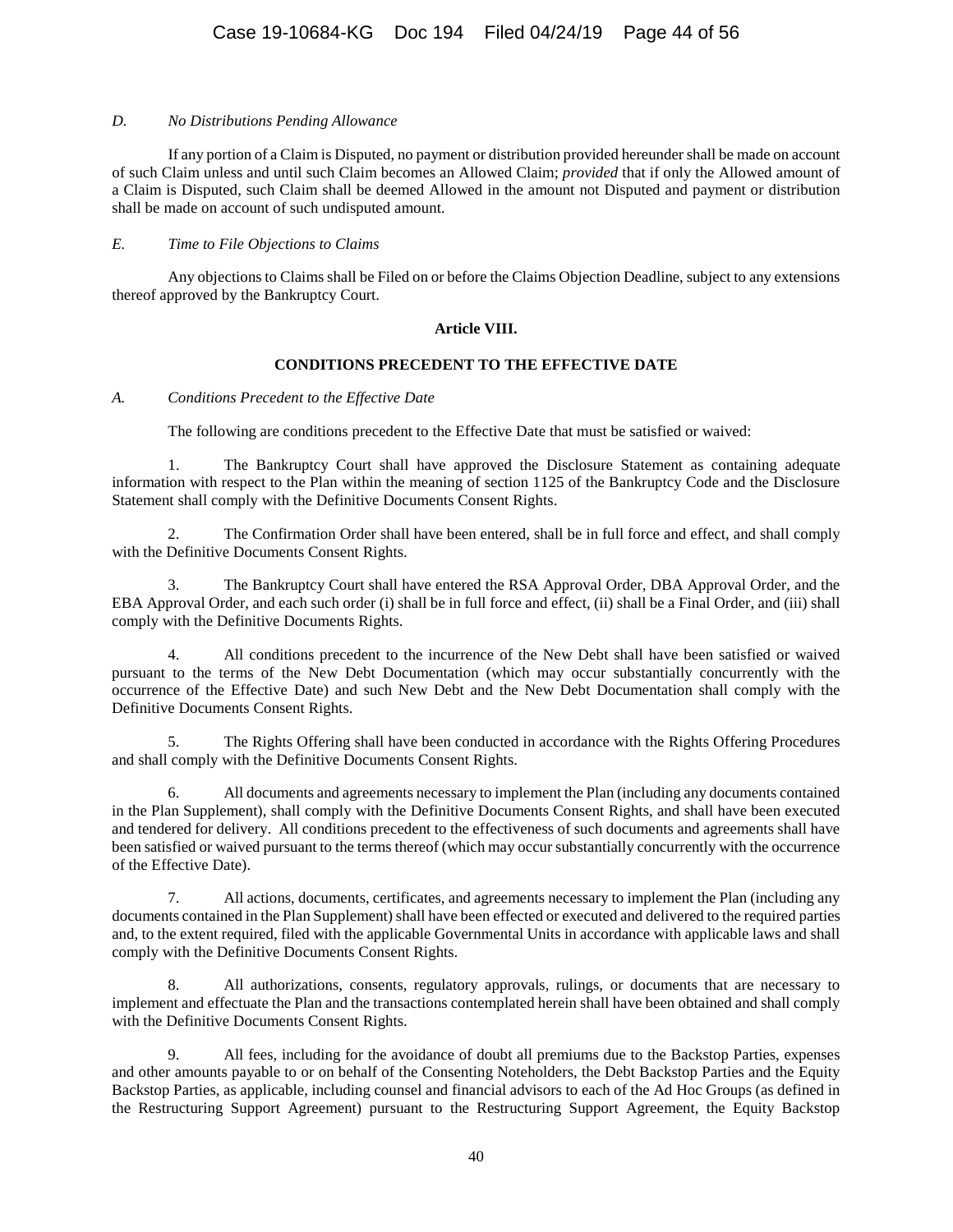*D. No Distributions Pending Allowance*

If any portion of a Claim is Disputed, no payment or distribution provided hereunder shall be made on account of such Claim unless and until such Claim becomes an Allowed Claim; *provided* that if only the Allowed amount of a Claim is Disputed, such Claim shall be deemed Allowed in the amount not Disputed and payment or distribution shall be made on account of such undisputed amount.

*E. Time to File Objections to Claims*

Any objections to Claims shall be Filed on or before the Claims Objection Deadline, subject to any extensions thereof approved by the Bankruptcy Court.

**Article VIII.**

**CONDITIONS PRECEDENT TO THE EFFECTIVE DATE**

*A. Conditions Precedent to the Effective Date*

The following are conditions precedent to the Effective Date that must be satisfied or waived:

1. The Bankruptcy Court shall have approved the Disclosure Statement as containing adequate information with respect to the Plan within the meaning of section 1125 of the Bankruptcy Code and the Disclosure Statement shall comply with the Definitive Documents Consent Rights.

2. The Confirmation Order shall have been entered, shall be in full force and effect, and shall comply with the Definitive Documents Consent Rights.

3. The Bankruptcy Court shall have entered the RSA Approval Order, DBA Approval Order, and the EBA Approval Order, and each such order (i) shall be in full force and effect, (ii) shall be a Final Order, and (iii) shall comply with the Definitive Documents Rights.

4. All conditions precedent to the incurrence of the New Debt shall have been satisfied or waived pursuant to the terms of the New Debt Documentation (which may occur substantially concurrently with the occurrence of the Effective Date) and such New Debt and the New Debt Documentation shall comply with the Definitive Documents Consent Rights.

5. The Rights Offering shall have been conducted in accordance with the Rights Offering Procedures and shall comply with the Definitive Documents Consent Rights.

6. All documents and agreements necessary to implement the Plan (including any documents contained in the Plan Supplement), shall comply with the Definitive Documents Consent Rights, and shall have been executed and tendered for delivery. All conditions precedent to the effectiveness of such documents and agreements shall have been satisfied or waived pursuant to the terms thereof (which may occur substantially concurrently with the occurrence of the Effective Date).

7. All actions, documents, certificates, and agreements necessary to implement the Plan (including any documents contained in the Plan Supplement) shall have been effected or executed and delivered to the required parties and, to the extent required, filed with the applicable Governmental Units in accordance with applicable laws and shall comply with the Definitive Documents Consent Rights.

8. All authorizations, consents, regulatory approvals, rulings, or documents that are necessary to implement and effectuate the Plan and the transactions contemplated herein shall have been obtained and shall comply with the Definitive Documents Consent Rights.

9. All fees, including for the avoidance of doubt all premiums due to the Backstop Parties, expenses and other amounts payable to or on behalf of the Consenting Noteholders, the Debt Backstop Parties and the Equity Backstop Parties, as applicable, including counsel and financial advisors to each of the Ad Hoc Groups (as defined in the Restructuring Support Agreement) pursuant to the Restructuring Support Agreement, the Equity Backstop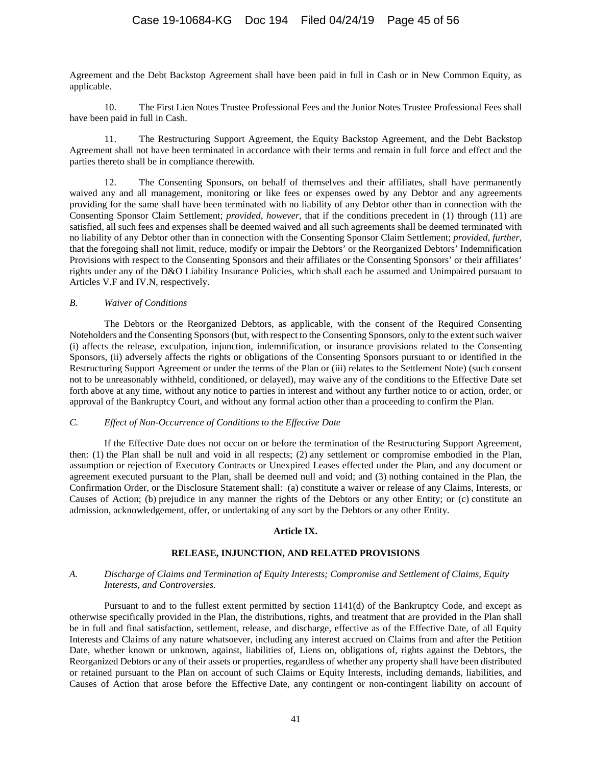Agreement and the Debt Backstop Agreement shall have been paid in full in Cash or in New Common Equity, as applicable.

10. The First Lien Notes Trustee Professional Fees and the Junior Notes Trustee Professional Fees shall have been paid in full in Cash.

11. The Restructuring Support Agreement, the Equity Backstop Agreement, and the Debt Backstop Agreement shall not have been terminated in accordance with their terms and remain in full force and effect and the parties thereto shall be in compliance therewith.

12. The Consenting Sponsors, on behalf of themselves and their affiliates, shall have permanently waived any and all management, monitoring or like fees or expenses owed by any Debtor and any agreements providing for the same shall have been terminated with no liability of any Debtor other than in connection with the Consenting Sponsor Claim Settlement; *provided*, *however*, that if the conditions precedent in (1) through (11) are satisfied, all such fees and expenses shall be deemed waived and all such agreements shall be deemed terminated with no liability of any Debtor other than in connection with the Consenting Sponsor Claim Settlement; *provided*, *further*, that the foregoing shall not limit, reduce, modify or impair the Debtors' or the Reorganized Debtors' Indemnification Provisions with respect to the Consenting Sponsors and their affiliates or the Consenting Sponsors' or their affiliates' rights under any of the D&O Liability Insurance Policies, which shall each be assumed and Unimpaired pursuant to Articles V.F and IV.N, respectively.

### *B. Waiver of Conditions*

The Debtors or the Reorganized Debtors, as applicable, with the consent of the Required Consenting Noteholders and the Consenting Sponsors (but, with respect to the Consenting Sponsors, only to the extent such waiver (i) affects the release, exculpation, injunction, indemnification, or insurance provisions related to the Consenting Sponsors, (ii) adversely affects the rights or obligations of the Consenting Sponsors pursuant to or identified in the Restructuring Support Agreement or under the terms of the Plan or (iii) relates to the Settlement Note) (such consent not to be unreasonably withheld, conditioned, or delayed), may waive any of the conditions to the Effective Date set forth above at any time, without any notice to parties in interest and without any further notice to or action, order, or approval of the Bankruptcy Court, and without any formal action other than a proceeding to confirm the Plan.

### *C. Effect of Non-Occurrence of Conditions to the Effective Date*

If the Effective Date does not occur on or before the termination of the Restructuring Support Agreement, then: (1) the Plan shall be null and void in all respects; (2) any settlement or compromise embodied in the Plan, assumption or rejection of Executory Contracts or Unexpired Leases effected under the Plan, and any document or agreement executed pursuant to the Plan, shall be deemed null and void; and (3) nothing contained in the Plan, the Confirmation Order, or the Disclosure Statement shall: (a) constitute a waiver or release of any Claims, Interests, or Causes of Action; (b) prejudice in any manner the rights of the Debtors or any other Entity; or (c) constitute an admission, acknowledgement, offer, or undertaking of any sort by the Debtors or any other Entity.

## Article IX.

## RELEASE, INJUNCTION, AND RELATED PROVISIONS

### *A. Discharge of Claims and Termination of Equity Interests; Compromise and Settlement of Claims, Equity Interests, and Controversies.*

Pursuant to and to the fullest extent permitted by section 1141(d) of the Bankruptcy Code, and except as otherwise specifically provided in the Plan, the distributions, rights, and treatment that are provided in the Plan shall be in full and final satisfaction, settlement, release, and discharge, effective as of the Effective Date, of all Equity Interests and Claims of any nature whatsoever, including any interest accrued on Claims from and after the Petition Date, whether known or unknown, against, liabilities of, Liens on, obligations of, rights against the Debtors, the Reorganized Debtors or any of their assets or properties, regardless of whether any property shall have been distributed or retained pursuant to the Plan on account of such Claims or Equity Interests, including demands, liabilities, and Causes of Action that arose before the Effective Date, any contingent or non-contingent liability on account of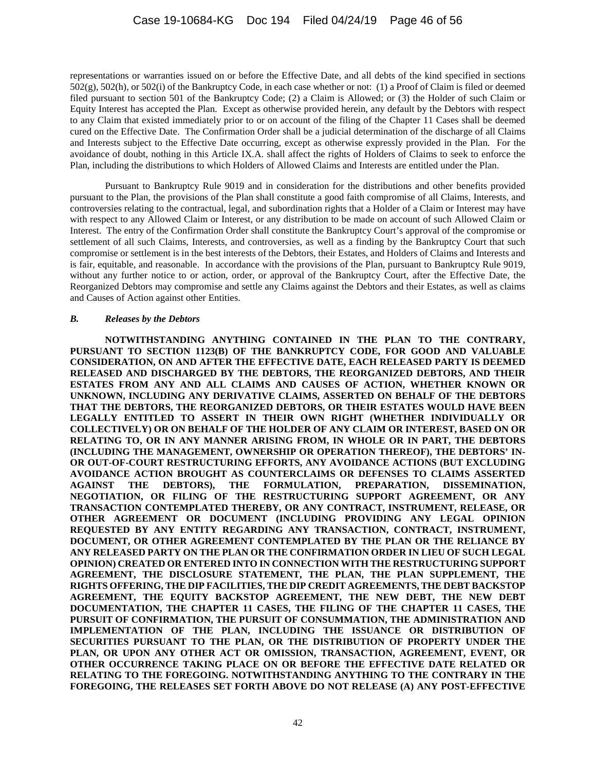representations or warranties issued on or before the Effective Date, and all debts of the kind specified in sections 502(g), 502(h), or 502(i) of the Bankruptcy Code, in each case whether or not: (1) a Proof of Claim is filed or deemed filed pursuant to section 501 of the Bankruptcy Code; (2) a Claim is Allowed; or (3) the Holder of such Claim or Equity Interest has accepted the Plan. Except as otherwise provided herein, any default by the Debtors with respect to any Claim that existed immediately prior to or on account of the filing of the Chapter 11 Cases shall be deemed cured on the Effective Date. The Confirmation Order shall be a judicial determination of the discharge of all Claims and Interests subject to the Effective Date occurring, except as otherwise expressly provided in the Plan. For the avoidance of doubt, nothing in this Article IX.A. shall affect the rights of Holders of Claims to seek to enforce the Plan, including the distributions to which Holders of Allowed Claims and Interests are entitled under the Plan.

Pursuant to Bankruptcy Rule 9019 and in consideration for the distributions and other benefits provided pursuant to the Plan, the provisions of the Plan shall constitute a good faith compromise of all Claims, Interests, and controversies relating to the contractual, legal, and subordination rights that a Holder of a Claim or Interest may have with respect to any Allowed Claim or Interest, or any distribution to be made on account of such Allowed Claim or Interest. The entry of the Confirmation Order shall constitute the Bankruptcy Court's approval of the compromise or settlement of all such Claims, Interests, and controversies, as well as a finding by the Bankruptcy Court that such compromise or settlement is in the best interests of the Debtors, their Estates, and Holders of Claims and Interests and is fair, equitable, and reasonable. In accordance with the provisions of the Plan, pursuant to Bankruptcy Rule 9019, without any further notice to or action, order, or approval of the Bankruptcy Court, after the Effective Date, the Reorganized Debtors may compromise and settle any Claims against the Debtors and their Estates, as well as claims and Causes of Action against other Entities.

### *B. Releases by the Debtors*

**NOTWITHSTANDING ANYTHING CONTAINED IN THE PLAN TO THE CONTRARY, PURSUANT TO SECTION 1123(B) OF THE BANKRUPTCY CODE, FOR GOOD AND VALUABLE CONSIDERATION, ON AND AFTER THE EFFECTIVE DATE, EACH RELEASED PARTY IS DEEMED RELEASED AND DISCHARGED BY THE DEBTORS, THE REORGANIZED DEBTORS, AND THEIR ESTATES FROM ANY AND ALL CLAIMS AND CAUSES OF ACTION, WHETHER KNOWN OR UNKNOWN, INCLUDING ANY DERIVATIVE CLAIMS, ASSERTED ON BEHALF OF THE DEBTORS THAT THE DEBTORS, THE REORGANIZED DEBTORS, OR THEIR ESTATES WOULD HAVE BEEN LEGALLY ENTITLED TO ASSERT IN THEIR OWN RIGHT (WHETHER INDIVIDUALLY OR COLLECTIVELY) OR ON BEHALF OF THE HOLDER OF ANY CLAIM OR INTEREST, BASED ON OR RELATING TO, OR IN ANY MANNER ARISING FROM, IN WHOLE OR IN PART, THE DEBTORS (INCLUDING THE MANAGEMENT, OWNERSHIP OR OPERATION THEREOF), THE DEBTORS' IN- OR OUT-OF-COURT RESTRUCTURING EFFORTS, ANY AVOIDANCE ACTIONS (BUT EXCLUDING AVOIDANCE ACTION BROUGHT AS COUNTERCLAIMS OR DEFENSES TO CLAIMS ASSERTED AGAINST THE DEBTORS), THE FORMULATION, PREPARATION, DISSEMINATION, NEGOTIATION, OR FILING OF THE RESTRUCTURING SUPPORT AGREEMENT, OR ANY TRANSACTION CONTEMPLATED THEREBY, OR ANY CONTRACT, INSTRUMENT, RELEASE, OR OTHER AGREEMENT OR DOCUMENT (INCLUDING PROVIDING ANY LEGAL OPINION REQUESTED BY ANY ENTITY REGARDING ANY TRANSACTION, CONTRACT, INSTRUMENT, DOCUMENT, OR OTHER AGREEMENT CONTEMPLATED BY THE PLAN OR THE RELIANCE BY ANY RELEASED PARTY ON THE PLAN OR THE CONFIRMATION ORDER IN LIEU OF SUCH LEGAL OPINION) CREATED OR ENTERED INTO IN CONNECTION WITH THE RESTRUCTURING SUPPORT AGREEMENT, THE DISCLOSURE STATEMENT, THE PLAN, THE PLAN SUPPLEMENT, THE RIGHTS OFFERING, THE DIP FACILITIES, THE DIP CREDIT AGREEMENTS, THE DEBT BACKSTOP AGREEMENT, THE EQUITY BACKSTOP AGREEMENT, THE NEW DEBT, THE NEW DEBT DOCUMENTATION, THE CHAPTER 11 CASES, THE FILING OF THE CHAPTER 11 CASES, THE PURSUIT OF CONFIRMATION, THE PURSUIT OF CONSUMMATION, THE ADMINISTRATION AND IMPLEMENTATION OF THE PLAN, INCLUDING THE ISSUANCE OR DISTRIBUTION OF SECURITIES PURSUANT TO THE PLAN, OR THE DISTRIBUTION OF PROPERTY UNDER THE PLAN, OR UPON ANY OTHER ACT OR OMISSION, TRANSACTION, AGREEMENT, EVENT, OR OTHER OCCURRENCE TAKING PLACE ON OR BEFORE THE EFFECTIVE DATE RELATED OR RELATING TO THE FOREGOING. NOTWITHSTANDING ANYTHING TO THE CONTRARY IN THE FOREGOING, THE RELEASES SET FORTH ABOVE DO NOT RELEASE (A) ANY POST-EFFECTIVE**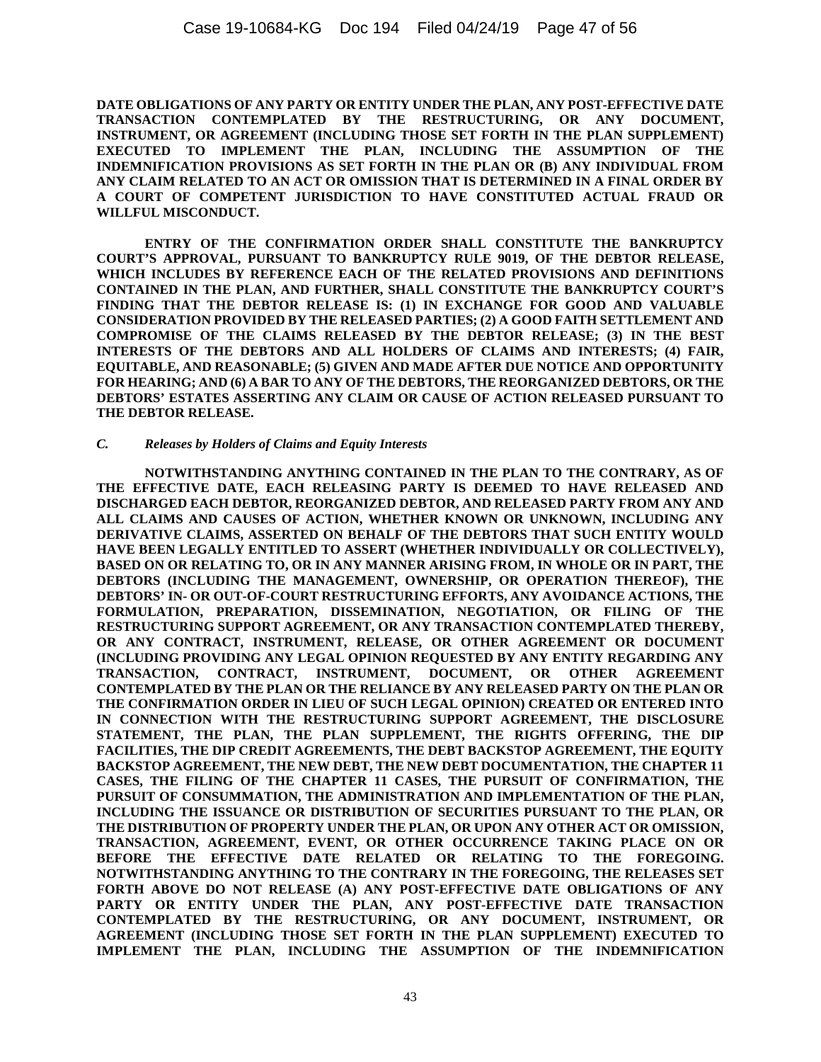**DATE OBLIGATIONS OF ANY PARTY OR ENTITY UNDER THE PLAN, ANY POST-EFFECTIVE DATE TRANSACTION CONTEMPLATED BY THE RESTRUCTURING, OR ANY DOCUMENT, INSTRUMENT, OR AGREEMENT (INCLUDING THOSE SET FORTH IN THE PLAN SUPPLEMENT) EXECUTED TO IMPLEMENT THE PLAN, INCLUDING THE ASSUMPTION OF THE INDEMNIFICATION PROVISIONS AS SET FORTH IN THE PLAN OR (B) ANY INDIVIDUAL FROM ANY CLAIM RELATED TO AN ACT OR OMISSION THAT IS DETERMINED IN A FINAL ORDER BY A COURT OF COMPETENT JURISDICTION TO HAVE CONSTITUTED ACTUAL FRAUD OR WILLFUL MISCONDUCT.**

**ENTRY OF THE CONFIRMATION ORDER SHALL CONSTITUTE THE BANKRUPTCY COURT'S APPROVAL, PURSUANT TO BANKRUPTCY RULE 9019, OF THE DEBTOR RELEASE, WHICH INCLUDES BY REFERENCE EACH OF THE RELATED PROVISIONS AND DEFINITIONS CONTAINED IN THE PLAN, AND FURTHER, SHALL CONSTITUTE THE BANKRUPTCY COURT'S FINDING THAT THE DEBTOR RELEASE IS: (1) IN EXCHANGE FOR GOOD AND VALUABLE CONSIDERATION PROVIDED BY THE RELEASED PARTIES; (2) A GOOD FAITH SETTLEMENT AND COMPROMISE OF THE CLAIMS RELEASED BY THE DEBTOR RELEASE; (3) IN THE BEST INTERESTS OF THE DEBTORS AND ALL HOLDERS OF CLAIMS AND INTERESTS; (4) FAIR, EQUITABLE, AND REASONABLE; (5) GIVEN AND MADE AFTER DUE NOTICE AND OPPORTUNITY FOR HEARING; AND (6) A BAR TO ANY OF THE DEBTORS, THE REORGANIZED DEBTORS, OR THE DEBTORS' ESTATES ASSERTING ANY CLAIM OR CAUSE OF ACTION RELEASED PURSUANT TO THE DEBTOR RELEASE.**

### *C. Releases by Holders of Claims and Equity Interests*

**NOTWITHSTANDING ANYTHING CONTAINED IN THE PLAN TO THE CONTRARY, AS OF THE EFFECTIVE DATE, EACH RELEASING PARTY IS DEEMED TO HAVE RELEASED AND DISCHARGED EACH DEBTOR, REORGANIZED DEBTOR, AND RELEASED PARTY FROM ANY AND ALL CLAIMS AND CAUSES OF ACTION, WHETHER KNOWN OR UNKNOWN, INCLUDING ANY DERIVATIVE CLAIMS, ASSERTED ON BEHALF OF THE DEBTORS THAT SUCH ENTITY WOULD HAVE BEEN LEGALLY ENTITLED TO ASSERT (WHETHER INDIVIDUALLY OR COLLECTIVELY), BASED ON OR RELATING TO, OR IN ANY MANNER ARISING FROM, IN WHOLE OR IN PART, THE DEBTORS (INCLUDING THE MANAGEMENT, OWNERSHIP, OR OPERATION THEREOF), THE DEBTORS' IN- OR OUT-OF-COURT RESTRUCTURING EFFORTS, ANY AVOIDANCE ACTIONS, THE FORMULATION, PREPARATION, DISSEMINATION, NEGOTIATION, OR FILING OF THE RESTRUCTURING SUPPORT AGREEMENT, OR ANY TRANSACTION CONTEMPLATED THEREBY, OR ANY CONTRACT, INSTRUMENT, RELEASE, OR OTHER AGREEMENT OR DOCUMENT (INCLUDING PROVIDING ANY LEGAL OPINION REQUESTED BY ANY ENTITY REGARDING ANY TRANSACTION, CONTRACT, INSTRUMENT, DOCUMENT, OR OTHER AGREEMENT CONTEMPLATED BY THE PLAN OR THE RELIANCE BY ANY RELEASED PARTY ON THE PLAN OR THE CONFIRMATION ORDER IN LIEU OF SUCH LEGAL OPINION) CREATED OR ENTERED INTO IN CONNECTION WITH THE RESTRUCTURING SUPPORT AGREEMENT, THE DISCLOSURE STATEMENT, THE PLAN, THE PLAN SUPPLEMENT, THE RIGHTS OFFERING, THE DIP FACILITIES, THE DIP CREDIT AGREEMENTS, THE DEBT BACKSTOP AGREEMENT, THE EQUITY BACKSTOP AGREEMENT, THE NEW DEBT, THE NEW DEBT DOCUMENTATION, THE CHAPTER 11 CASES, THE FILING OF THE CHAPTER 11 CASES, THE PURSUIT OF CONFIRMATION, THE PURSUIT OF CONSUMMATION, THE ADMINISTRATION AND IMPLEMENTATION OF THE PLAN, INCLUDING THE ISSUANCE OR DISTRIBUTION OF SECURITIES PURSUANT TO THE PLAN, OR THE DISTRIBUTION OF PROPERTY UNDER THE PLAN, OR UPON ANY OTHER ACT OR OMISSION, TRANSACTION, AGREEMENT, EVENT, OR OTHER OCCURRENCE TAKING PLACE ON OR BEFORE THE EFFECTIVE DATE RELATED OR RELATING TO THE FOREGOING. NOTWITHSTANDING ANYTHING TO THE CONTRARY IN THE FOREGOING, THE RELEASES SET FORTH ABOVE DO NOT RELEASE (A) ANY POST-EFFECTIVE DATE OBLIGATIONS OF ANY PARTY OR ENTITY UNDER THE PLAN, ANY POST-EFFECTIVE DATE TRANSACTION CONTEMPLATED BY THE RESTRUCTURING, OR ANY DOCUMENT, INSTRUMENT, OR AGREEMENT (INCLUDING THOSE SET FORTH IN THE PLAN SUPPLEMENT) EXECUTED TO IMPLEMENT THE PLAN, INCLUDING THE ASSUMPTION OF THE INDEMNIFICATION**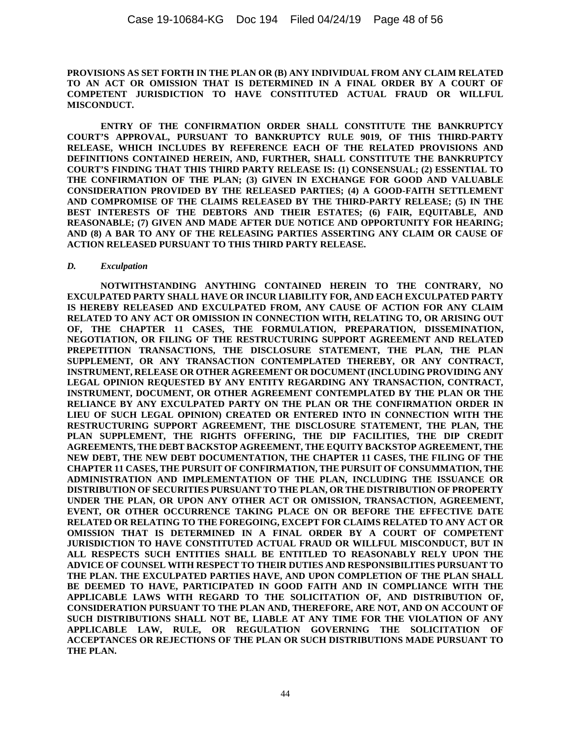**PROVISIONS AS SET FORTH IN THE PLAN OR (B) ANY INDIVIDUAL FROM ANY CLAIM RELATED TO AN ACT OR OMISSION THAT IS DETERMINED IN A FINAL ORDER BY A COURT OF COMPETENT JURISDICTION TO HAVE CONSTITUTED ACTUAL FRAUD OR WILLFUL MISCONDUCT.**

**ENTRY OF THE CONFIRMATION ORDER SHALL CONSTITUTE THE BANKRUPTCY COURT'S APPROVAL, PURSUANT TO BANKRUPTCY RULE 9019, OF THIS THIRD-PARTY RELEASE, WHICH INCLUDES BY REFERENCE EACH OF THE RELATED PROVISIONS AND DEFINITIONS CONTAINED HEREIN, AND, FURTHER, SHALL CONSTITUTE THE BANKRUPTCY COURT'S FINDING THAT THIS THIRD PARTY RELEASE IS: (1) CONSENSUAL; (2) ESSENTIAL TO THE CONFIRMATION OF THE PLAN; (3) GIVEN IN EXCHANGE FOR GOOD AND VALUABLE CONSIDERATION PROVIDED BY THE RELEASED PARTIES; (4) A GOOD-FAITH SETTLEMENT AND COMPROMISE OF THE CLAIMS RELEASED BY THE THIRD-PARTY RELEASE; (5) IN THE BEST INTERESTS OF THE DEBTORS AND THEIR ESTATES; (6) FAIR, EQUITABLE, AND REASONABLE; (7) GIVEN AND MADE AFTER DUE NOTICE AND OPPORTUNITY FOR HEARING; AND (8) A BAR TO ANY OF THE RELEASING PARTIES ASSERTING ANY CLAIM OR CAUSE OF ACTION RELEASED PURSUANT TO THIS THIRD PARTY RELEASE.**

### *D. Exculpation*

**NOTWITHSTANDING ANYTHING CONTAINED HEREIN TO THE CONTRARY, NO EXCULPATED PARTY SHALL HAVE OR INCUR LIABILITY FOR, AND EACH EXCULPATED PARTY IS HEREBY RELEASED AND EXCULPATED FROM, ANY CAUSE OF ACTION FOR ANY CLAIM RELATED TO ANY ACT OR OMISSION IN CONNECTION WITH, RELATING TO, OR ARISING OUT OF, THE CHAPTER 11 CASES, THE FORMULATION, PREPARATION, DISSEMINATION, NEGOTIATION, OR FILING OF THE RESTRUCTURING SUPPORT AGREEMENT AND RELATED PREPETITION TRANSACTIONS, THE DISCLOSURE STATEMENT, THE PLAN, THE PLAN SUPPLEMENT, OR ANY TRANSACTION CONTEMPLATED THEREBY, OR ANY CONTRACT, INSTRUMENT, RELEASE OR OTHER AGREEMENT OR DOCUMENT (INCLUDING PROVIDING ANY LEGAL OPINION REQUESTED BY ANY ENTITY REGARDING ANY TRANSACTION, CONTRACT, INSTRUMENT, DOCUMENT, OR OTHER AGREEMENT CONTEMPLATED BY THE PLAN OR THE RELIANCE BY ANY EXCULPATED PARTY ON THE PLAN OR THE CONFIRMATION ORDER IN LIEU OF SUCH LEGAL OPINION) CREATED OR ENTERED INTO IN CONNECTION WITH THE RESTRUCTURING SUPPORT AGREEMENT, THE DISCLOSURE STATEMENT, THE PLAN, THE PLAN SUPPLEMENT, THE RIGHTS OFFERING, THE DIP FACILITIES, THE DIP CREDIT AGREEMENTS, THE DEBT BACKSTOP AGREEMENT, THE EQUITY BACKSTOP AGREEMENT, THE NEW DEBT, THE NEW DEBT DOCUMENTATION, THE CHAPTER 11 CASES, THE FILING OF THE CHAPTER 11 CASES, THE PURSUIT OF CONFIRMATION, THE PURSUIT OF CONSUMMATION, THE ADMINISTRATION AND IMPLEMENTATION OF THE PLAN, INCLUDING THE ISSUANCE OR DISTRIBUTION OF SECURITIES PURSUANT TO THE PLAN, OR THE DISTRIBUTION OF PROPERTY UNDER THE PLAN, OR UPON ANY OTHER ACT OR OMISSION, TRANSACTION, AGREEMENT, EVENT, OR OTHER OCCURRENCE TAKING PLACE ON OR BEFORE THE EFFECTIVE DATE RELATED OR RELATING TO THE FOREGOING, EXCEPT FOR CLAIMS RELATED TO ANY ACT OR OMISSION THAT IS DETERMINED IN A FINAL ORDER BY A COURT OF COMPETENT JURISDICTION TO HAVE CONSTITUTED ACTUAL FRAUD OR WILLFUL MISCONDUCT, BUT IN ALL RESPECTS SUCH ENTITIES SHALL BE ENTITLED TO REASONABLY RELY UPON THE ADVICE OF COUNSEL WITH RESPECT TO THEIR DUTIES AND RESPONSIBILITIES PURSUANT TO THE PLAN. THE EXCULPATED PARTIES HAVE, AND UPON COMPLETION OF THE PLAN SHALL BE DEEMED TO HAVE, PARTICIPATED IN GOOD FAITH AND IN COMPLIANCE WITH THE APPLICABLE LAWS WITH REGARD TO THE SOLICITATION OF, AND DISTRIBUTION OF, CONSIDERATION PURSUANT TO THE PLAN AND, THEREFORE, ARE NOT, AND ON ACCOUNT OF SUCH DISTRIBUTIONS SHALL NOT BE, LIABLE AT ANY TIME FOR THE VIOLATION OF ANY APPLICABLE LAW, RULE, OR REGULATION GOVERNING THE SOLICITATION OF ACCEPTANCES OR REJECTIONS OF THE PLAN OR SUCH DISTRIBUTIONS MADE PURSUANT TO THE PLAN.**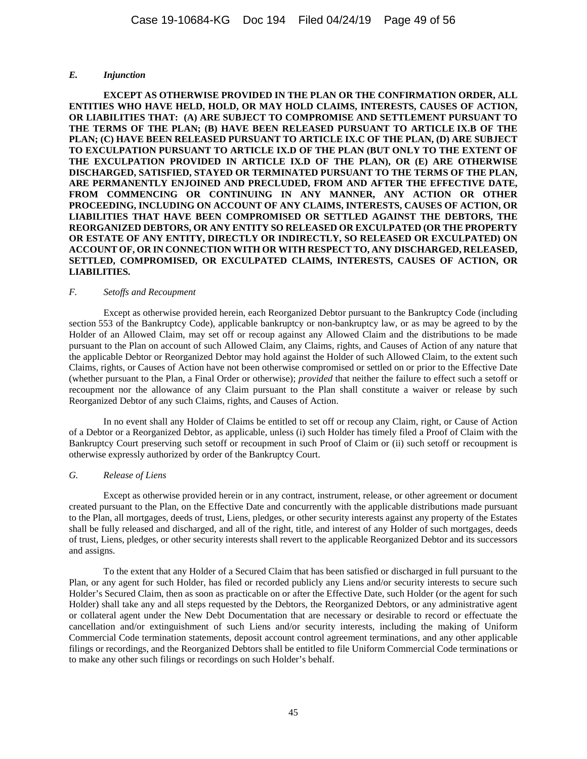### *E. Injunction*

**EXCEPT AS OTHERWISE PROVIDED IN THE PLAN OR THE CONFIRMATION ORDER, ALL ENTITIES WHO HAVE HELD, HOLD, OR MAY HOLD CLAIMS, INTERESTS, CAUSES OF ACTION, OR LIABILITIES THAT: (A) ARE SUBJECT TO COMPROMISE AND SETTLEMENT PURSUANT TO THE TERMS OF THE PLAN; (B) HAVE BEEN RELEASED PURSUANT TO ARTICLE IX.B OF THE PLAN; (C) HAVE BEEN RELEASED PURSUANT TO ARTICLE IX.C OF THE PLAN, (D) ARE SUBJECT TO EXCULPATION PURSUANT TO ARTICLE IX.D OF THE PLAN (BUT ONLY TO THE EXTENT OF THE EXCULPATION PROVIDED IN ARTICLE IX.D OF THE PLAN), OR (E) ARE OTHERWISE DISCHARGED, SATISFIED, STAYED OR TERMINATED PURSUANT TO THE TERMS OF THE PLAN, ARE PERMANENTLY ENJOINED AND PRECLUDED, FROM AND AFTER THE EFFECTIVE DATE, FROM COMMENCING OR CONTINUING IN ANY MANNER, ANY ACTION OR OTHER PROCEEDING, INCLUDING ON ACCOUNT OF ANY CLAIMS, INTERESTS, CAUSES OF ACTION, OR LIABILITIES THAT HAVE BEEN COMPROMISED OR SETTLED AGAINST THE DEBTORS, THE REORGANIZED DEBTORS, OR ANY ENTITY SO RELEASED OR EXCULPATED (OR THE PROPERTY OR ESTATE OF ANY ENTITY, DIRECTLY OR INDIRECTLY, SO RELEASED OR EXCULPATED) ON ACCOUNT OF, OR IN CONNECTION WITH OR WITH RESPECT TO, ANY DISCHARGED, RELEASED, SETTLED, COMPROMISED, OR EXCULPATED CLAIMS, INTERESTS, CAUSES OF ACTION, OR LIABILITIES.**

### *F. Setoffs and Recoupment*

Except as otherwise provided herein, each Reorganized Debtor pursuant to the Bankruptcy Code (including section 553 of the Bankruptcy Code), applicable bankruptcy or non-bankruptcy law, or as may be agreed to by the Holder of an Allowed Claim, may set off or recoup against any Allowed Claim and the distributions to be made pursuant to the Plan on account of such Allowed Claim, any Claims, rights, and Causes of Action of any nature that the applicable Debtor or Reorganized Debtor may hold against the Holder of such Allowed Claim, to the extent such Claims, rights, or Causes of Action have not been otherwise compromised or settled on or prior to the Effective Date (whether pursuant to the Plan, a Final Order or otherwise); *provided* that neither the failure to effect such a setoff or recoupment nor the allowance of any Claim pursuant to the Plan shall constitute a waiver or release by such Reorganized Debtor of any such Claims, rights, and Causes of Action.

In no event shall any Holder of Claims be entitled to set off or recoup any Claim, right, or Cause of Action of a Debtor or a Reorganized Debtor, as applicable, unless (i) such Holder has timely filed a Proof of Claim with the Bankruptcy Court preserving such setoff or recoupment in such Proof of Claim or (ii) such setoff or recoupment is otherwise expressly authorized by order of the Bankruptcy Court.

### *G. Release of Liens*

Except as otherwise provided herein or in any contract, instrument, release, or other agreement or document created pursuant to the Plan, on the Effective Date and concurrently with the applicable distributions made pursuant to the Plan, all mortgages, deeds of trust, Liens, pledges, or other security interests against any property of the Estates shall be fully released and discharged, and all of the right, title, and interest of any Holder of such mortgages, deeds of trust, Liens, pledges, or other security interests shall revert to the applicable Reorganized Debtor and its successors and assigns.

To the extent that any Holder of a Secured Claim that has been satisfied or discharged in full pursuant to the Plan, or any agent for such Holder, has filed or recorded publicly any Liens and/or security interests to secure such Holder's Secured Claim, then as soon as practicable on or after the Effective Date, such Holder (or the agent for such Holder) shall take any and all steps requested by the Debtors, the Reorganized Debtors, or any administrative agent or collateral agent under the New Debt Documentation that are necessary or desirable to record or effectuate the cancellation and/or extinguishment of such Liens and/or security interests, including the making of Uniform Commercial Code termination statements, deposit account control agreement terminations, and any other applicable filings or recordings, and the Reorganized Debtors shall be entitled to file Uniform Commercial Code terminations or to make any other such filings or recordings on such Holder's behalf.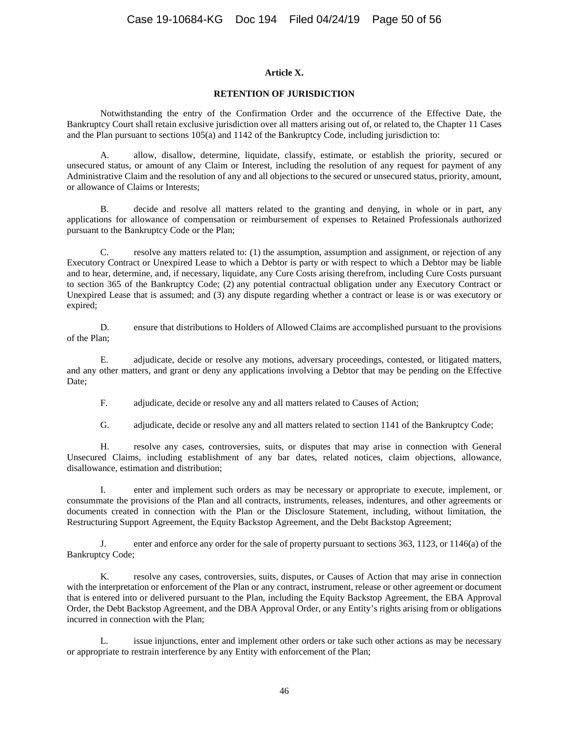## Article X.

## RETENTION OF JURISDICTION

Notwithstanding the entry of the Confirmation Order and the occurrence of the Effective Date, the Bankruptcy Court shall retain exclusive jurisdiction over all matters arising out of, or related to, the Chapter 11 Cases and the Plan pursuant to sections 105(a) and 1142 of the Bankruptcy Code, including jurisdiction to:

A. allow, disallow, determine, liquidate, classify, estimate, or establish the priority, secured or unsecured status, or amount of any Claim or Interest, including the resolution of any request for payment of any Administrative Claim and the resolution of any and all objections to the secured or unsecured status, priority, amount, or allowance of Claims or Interests;

B. decide and resolve all matters related to the granting and denying, in whole or in part, any applications for allowance of compensation or reimbursement of expenses to Retained Professionals authorized pursuant to the Bankruptcy Code or the Plan;

C. resolve any matters related to: (1) the assumption, assumption and assignment, or rejection of any Executory Contract or Unexpired Lease to which a Debtor is party or with respect to which a Debtor may be liable and to hear, determine, and, if necessary, liquidate, any Cure Costs arising therefrom, including Cure Costs pursuant to section 365 of the Bankruptcy Code; (2) any potential contractual obligation under any Executory Contract or Unexpired Lease that is assumed; and (3) any dispute regarding whether a contract or lease is or was executory or expired;

D. ensure that distributions to Holders of Allowed Claims are accomplished pursuant to the provisions of the Plan;

E. adjudicate, decide or resolve any motions, adversary proceedings, contested, or litigated matters, and any other matters, and grant or deny any applications involving a Debtor that may be pending on the Effective Date;

F. adjudicate, decide or resolve any and all matters related to Causes of Action;

G. adjudicate, decide or resolve any and all matters related to section 1141 of the Bankruptcy Code;

H. resolve any cases, controversies, suits, or disputes that may arise in connection with General Unsecured Claims, including establishment of any bar dates, related notices, claim objections, allowance, disallowance, estimation and distribution;

I. enter and implement such orders as may be necessary or appropriate to execute, implement, or consummate the provisions of the Plan and all contracts, instruments, releases, indentures, and other agreements or documents created in connection with the Plan or the Disclosure Statement, including, without limitation, the Restructuring Support Agreement, the Equity Backstop Agreement, and the Debt Backstop Agreement;

J. enter and enforce any order for the sale of property pursuant to sections 363, 1123, or 1146(a) of the Bankruptcy Code;

K. resolve any cases, controversies, suits, disputes, or Causes of Action that may arise in connection with the interpretation or enforcement of the Plan or any contract, instrument, release or other agreement or document that is entered into or delivered pursuant to the Plan, including the Equity Backstop Agreement, the EBA Approval Order, the Debt Backstop Agreement, and the DBA Approval Order, or any Entity's rights arising from or obligations incurred in connection with the Plan;

L. issue injunctions, enter and implement other orders or take such other actions as may be necessary or appropriate to restrain interference by any Entity with enforcement of the Plan;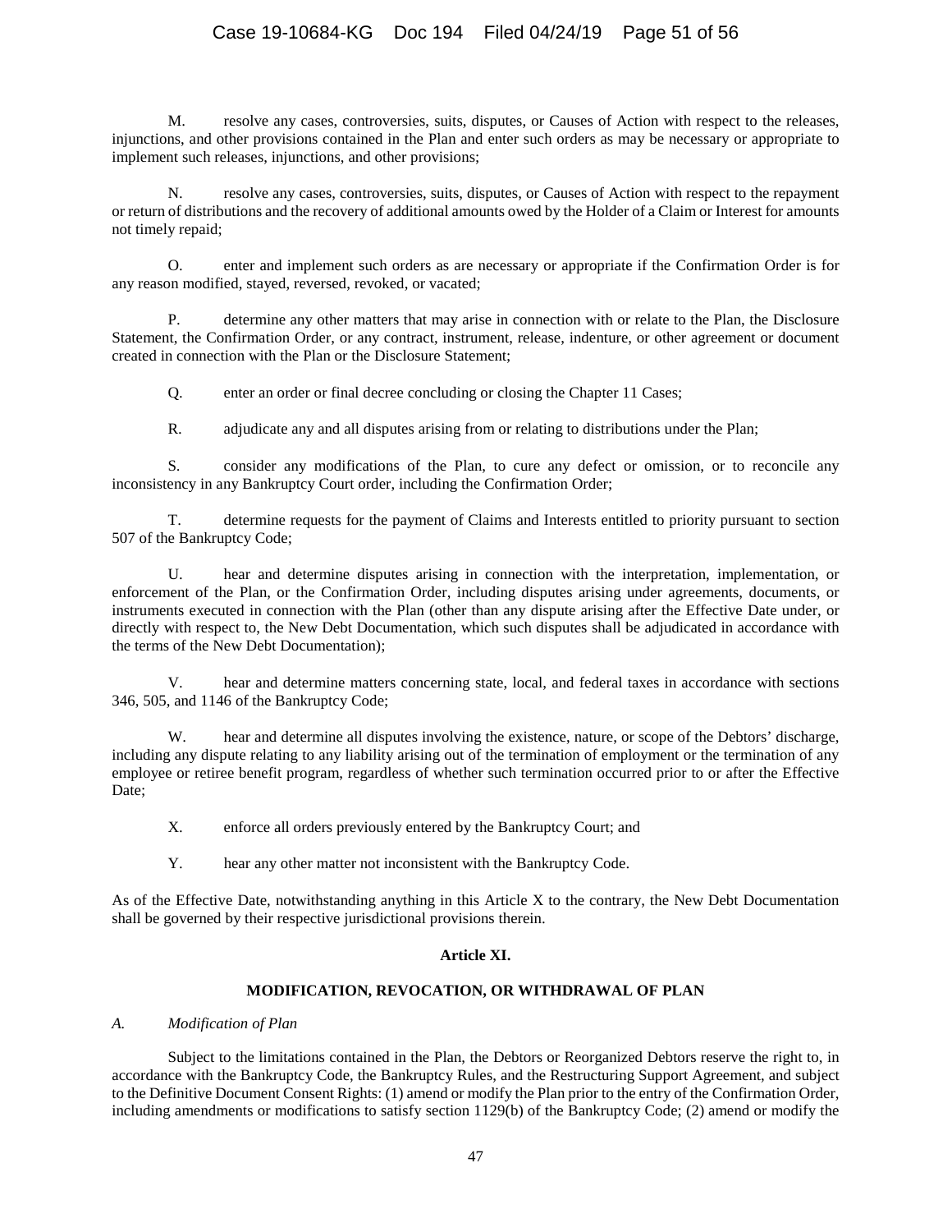M. resolve any cases, controversies, suits, disputes, or Causes of Action with respect to the releases, injunctions, and other provisions contained in the Plan and enter such orders as may be necessary or appropriate to implement such releases, injunctions, and other provisions;

N. resolve any cases, controversies, suits, disputes, or Causes of Action with respect to the repayment or return of distributions and the recovery of additional amounts owed by the Holder of a Claim or Interest for amounts not timely repaid;

O. enter and implement such orders as are necessary or appropriate if the Confirmation Order is for any reason modified, stayed, reversed, revoked, or vacated;

P. determine any other matters that may arise in connection with or relate to the Plan, the Disclosure Statement, the Confirmation Order, or any contract, instrument, release, indenture, or other agreement or document created in connection with the Plan or the Disclosure Statement;

Q. enter an order or final decree concluding or closing the Chapter 11 Cases;

R. adjudicate any and all disputes arising from or relating to distributions under the Plan;

S. consider any modifications of the Plan, to cure any defect or omission, or to reconcile any inconsistency in any Bankruptcy Court order, including the Confirmation Order;

T. determine requests for the payment of Claims and Interests entitled to priority pursuant to section 507 of the Bankruptcy Code;

U. hear and determine disputes arising in connection with the interpretation, implementation, or enforcement of the Plan, or the Confirmation Order, including disputes arising under agreements, documents, or instruments executed in connection with the Plan (other than any dispute arising after the Effective Date under, or directly with respect to, the New Debt Documentation, which such disputes shall be adjudicated in accordance with the terms of the New Debt Documentation);

V. hear and determine matters concerning state, local, and federal taxes in accordance with sections 346, 505, and 1146 of the Bankruptcy Code;

W. hear and determine all disputes involving the existence, nature, or scope of the Debtors' discharge, including any dispute relating to any liability arising out of the termination of employment or the termination of any employee or retiree benefit program, regardless of whether such termination occurred prior to or after the Effective Date;

X. enforce all orders previously entered by the Bankruptcy Court; and

Y. hear any other matter not inconsistent with the Bankruptcy Code.

As of the Effective Date, notwithstanding anything in this Article X to the contrary, the New Debt Documentation shall be governed by their respective jurisdictional provisions therein.

## Article XI.

## MODIFICATION, REVOCATION, OR WITHDRAWAL OF PLAN

### *A. Modification of Plan*

Subject to the limitations contained in the Plan, the Debtors or Reorganized Debtors reserve the right to, in accordance with the Bankruptcy Code, the Bankruptcy Rules, and the Restructuring Support Agreement, and subject to the Definitive Document Consent Rights: (1) amend or modify the Plan prior to the entry of the Confirmation Order, including amendments or modifications to satisfy section 1129(b) of the Bankruptcy Code; (2) amend or modify the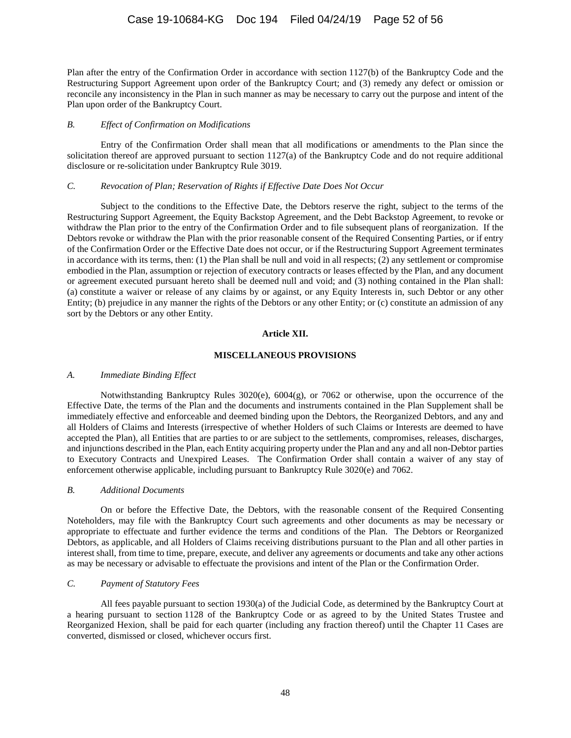Plan after the entry of the Confirmation Order in accordance with section 1127(b) of the Bankruptcy Code and the Restructuring Support Agreement upon order of the Bankruptcy Court; and (3) remedy any defect or omission or reconcile any inconsistency in the Plan in such manner as may be necessary to carry out the purpose and intent of the Plan upon order of the Bankruptcy Court.

*B. Effect of Confirmation on Modifications*

Entry of the Confirmation Order shall mean that all modifications or amendments to the Plan since the solicitation thereof are approved pursuant to section 1127(a) of the Bankruptcy Code and do not require additional disclosure or re-solicitation under Bankruptcy Rule 3019.

*C. Revocation of Plan; Reservation of Rights if Effective Date Does Not Occur*

Subject to the conditions to the Effective Date, the Debtors reserve the right, subject to the terms of the Restructuring Support Agreement, the Equity Backstop Agreement, and the Debt Backstop Agreement, to revoke or withdraw the Plan prior to the entry of the Confirmation Order and to file subsequent plans of reorganization. If the Debtors revoke or withdraw the Plan with the prior reasonable consent of the Required Consenting Parties, or if entry of the Confirmation Order or the Effective Date does not occur, or if the Restructuring Support Agreement terminates in accordance with its terms, then: (1) the Plan shall be null and void in all respects; (2) any settlement or compromise embodied in the Plan, assumption or rejection of executory contracts or leases effected by the Plan, and any document or agreement executed pursuant hereto shall be deemed null and void; and (3) nothing contained in the Plan shall: (a) constitute a waiver or release of any claims by or against, or any Equity Interests in, such Debtor or any other Entity; (b) prejudice in any manner the rights of the Debtors or any other Entity; or (c) constitute an admission of any sort by the Debtors or any other Entity.

## Article XII.

## MISCELLANEOUS PROVISIONS

*A. Immediate Binding Effect*

Notwithstanding Bankruptcy Rules 3020(e), 6004(g), or 7062 or otherwise, upon the occurrence of the Effective Date, the terms of the Plan and the documents and instruments contained in the Plan Supplement shall be immediately effective and enforceable and deemed binding upon the Debtors, the Reorganized Debtors, and any and all Holders of Claims and Interests (irrespective of whether Holders of such Claims or Interests are deemed to have accepted the Plan), all Entities that are parties to or are subject to the settlements, compromises, releases, discharges, and injunctions described in the Plan, each Entity acquiring property under the Plan and any and all non-Debtor parties to Executory Contracts and Unexpired Leases. The Confirmation Order shall contain a waiver of any stay of enforcement otherwise applicable, including pursuant to Bankruptcy Rule 3020(e) and 7062.

*B. Additional Documents*

On or before the Effective Date, the Debtors, with the reasonable consent of the Required Consenting Noteholders, may file with the Bankruptcy Court such agreements and other documents as may be necessary or appropriate to effectuate and further evidence the terms and conditions of the Plan. The Debtors or Reorganized Debtors, as applicable, and all Holders of Claims receiving distributions pursuant to the Plan and all other parties in interest shall, from time to time, prepare, execute, and deliver any agreements or documents and take any other actions as may be necessary or advisable to effectuate the provisions and intent of the Plan or the Confirmation Order.

*C. Payment of Statutory Fees*

All fees payable pursuant to section 1930(a) of the Judicial Code, as determined by the Bankruptcy Court at a hearing pursuant to section 1128 of the Bankruptcy Code or as agreed to by the United States Trustee and Reorganized Hexion, shall be paid for each quarter (including any fraction thereof) until the Chapter 11 Cases are converted, dismissed or closed, whichever occurs first.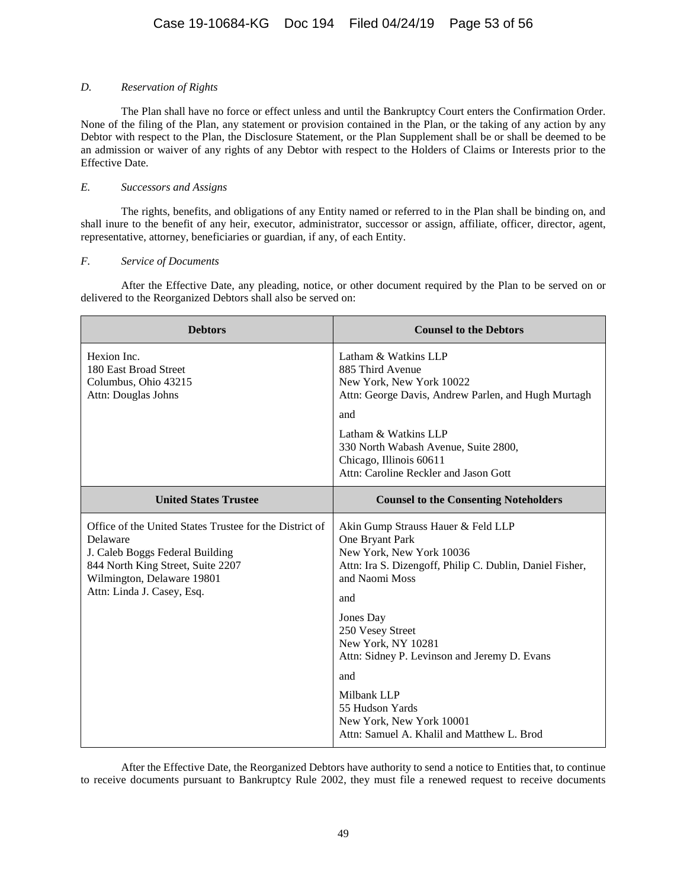*D. Reservation of Rights*

The Plan shall have no force or effect unless and until the Bankruptcy Court enters the Confirmation Order. None of the filing of the Plan, any statement or provision contained in the Plan, or the taking of any action by any Debtor with respect to the Plan, the Disclosure Statement, or the Plan Supplement shall be or shall be deemed to be an admission or waiver of any rights of any Debtor with respect to the Holders of Claims or Interests prior to the Effective Date.

*E. Successors and Assigns*

The rights, benefits, and obligations of any Entity named or referred to in the Plan shall be binding on, and shall inure to the benefit of any heir, executor, administrator, successor or assign, affiliate, officer, director, agent, representative, attorney, beneficiaries or guardian, if any, of each Entity.

*F. Service of Documents*

After the Effective Date, any pleading, notice, or other document required by the Plan to be served on or delivered to the Reorganized Debtors shall also be served on:

| **Debtors** | **Counsel to the Debtors** |
|---|---|
| Hexion Inc.<br>180 East Broad Street<br>Columbus, Ohio 43215<br>Attn: Douglas Johns | Latham & Watkins LLP<br>885 Third Avenue<br>New York, New York 10022<br>Attn: George Davis, Andrew Parlen, and Hugh Murtagh<br><br>and<br><br>Latham & Watkins LLP<br>330 North Wabash Avenue, Suite 2800,<br>Chicago, Illinois 60611<br>Attn: Caroline Reckler and Jason Gott |
| **United States Trustee** | **Counsel to the Consenting Noteholders** |
| Office of the United States Trustee for the District of Delaware<br>J. Caleb Boggs Federal Building<br>844 North King Street, Suite 2207<br>Wilmington, Delaware 19801<br>Attn: Linda J. Casey, Esq. | Akin Gump Strauss Hauer & Feld LLP<br>One Bryant Park<br>New York, New York 10036<br>Attn: Ira S. Dizengoff, Philip C. Dublin, Daniel Fisher, and Naomi Moss<br><br>and<br><br>Jones Day<br>250 Vesey Street<br>New York, NY 10281<br>Attn: Sidney P. Levinson and Jeremy D. Evans<br><br>and<br><br>Milbank LLP<br>55 Hudson Yards<br>New York, New York 10001<br>Attn: Samuel A. Khalil and Matthew L. Brod |

After the Effective Date, the Reorganized Debtors have authority to send a notice to Entities that, to continue to receive documents pursuant to Bankruptcy Rule 2002, they must file a renewed request to receive documents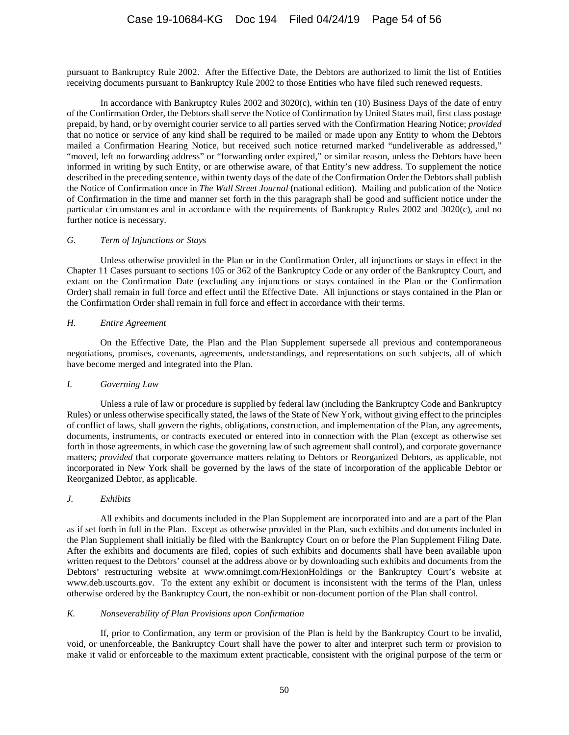pursuant to Bankruptcy Rule 2002. After the Effective Date, the Debtors are authorized to limit the list of Entities receiving documents pursuant to Bankruptcy Rule 2002 to those Entities who have filed such renewed requests.

In accordance with Bankruptcy Rules 2002 and 3020(c), within ten (10) Business Days of the date of entry of the Confirmation Order, the Debtors shall serve the Notice of Confirmation by United States mail, first class postage prepaid, by hand, or by overnight courier service to all parties served with the Confirmation Hearing Notice; *provided* that no notice or service of any kind shall be required to be mailed or made upon any Entity to whom the Debtors mailed a Confirmation Hearing Notice, but received such notice returned marked "undeliverable as addressed," "moved, left no forwarding address" or "forwarding order expired," or similar reason, unless the Debtors have been informed in writing by such Entity, or are otherwise aware, of that Entity's new address. To supplement the notice described in the preceding sentence, within twenty days of the date of the Confirmation Order the Debtors shall publish the Notice of Confirmation once in *The Wall Street Journal* (national edition). Mailing and publication of the Notice of Confirmation in the time and manner set forth in the this paragraph shall be good and sufficient notice under the particular circumstances and in accordance with the requirements of Bankruptcy Rules 2002 and 3020(c), and no further notice is necessary.

### *G. Term of Injunctions or Stays*

Unless otherwise provided in the Plan or in the Confirmation Order, all injunctions or stays in effect in the Chapter 11 Cases pursuant to sections 105 or 362 of the Bankruptcy Code or any order of the Bankruptcy Court, and extant on the Confirmation Date (excluding any injunctions or stays contained in the Plan or the Confirmation Order) shall remain in full force and effect until the Effective Date. All injunctions or stays contained in the Plan or the Confirmation Order shall remain in full force and effect in accordance with their terms.

### *H. Entire Agreement*

On the Effective Date, the Plan and the Plan Supplement supersede all previous and contemporaneous negotiations, promises, covenants, agreements, understandings, and representations on such subjects, all of which have become merged and integrated into the Plan.

### *I. Governing Law*

Unless a rule of law or procedure is supplied by federal law (including the Bankruptcy Code and Bankruptcy Rules) or unless otherwise specifically stated, the laws of the State of New York, without giving effect to the principles of conflict of laws, shall govern the rights, obligations, construction, and implementation of the Plan, any agreements, documents, instruments, or contracts executed or entered into in connection with the Plan (except as otherwise set forth in those agreements, in which case the governing law of such agreement shall control), and corporate governance matters; *provided* that corporate governance matters relating to Debtors or Reorganized Debtors, as applicable, not incorporated in New York shall be governed by the laws of the state of incorporation of the applicable Debtor or Reorganized Debtor, as applicable.

### *J. Exhibits*

All exhibits and documents included in the Plan Supplement are incorporated into and are a part of the Plan as if set forth in full in the Plan. Except as otherwise provided in the Plan, such exhibits and documents included in the Plan Supplement shall initially be filed with the Bankruptcy Court on or before the Plan Supplement Filing Date. After the exhibits and documents are filed, copies of such exhibits and documents shall have been available upon written request to the Debtors' counsel at the address above or by downloading such exhibits and documents from the Debtors' restructuring website at www.omnimgt.com/HexionHoldings or the Bankruptcy Court's website at www.deb.uscourts.gov. To the extent any exhibit or document is inconsistent with the terms of the Plan, unless otherwise ordered by the Bankruptcy Court, the non-exhibit or non-document portion of the Plan shall control.

### *K. Nonseverability of Plan Provisions upon Confirmation*

If, prior to Confirmation, any term or provision of the Plan is held by the Bankruptcy Court to be invalid, void, or unenforceable, the Bankruptcy Court shall have the power to alter and interpret such term or provision to make it valid or enforceable to the maximum extent practicable, consistent with the original purpose of the term or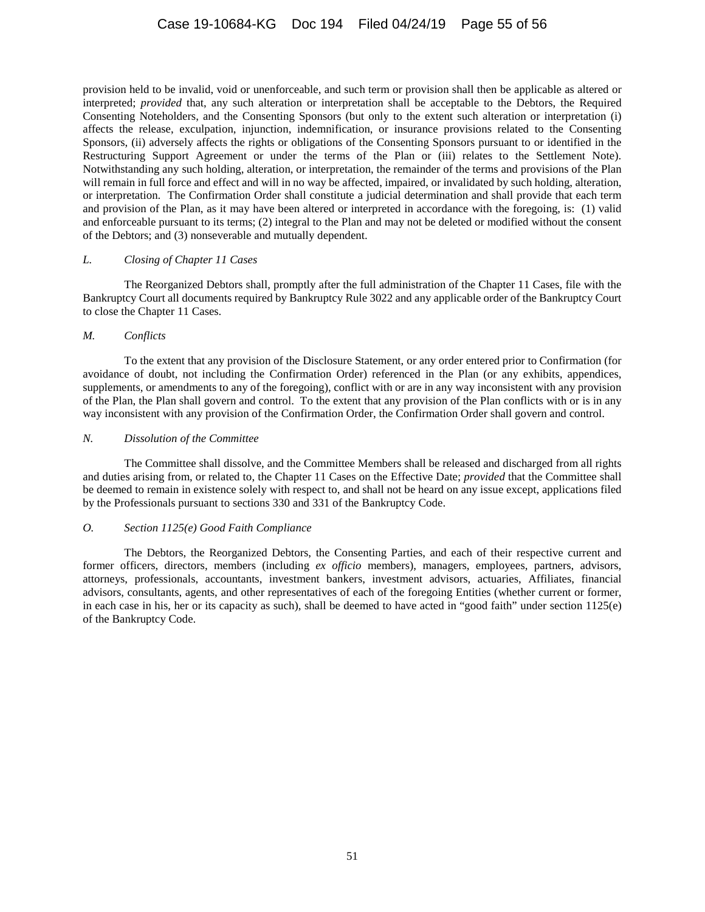provision held to be invalid, void or unenforceable, and such term or provision shall then be applicable as altered or interpreted; *provided* that, any such alteration or interpretation shall be acceptable to the Debtors, the Required Consenting Noteholders, and the Consenting Sponsors (but only to the extent such alteration or interpretation (i) affects the release, exculpation, injunction, indemnification, or insurance provisions related to the Consenting Sponsors, (ii) adversely affects the rights or obligations of the Consenting Sponsors pursuant to or identified in the Restructuring Support Agreement or under the terms of the Plan or (iii) relates to the Settlement Note). Notwithstanding any such holding, alteration, or interpretation, the remainder of the terms and provisions of the Plan will remain in full force and effect and will in no way be affected, impaired, or invalidated by such holding, alteration, or interpretation. The Confirmation Order shall constitute a judicial determination and shall provide that each term and provision of the Plan, as it may have been altered or interpreted in accordance with the foregoing, is: (1) valid and enforceable pursuant to its terms; (2) integral to the Plan and may not be deleted or modified without the consent of the Debtors; and (3) nonseverable and mutually dependent.

*L. Closing of Chapter 11 Cases*

The Reorganized Debtors shall, promptly after the full administration of the Chapter 11 Cases, file with the Bankruptcy Court all documents required by Bankruptcy Rule 3022 and any applicable order of the Bankruptcy Court to close the Chapter 11 Cases.

*M. Conflicts*

To the extent that any provision of the Disclosure Statement, or any order entered prior to Confirmation (for avoidance of doubt, not including the Confirmation Order) referenced in the Plan (or any exhibits, appendices, supplements, or amendments to any of the foregoing), conflict with or are in any way inconsistent with any provision of the Plan, the Plan shall govern and control. To the extent that any provision of the Plan conflicts with or is in any way inconsistent with any provision of the Confirmation Order, the Confirmation Order shall govern and control.

*N. Dissolution of the Committee*

The Committee shall dissolve, and the Committee Members shall be released and discharged from all rights and duties arising from, or related to, the Chapter 11 Cases on the Effective Date; *provided* that the Committee shall be deemed to remain in existence solely with respect to, and shall not be heard on any issue except, applications filed by the Professionals pursuant to sections 330 and 331 of the Bankruptcy Code.

*O. Section 1125(e) Good Faith Compliance*

The Debtors, the Reorganized Debtors, the Consenting Parties, and each of their respective current and former officers, directors, members (including *ex officio* members), managers, employees, partners, advisors, attorneys, professionals, accountants, investment bankers, investment advisors, actuaries, Affiliates, financial advisors, consultants, agents, and other representatives of each of the foregoing Entities (whether current or former, in each case in his, her or its capacity as such), shall be deemed to have acted in "good faith" under section 1125(e) of the Bankruptcy Code.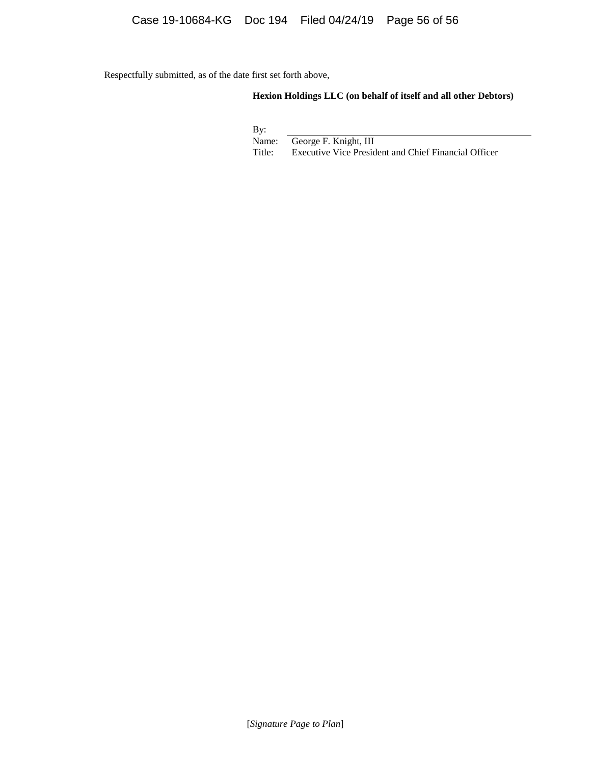Respectfully submitted, as of the date first set forth above,

**Hexion Holdings LLC (on behalf of itself and all other Debtors)**

By: \_\_\_\_\_\_\_\_\_\_\_\_\_\_\_\_\_\_\_\_\_\_\_\_\_\_\_\_\_\_\_\_\_\_\_\_\_\_\_\_

Name: George F. Knight, III

Title: Executive Vice President and Chief Financial Officer

[*Signature Page to Plan*]